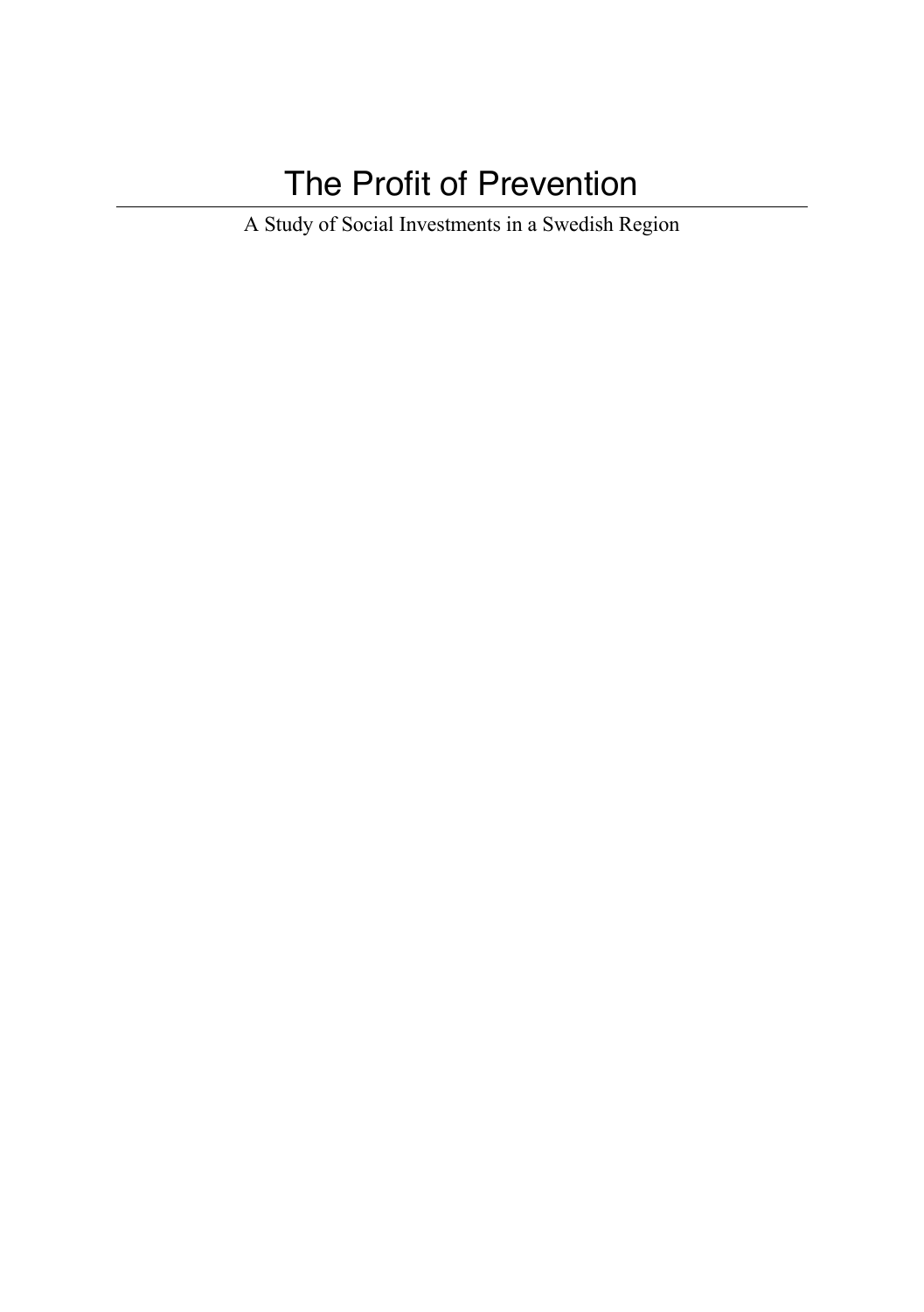# The Profit of Prevention

A Study of Social Investments in a Swedish Region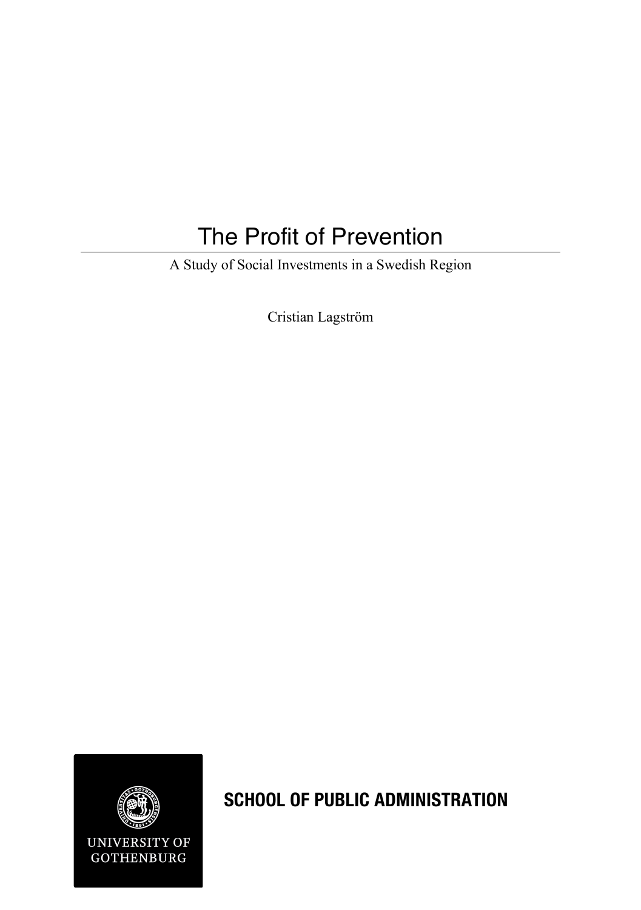# The Profit of Prevention

A Study of Social Investments in a Swedish Region

Cristian Lagström

UNIVERSITY OF GOTHENBURG

**SCHOOL OF PUBLIC ADMINISTRATION**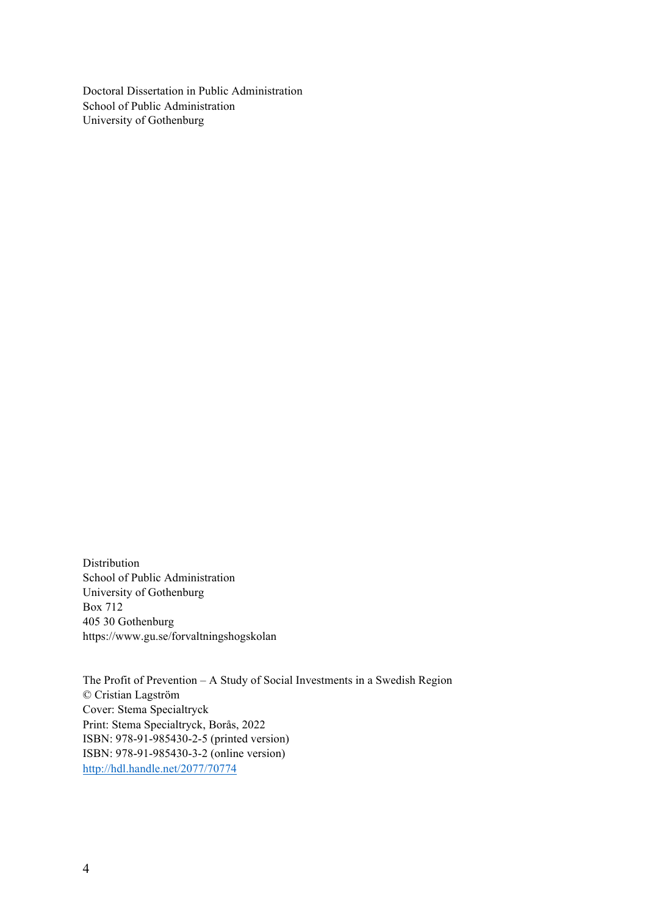Doctoral Dissertation in Public Administration
School of Public Administration
University of Gothenburg

Distribution
School of Public Administration
University of Gothenburg
Box 712
405 30 Gothenburg
https://www.gu.se/forvaltningshogskolan

The Profit of Prevention – A Study of Social Investments in a Swedish Region
© Cristian Lagström
Cover: Stema Specialtryck
Print: Stema Specialtryck, Borås, 2022
ISBN: 978-91-985430-2-5 (printed version)
ISBN: 978-91-985430-3-2 (online version)
http://hdl.handle.net/2077/70774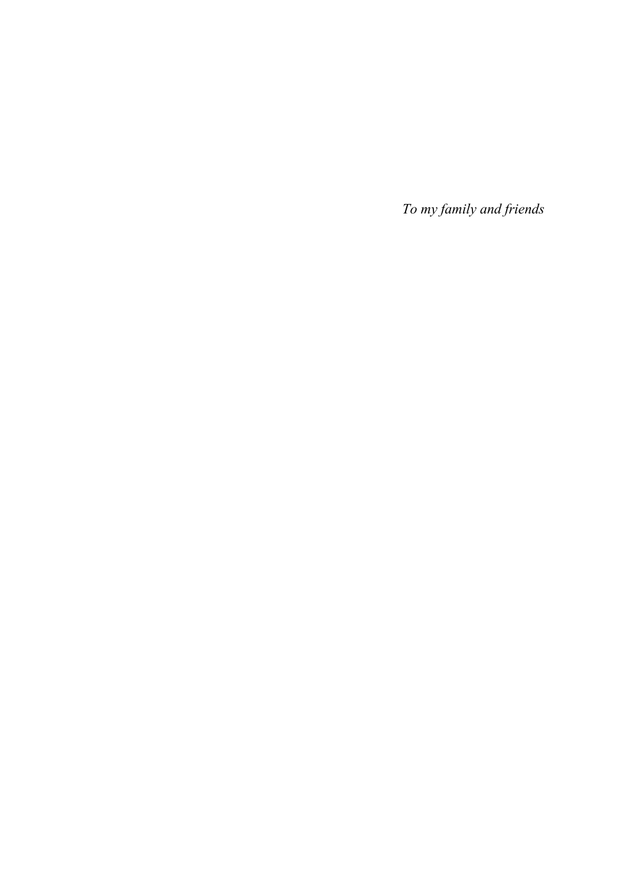*To my family and friends*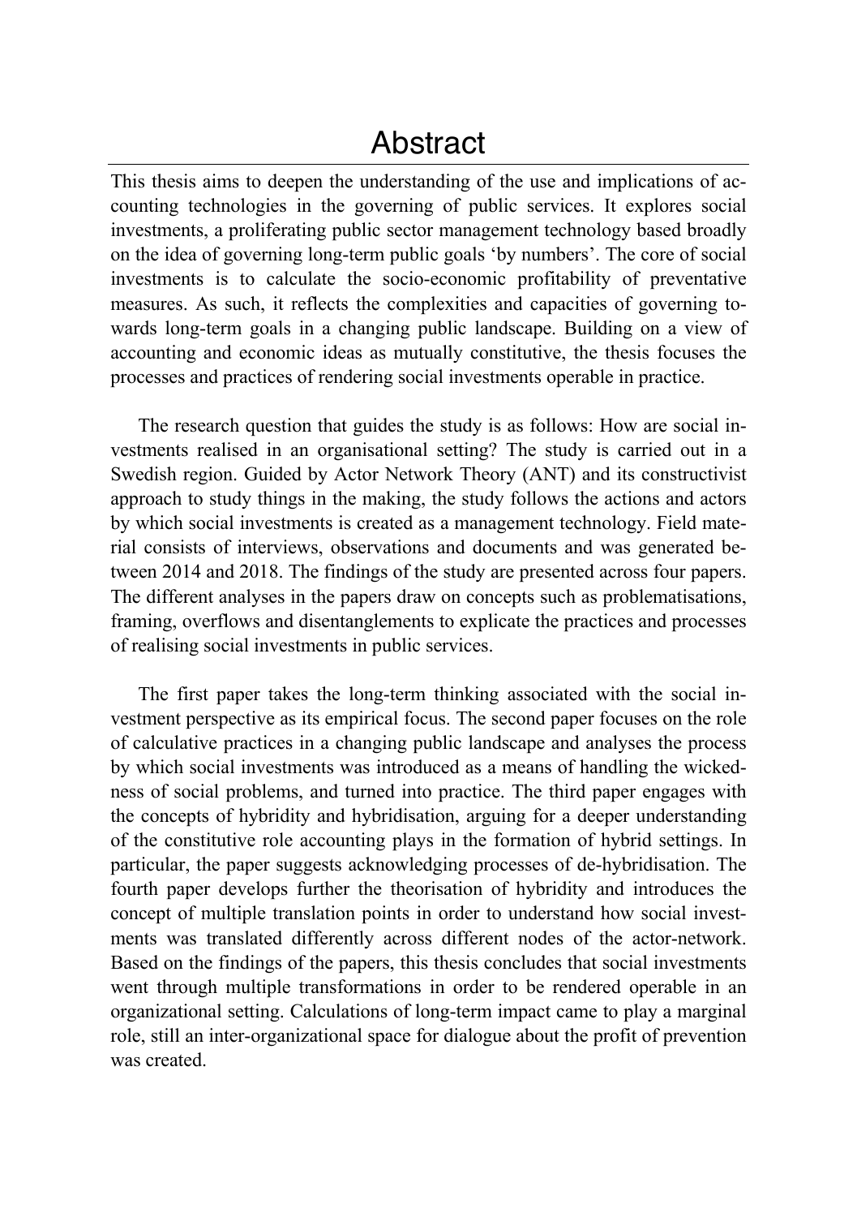# Abstract

This thesis aims to deepen the understanding of the use and implications of accounting technologies in the governing of public services. It explores social investments, a proliferating public sector management technology based broadly on the idea of governing long-term public goals 'by numbers'. The core of social investments is to calculate the socio-economic profitability of preventative measures. As such, it reflects the complexities and capacities of governing towards long-term goals in a changing public landscape. Building on a view of accounting and economic ideas as mutually constitutive, the thesis focuses the processes and practices of rendering social investments operable in practice.

The research question that guides the study is as follows: How are social investments realised in an organisational setting? The study is carried out in a Swedish region. Guided by Actor Network Theory (ANT) and its constructivist approach to study things in the making, the study follows the actions and actors by which social investments is created as a management technology. Field material consists of interviews, observations and documents and was generated between 2014 and 2018. The findings of the study are presented across four papers. The different analyses in the papers draw on concepts such as problematisations, framing, overflows and disentanglements to explicate the practices and processes of realising social investments in public services.

The first paper takes the long-term thinking associated with the social investment perspective as its empirical focus. The second paper focuses on the role of calculative practices in a changing public landscape and analyses the process by which social investments was introduced as a means of handling the wickedness of social problems, and turned into practice. The third paper engages with the concepts of hybridity and hybridisation, arguing for a deeper understanding of the constitutive role accounting plays in the formation of hybrid settings. In particular, the paper suggests acknowledging processes of de-hybridisation. The fourth paper develops further the theorisation of hybridity and introduces the concept of multiple translation points in order to understand how social investments was translated differently across different nodes of the actor-network. Based on the findings of the papers, this thesis concludes that social investments went through multiple transformations in order to be rendered operable in an organizational setting. Calculations of long-term impact came to play a marginal role, still an inter-organizational space for dialogue about the profit of prevention was created.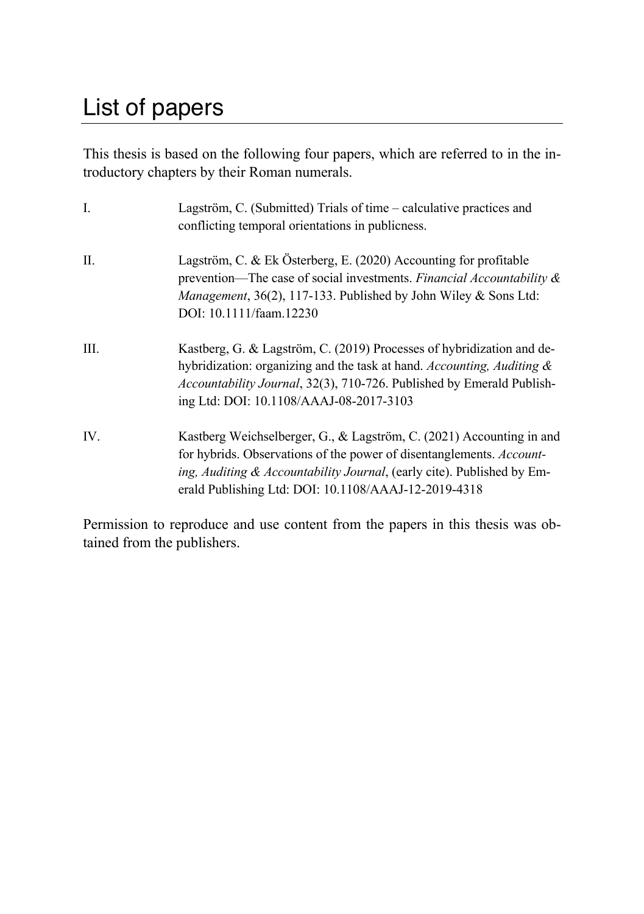# List of papers

This thesis is based on the following four papers, which are referred to in the introductory chapters by their Roman numerals.

I. Lagström, C. (Submitted) Trials of time – calculative practices and conflicting temporal orientations in publicness.

II. Lagström, C. & Ek Österberg, E. (2020) Accounting for profitable prevention—The case of social investments. *Financial Accountability & Management*, 36(2), 117-133. Published by John Wiley & Sons Ltd: DOI: 10.1111/faam.12230

III. Kastberg, G. & Lagström, C. (2019) Processes of hybridization and dehybridization: organizing and the task at hand. *Accounting, Auditing & Accountability Journal*, 32(3), 710-726. Published by Emerald Publishing Ltd: DOI: 10.1108/AAAJ-08-2017-3103

IV. Kastberg Weichselberger, G., & Lagström, C. (2021) Accounting in and for hybrids. Observations of the power of disentanglements. *Accounting, Auditing & Accountability Journal*, (early cite). Published by Emerald Publishing Ltd: DOI: 10.1108/AAAJ-12-2019-4318

Permission to reproduce and use content from the papers in this thesis was obtained from the publishers.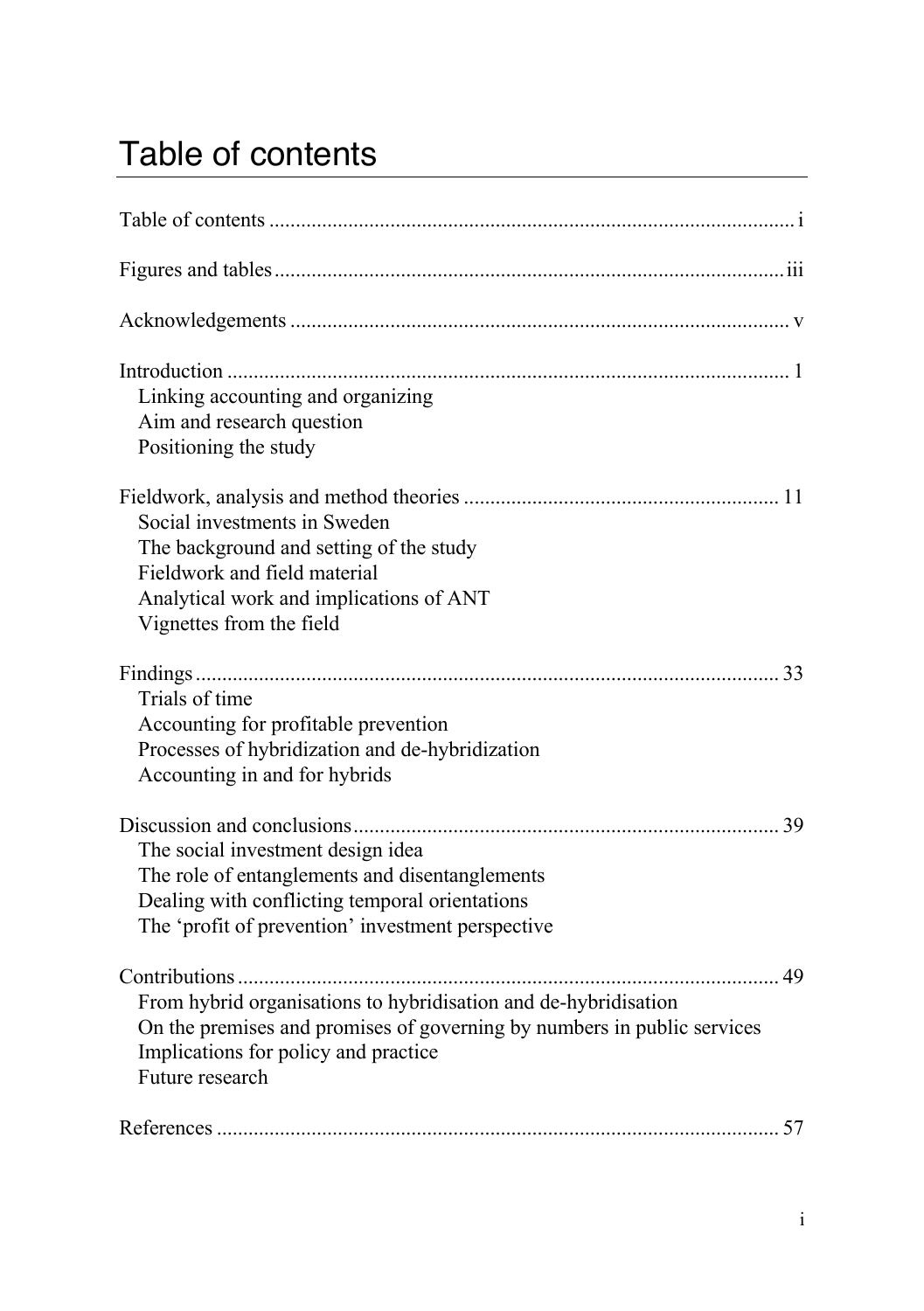# Table of contents

Table of contents ..................................................................................................... i

Figures and tables ..................................................................................................iii

Acknowledgements ................................................................................................ v

Introduction ........................................................................................................... 1
- Linking accounting and organizing
- Aim and research question
- Positioning the study

Fieldwork, analysis and method theories ............................................................ 11
- Social investments in Sweden
- The background and setting of the study
- Fieldwork and field material
- Analytical work and implications of ANT
- Vignettes from the field

Findings ............................................................................................................... 33
- Trials of time
- Accounting for profitable prevention
- Processes of hybridization and de-hybridization
- Accounting in and for hybrids

Discussion and conclusions ................................................................................. 39
- The social investment design idea
- The role of entanglements and disentanglements
- Dealing with conflicting temporal orientations
- The 'profit of prevention' investment perspective

Contributions ....................................................................................................... 49
- From hybrid organisations to hybridisation and de-hybridisation
- On the premises and promises of governing by numbers in public services
- Implications for policy and practice
- Future research

References ............................................................................................................ 57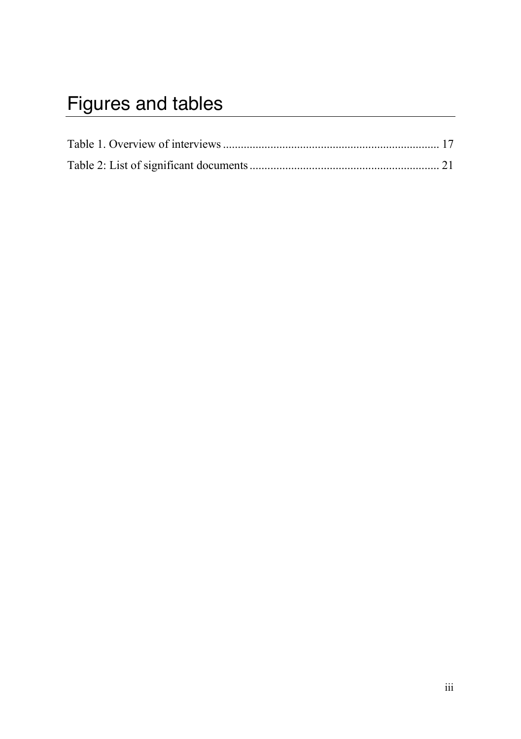# Figures and tables

Table 1. Overview of interviews ........................................................................ 17

Table 2: List of significant documents ............................................................... 21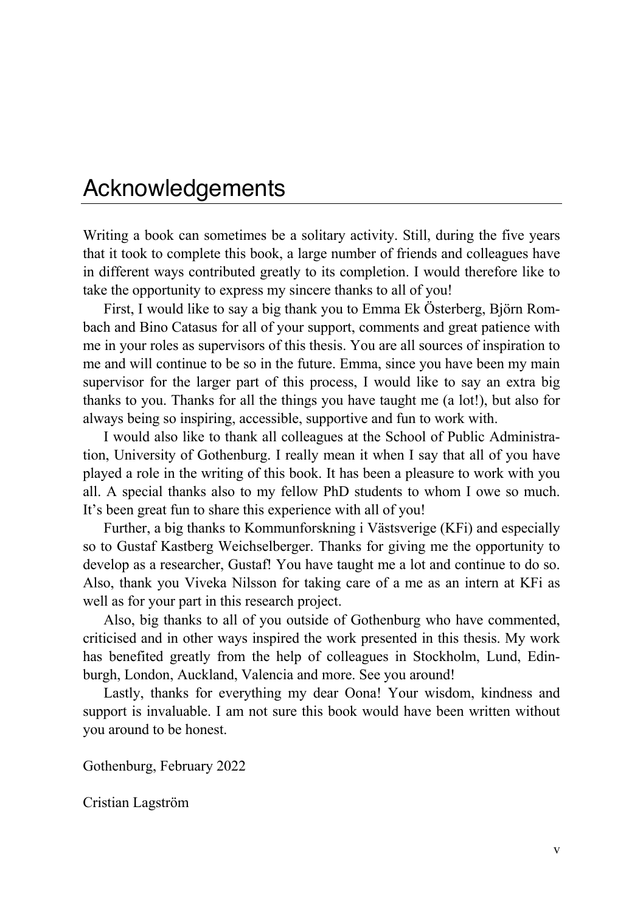# Acknowledgements

Writing a book can sometimes be a solitary activity. Still, during the five years that it took to complete this book, a large number of friends and colleagues have in different ways contributed greatly to its completion. I would therefore like to take the opportunity to express my sincere thanks to all of you!

First, I would like to say a big thank you to Emma Ek Österberg, Björn Rombach and Bino Catasus for all of your support, comments and great patience with me in your roles as supervisors of this thesis. You are all sources of inspiration to me and will continue to be so in the future. Emma, since you have been my main supervisor for the larger part of this process, I would like to say an extra big thanks to you. Thanks for all the things you have taught me (a lot!), but also for always being so inspiring, accessible, supportive and fun to work with.

I would also like to thank all colleagues at the School of Public Administration, University of Gothenburg. I really mean it when I say that all of you have played a role in the writing of this book. It has been a pleasure to work with you all. A special thanks also to my fellow PhD students to whom I owe so much. It's been great fun to share this experience with all of you!

Further, a big thanks to Kommunforskning i Västsverige (KFi) and especially so to Gustaf Kastberg Weichselberger. Thanks for giving me the opportunity to develop as a researcher, Gustaf! You have taught me a lot and continue to do so. Also, thank you Viveka Nilsson for taking care of a me as an intern at KFi as well as for your part in this research project.

Also, big thanks to all of you outside of Gothenburg who have commented, criticised and in other ways inspired the work presented in this thesis. My work has benefited greatly from the help of colleagues in Stockholm, Lund, Edinburgh, London, Auckland, Valencia and more. See you around!

Lastly, thanks for everything my dear Oona! Your wisdom, kindness and support is invaluable. I am not sure this book would have been written without you around to be honest.

Gothenburg, February 2022

Cristian Lagström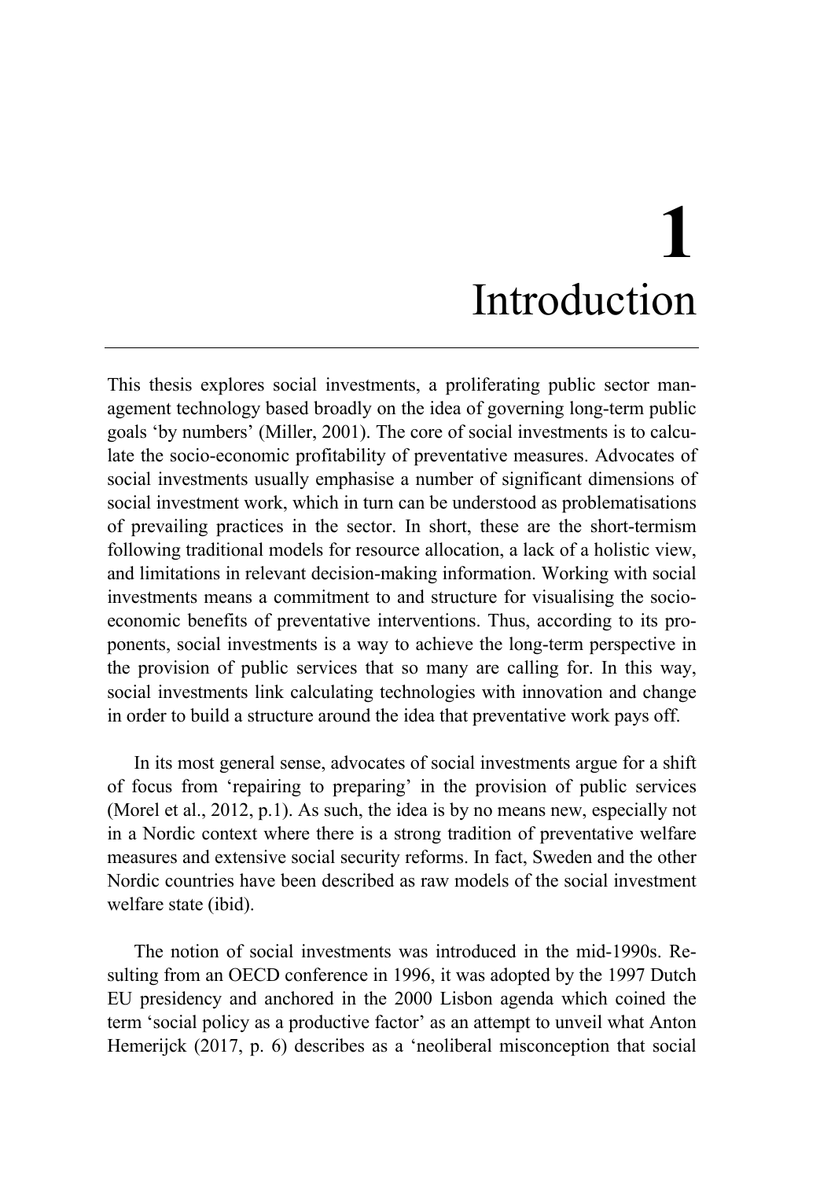# 1 Introduction

This thesis explores social investments, a proliferating public sector management technology based broadly on the idea of governing long-term public goals 'by numbers' (Miller, 2001). The core of social investments is to calculate the socio-economic profitability of preventative measures. Advocates of social investments usually emphasise a number of significant dimensions of social investment work, which in turn can be understood as problematisations of prevailing practices in the sector. In short, these are the short-termism following traditional models for resource allocation, a lack of a holistic view, and limitations in relevant decision-making information. Working with social investments means a commitment to and structure for visualising the socio-economic benefits of preventative interventions. Thus, according to its proponents, social investments is a way to achieve the long-term perspective in the provision of public services that so many are calling for. In this way, social investments link calculating technologies with innovation and change in order to build a structure around the idea that preventative work pays off.

In its most general sense, advocates of social investments argue for a shift of focus from 'repairing to preparing' in the provision of public services (Morel et al., 2012, p.1). As such, the idea is by no means new, especially not in a Nordic context where there is a strong tradition of preventative welfare measures and extensive social security reforms. In fact, Sweden and the other Nordic countries have been described as raw models of the social investment welfare state (ibid).

The notion of social investments was introduced in the mid-1990s. Resulting from an OECD conference in 1996, it was adopted by the 1997 Dutch EU presidency and anchored in the 2000 Lisbon agenda which coined the term 'social policy as a productive factor' as an attempt to unveil what Anton Hemerijck (2017, p. 6) describes as a 'neoliberal misconception that social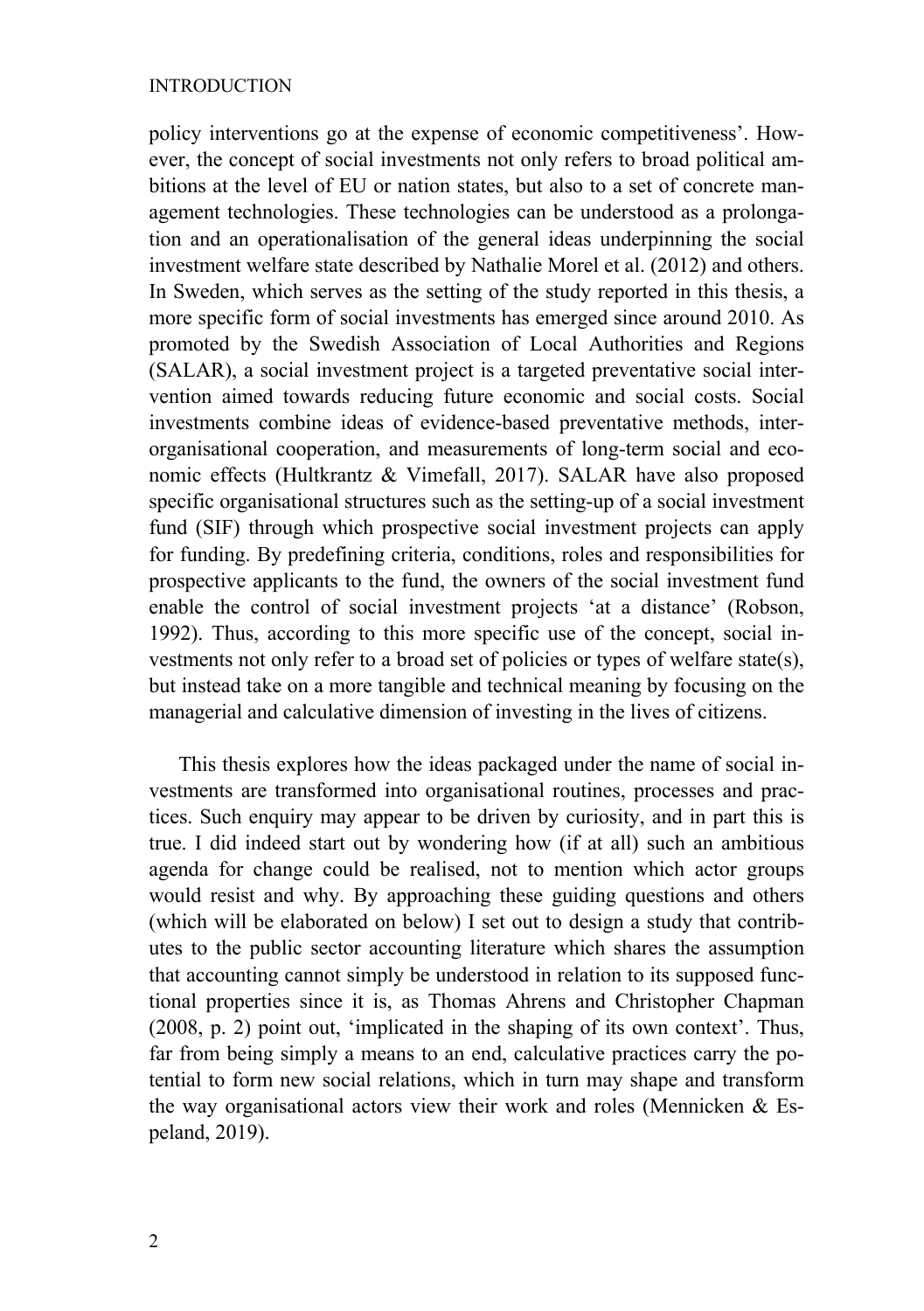policy interventions go at the expense of economic competitiveness'. However, the concept of social investments not only refers to broad political ambitions at the level of EU or nation states, but also to a set of concrete management technologies. These technologies can be understood as a prolongation and an operationalisation of the general ideas underpinning the social investment welfare state described by Nathalie Morel et al. (2012) and others. In Sweden, which serves as the setting of the study reported in this thesis, a more specific form of social investments has emerged since around 2010. As promoted by the Swedish Association of Local Authorities and Regions (SALAR), a social investment project is a targeted preventative social intervention aimed towards reducing future economic and social costs. Social investments combine ideas of evidence-based preventative methods, inter-organisational cooperation, and measurements of long-term social and economic effects (Hultkrantz & Vimefall, 2017). SALAR have also proposed specific organisational structures such as the setting-up of a social investment fund (SIF) through which prospective social investment projects can apply for funding. By predefining criteria, conditions, roles and responsibilities for prospective applicants to the fund, the owners of the social investment fund enable the control of social investment projects 'at a distance' (Robson, 1992). Thus, according to this more specific use of the concept, social investments not only refer to a broad set of policies or types of welfare state(s), but instead take on a more tangible and technical meaning by focusing on the managerial and calculative dimension of investing in the lives of citizens.

This thesis explores how the ideas packaged under the name of social investments are transformed into organisational routines, processes and practices. Such enquiry may appear to be driven by curiosity, and in part this is true. I did indeed start out by wondering how (if at all) such an ambitious agenda for change could be realised, not to mention which actor groups would resist and why. By approaching these guiding questions and others (which will be elaborated on below) I set out to design a study that contributes to the public sector accounting literature which shares the assumption that accounting cannot simply be understood in relation to its supposed functional properties since it is, as Thomas Ahrens and Christopher Chapman (2008, p. 2) point out, 'implicated in the shaping of its own context'. Thus, far from being simply a means to an end, calculative practices carry the potential to form new social relations, which in turn may shape and transform the way organisational actors view their work and roles (Mennicken & Espeland, 2019).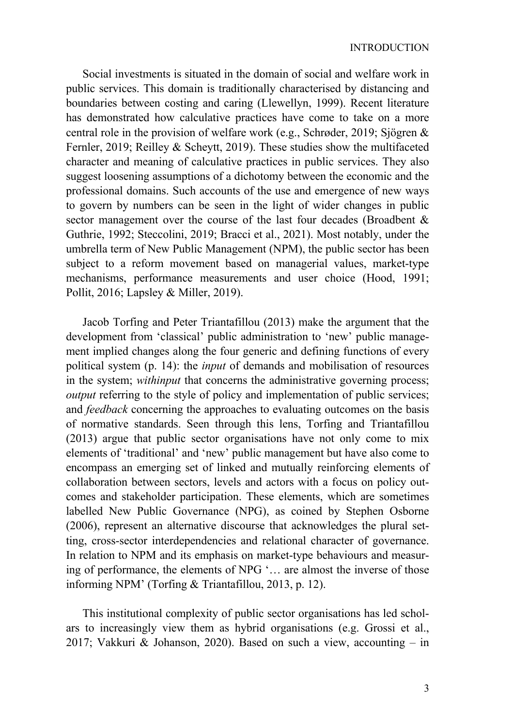Social investments is situated in the domain of social and welfare work in public services. This domain is traditionally characterised by distancing and boundaries between costing and caring (Llewellyn, 1999). Recent literature has demonstrated how calculative practices have come to take on a more central role in the provision of welfare work (e.g., Schrøder, 2019; Sjögren & Fernler, 2019; Reilley & Scheytt, 2019). These studies show the multifaceted character and meaning of calculative practices in public services. They also suggest loosening assumptions of a dichotomy between the economic and the professional domains. Such accounts of the use and emergence of new ways to govern by numbers can be seen in the light of wider changes in public sector management over the course of the last four decades (Broadbent & Guthrie, 1992; Steccolini, 2019; Bracci et al., 2021). Most notably, under the umbrella term of New Public Management (NPM), the public sector has been subject to a reform movement based on managerial values, market-type mechanisms, performance measurements and user choice (Hood, 1991; Pollit, 2016; Lapsley & Miller, 2019).

Jacob Torfing and Peter Triantafillou (2013) make the argument that the development from 'classical' public administration to 'new' public management implied changes along the four generic and defining functions of every political system (p. 14): the *input* of demands and mobilisation of resources in the system; *withinput* that concerns the administrative governing process; *output* referring to the style of policy and implementation of public services; and *feedback* concerning the approaches to evaluating outcomes on the basis of normative standards. Seen through this lens, Torfing and Triantafillou (2013) argue that public sector organisations have not only come to mix elements of 'traditional' and 'new' public management but have also come to encompass an emerging set of linked and mutually reinforcing elements of collaboration between sectors, levels and actors with a focus on policy outcomes and stakeholder participation. These elements, which are sometimes labelled New Public Governance (NPG), as coined by Stephen Osborne (2006), represent an alternative discourse that acknowledges the plural setting, cross-sector interdependencies and relational character of governance. In relation to NPM and its emphasis on market-type behaviours and measuring of performance, the elements of NPG '… are almost the inverse of those informing NPM' (Torfing & Triantafillou, 2013, p. 12).

This institutional complexity of public sector organisations has led scholars to increasingly view them as hybrid organisations (e.g. Grossi et al., 2017; Vakkuri & Johanson, 2020). Based on such a view, accounting – in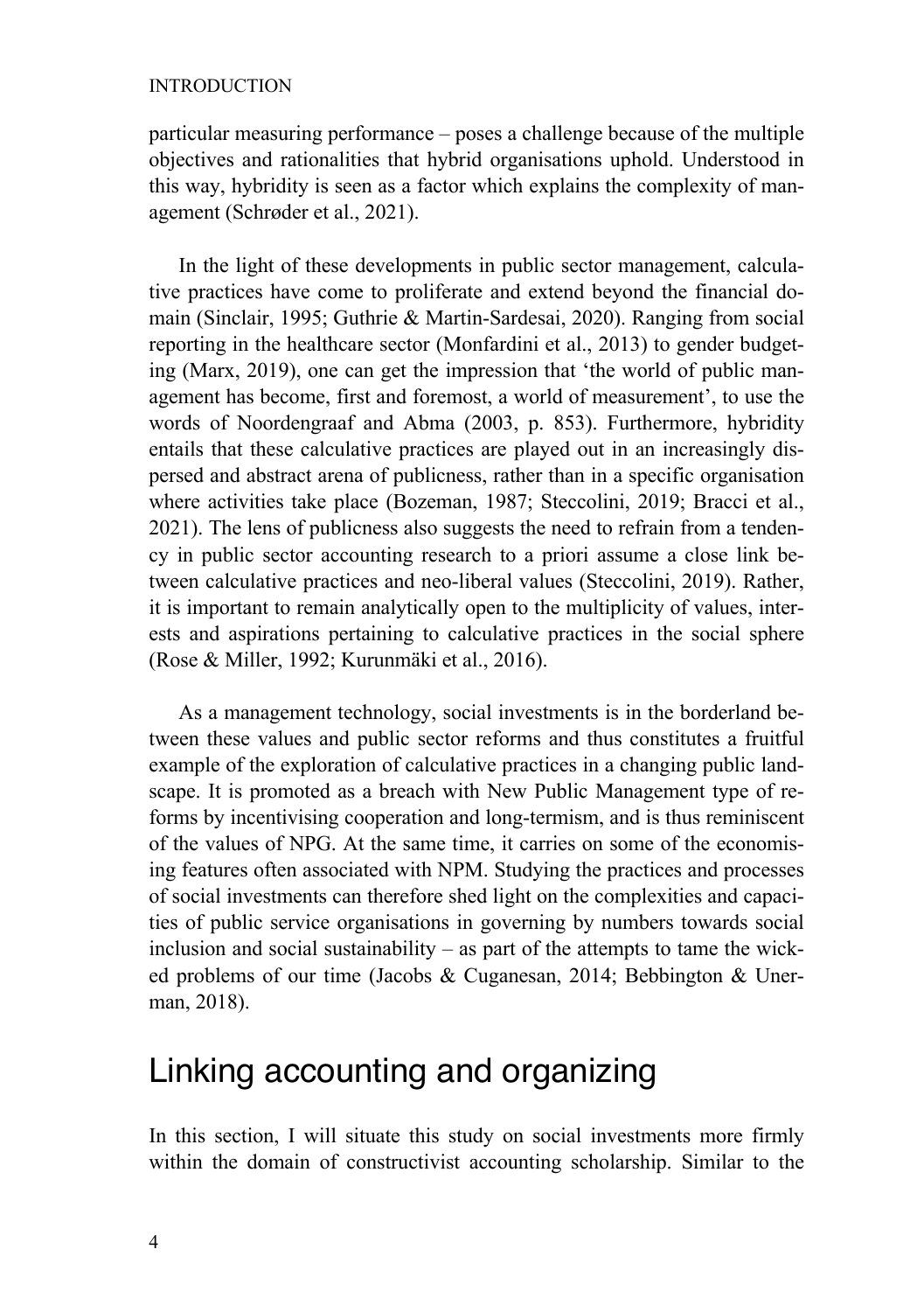particular measuring performance – poses a challenge because of the multiple objectives and rationalities that hybrid organisations uphold. Understood in this way, hybridity is seen as a factor which explains the complexity of management (Schrøder et al., 2021).

In the light of these developments in public sector management, calculative practices have come to proliferate and extend beyond the financial domain (Sinclair, 1995; Guthrie & Martin-Sardesai, 2020). Ranging from social reporting in the healthcare sector (Monfardini et al., 2013) to gender budgeting (Marx, 2019), one can get the impression that 'the world of public management has become, first and foremost, a world of measurement', to use the words of Noordengraaf and Abma (2003, p. 853). Furthermore, hybridity entails that these calculative practices are played out in an increasingly dispersed and abstract arena of publicness, rather than in a specific organisation where activities take place (Bozeman, 1987; Steccolini, 2019; Bracci et al., 2021). The lens of publicness also suggests the need to refrain from a tendency in public sector accounting research to a priori assume a close link between calculative practices and neo-liberal values (Steccolini, 2019). Rather, it is important to remain analytically open to the multiplicity of values, interests and aspirations pertaining to calculative practices in the social sphere (Rose & Miller, 1992; Kurunmäki et al., 2016).

As a management technology, social investments is in the borderland between these values and public sector reforms and thus constitutes a fruitful example of the exploration of calculative practices in a changing public landscape. It is promoted as a breach with New Public Management type of reforms by incentivising cooperation and long-termism, and is thus reminiscent of the values of NPG. At the same time, it carries on some of the economising features often associated with NPM. Studying the practices and processes of social investments can therefore shed light on the complexities and capacities of public service organisations in governing by numbers towards social inclusion and social sustainability – as part of the attempts to tame the wicked problems of our time (Jacobs & Cuganesan, 2014; Bebbington & Unerman, 2018).

## Linking accounting and organizing

In this section, I will situate this study on social investments more firmly within the domain of constructivist accounting scholarship. Similar to the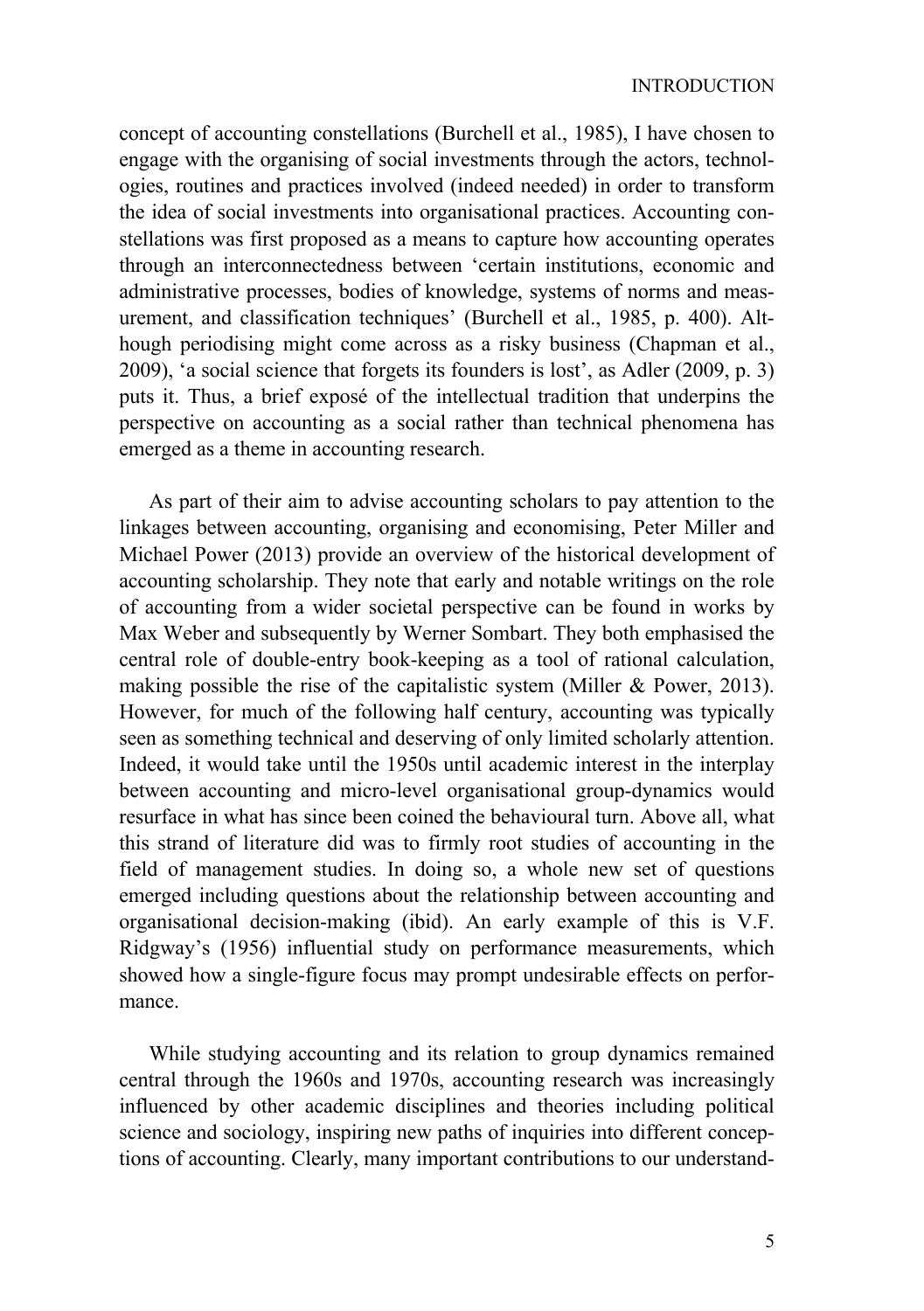concept of accounting constellations (Burchell et al., 1985), I have chosen to engage with the organising of social investments through the actors, technologies, routines and practices involved (indeed needed) in order to transform the idea of social investments into organisational practices. Accounting constellations was first proposed as a means to capture how accounting operates through an interconnectedness between 'certain institutions, economic and administrative processes, bodies of knowledge, systems of norms and measurement, and classification techniques' (Burchell et al., 1985, p. 400). Although periodising might come across as a risky business (Chapman et al., 2009), 'a social science that forgets its founders is lost', as Adler (2009, p. 3) puts it. Thus, a brief exposé of the intellectual tradition that underpins the perspective on accounting as a social rather than technical phenomena has emerged as a theme in accounting research.

As part of their aim to advise accounting scholars to pay attention to the linkages between accounting, organising and economising, Peter Miller and Michael Power (2013) provide an overview of the historical development of accounting scholarship. They note that early and notable writings on the role of accounting from a wider societal perspective can be found in works by Max Weber and subsequently by Werner Sombart. They both emphasised the central role of double-entry book-keeping as a tool of rational calculation, making possible the rise of the capitalistic system (Miller & Power, 2013). However, for much of the following half century, accounting was typically seen as something technical and deserving of only limited scholarly attention. Indeed, it would take until the 1950s until academic interest in the interplay between accounting and micro-level organisational group-dynamics would resurface in what has since been coined the behavioural turn. Above all, what this strand of literature did was to firmly root studies of accounting in the field of management studies. In doing so, a whole new set of questions emerged including questions about the relationship between accounting and organisational decision-making (ibid). An early example of this is V.F. Ridgway's (1956) influential study on performance measurements, which showed how a single-figure focus may prompt undesirable effects on performance.

While studying accounting and its relation to group dynamics remained central through the 1960s and 1970s, accounting research was increasingly influenced by other academic disciplines and theories including political science and sociology, inspiring new paths of inquiries into different conceptions of accounting. Clearly, many important contributions to our understand-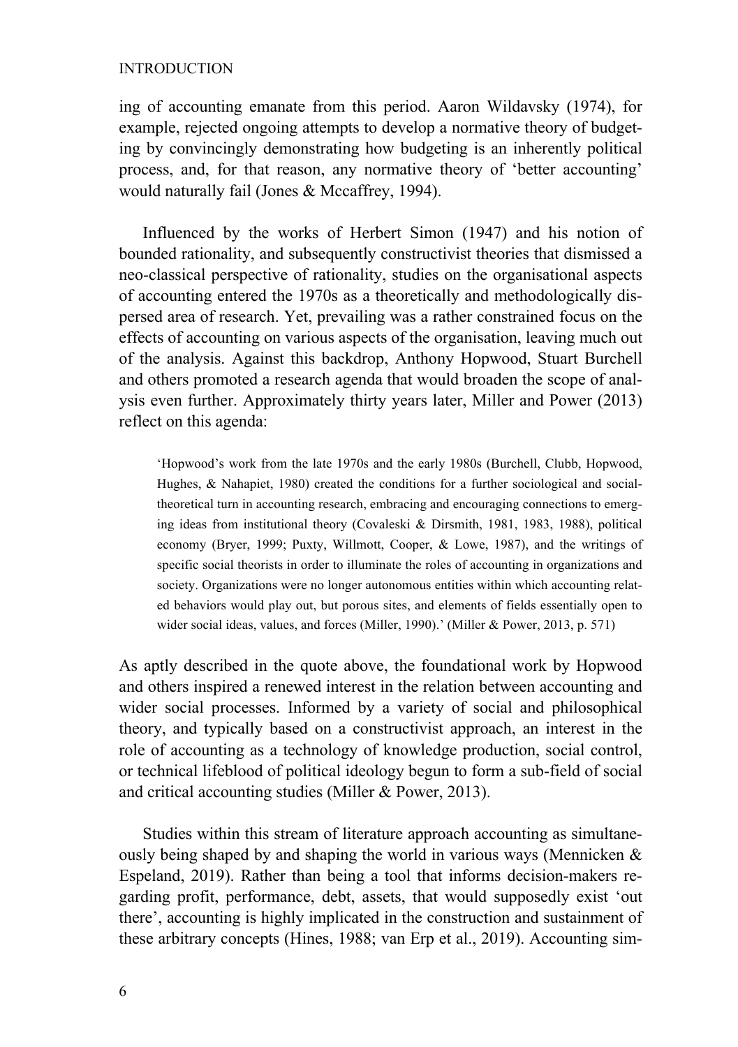ing of accounting emanate from this period. Aaron Wildavsky (1974), for example, rejected ongoing attempts to develop a normative theory of budgeting by convincingly demonstrating how budgeting is an inherently political process, and, for that reason, any normative theory of 'better accounting' would naturally fail (Jones & Mccaffrey, 1994).

Influenced by the works of Herbert Simon (1947) and his notion of bounded rationality, and subsequently constructivist theories that dismissed a neo-classical perspective of rationality, studies on the organisational aspects of accounting entered the 1970s as a theoretically and methodologically dispersed area of research. Yet, prevailing was a rather constrained focus on the effects of accounting on various aspects of the organisation, leaving much out of the analysis. Against this backdrop, Anthony Hopwood, Stuart Burchell and others promoted a research agenda that would broaden the scope of analysis even further. Approximately thirty years later, Miller and Power (2013) reflect on this agenda:

> 'Hopwood's work from the late 1970s and the early 1980s (Burchell, Clubb, Hopwood, Hughes, & Nahapiet, 1980) created the conditions for a further sociological and social-theoretical turn in accounting research, embracing and encouraging connections to emerging ideas from institutional theory (Covaleski & Dirsmith, 1981, 1983, 1988), political economy (Bryer, 1999; Puxty, Willmott, Cooper, & Lowe, 1987), and the writings of specific social theorists in order to illuminate the roles of accounting in organizations and society. Organizations were no longer autonomous entities within which accounting related behaviors would play out, but porous sites, and elements of fields essentially open to wider social ideas, values, and forces (Miller, 1990).' (Miller & Power, 2013, p. 571)

As aptly described in the quote above, the foundational work by Hopwood and others inspired a renewed interest in the relation between accounting and wider social processes. Informed by a variety of social and philosophical theory, and typically based on a constructivist approach, an interest in the role of accounting as a technology of knowledge production, social control, or technical lifeblood of political ideology begun to form a sub-field of social and critical accounting studies (Miller & Power, 2013).

Studies within this stream of literature approach accounting as simultaneously being shaped by and shaping the world in various ways (Mennicken & Espeland, 2019). Rather than being a tool that informs decision-makers regarding profit, performance, debt, assets, that would supposedly exist 'out there', accounting is highly implicated in the construction and sustainment of these arbitrary concepts (Hines, 1988; van Erp et al., 2019). Accounting sim-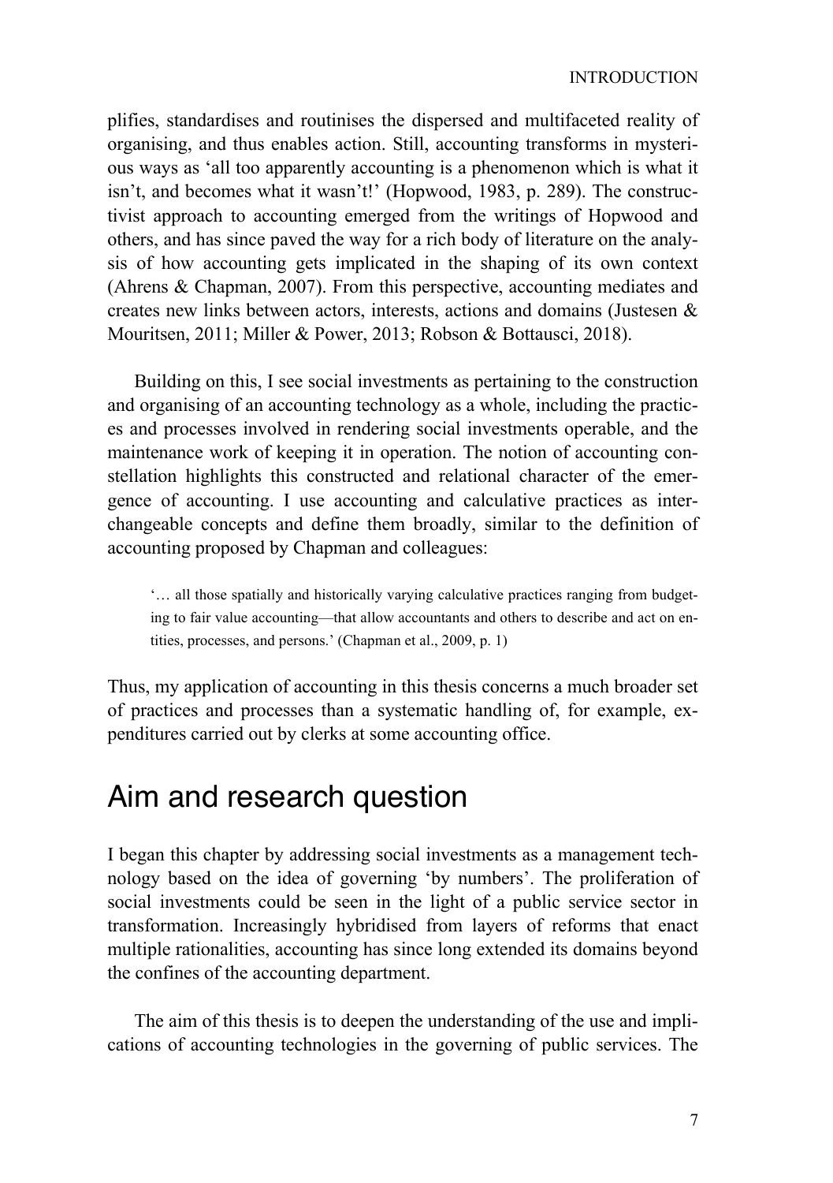plifies, standardises and routinises the dispersed and multifaceted reality of organising, and thus enables action. Still, accounting transforms in mysterious ways as 'all too apparently accounting is a phenomenon which is what it isn't, and becomes what it wasn't!' (Hopwood, 1983, p. 289). The constructivist approach to accounting emerged from the writings of Hopwood and others, and has since paved the way for a rich body of literature on the analysis of how accounting gets implicated in the shaping of its own context (Ahrens & Chapman, 2007). From this perspective, accounting mediates and creates new links between actors, interests, actions and domains (Justesen & Mouritsen, 2011; Miller & Power, 2013; Robson & Bottausci, 2018).

Building on this, I see social investments as pertaining to the construction and organising of an accounting technology as a whole, including the practices and processes involved in rendering social investments operable, and the maintenance work of keeping it in operation. The notion of accounting constellation highlights this constructed and relational character of the emergence of accounting. I use accounting and calculative practices as interchangeable concepts and define them broadly, similar to the definition of accounting proposed by Chapman and colleagues:

> '… all those spatially and historically varying calculative practices ranging from budgeting to fair value accounting—that allow accountants and others to describe and act on entities, processes, and persons.' (Chapman et al., 2009, p. 1)

Thus, my application of accounting in this thesis concerns a much broader set of practices and processes than a systematic handling of, for example, expenditures carried out by clerks at some accounting office.

# Aim and research question

I began this chapter by addressing social investments as a management technology based on the idea of governing 'by numbers'. The proliferation of social investments could be seen in the light of a public service sector in transformation. Increasingly hybridised from layers of reforms that enact multiple rationalities, accounting has since long extended its domains beyond the confines of the accounting department.

The aim of this thesis is to deepen the understanding of the use and implications of accounting technologies in the governing of public services. The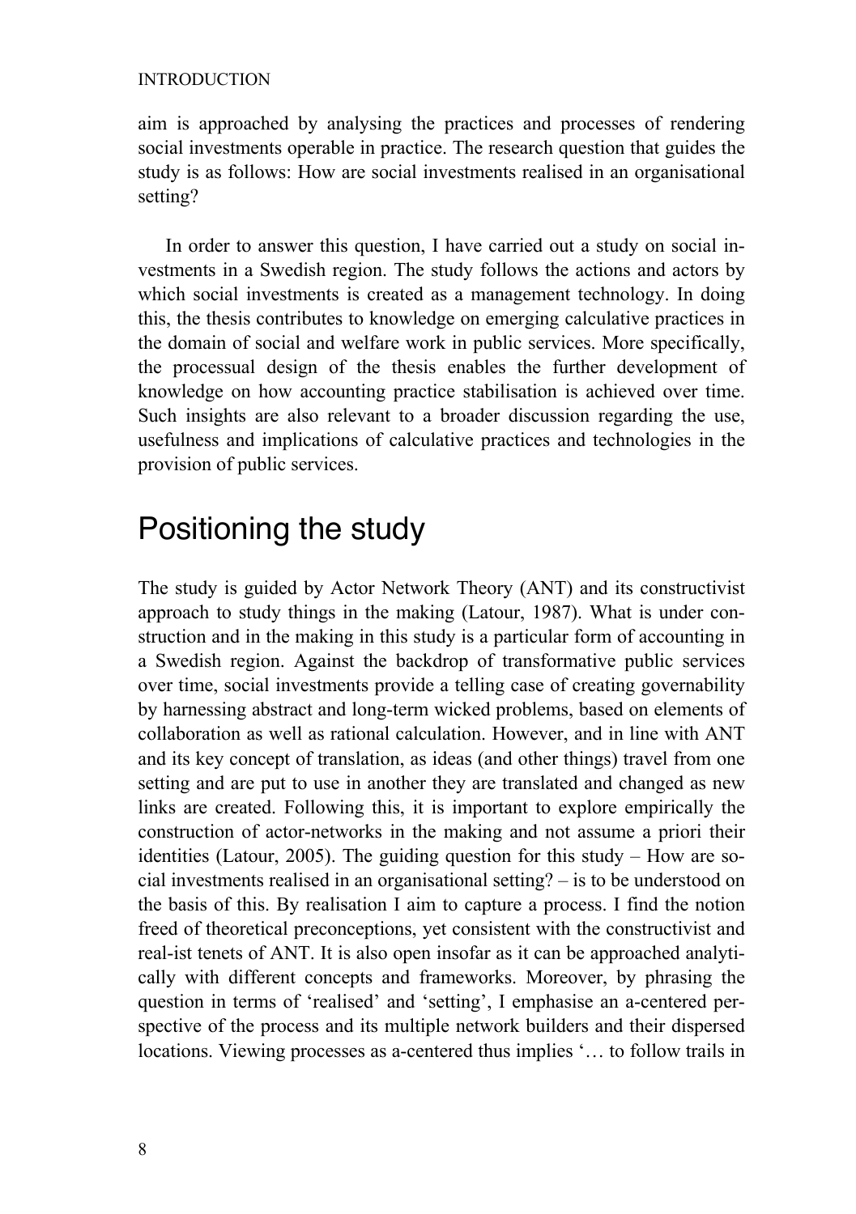aim is approached by analysing the practices and processes of rendering social investments operable in practice. The research question that guides the study is as follows: How are social investments realised in an organisational setting?

In order to answer this question, I have carried out a study on social investments in a Swedish region. The study follows the actions and actors by which social investments is created as a management technology. In doing this, the thesis contributes to knowledge on emerging calculative practices in the domain of social and welfare work in public services. More specifically, the processual design of the thesis enables the further development of knowledge on how accounting practice stabilisation is achieved over time. Such insights are also relevant to a broader discussion regarding the use, usefulness and implications of calculative practices and technologies in the provision of public services.

## Positioning the study

The study is guided by Actor Network Theory (ANT) and its constructivist approach to study things in the making (Latour, 1987). What is under construction and in the making in this study is a particular form of accounting in a Swedish region. Against the backdrop of transformative public services over time, social investments provide a telling case of creating governability by harnessing abstract and long-term wicked problems, based on elements of collaboration as well as rational calculation. However, and in line with ANT and its key concept of translation, as ideas (and other things) travel from one setting and are put to use in another they are translated and changed as new links are created. Following this, it is important to explore empirically the construction of actor-networks in the making and not assume a priori their identities (Latour, 2005). The guiding question for this study – How are social investments realised in an organisational setting? – is to be understood on the basis of this. By realisation I aim to capture a process. I find the notion freed of theoretical preconceptions, yet consistent with the constructivist and real-ist tenets of ANT. It is also open insofar as it can be approached analytically with different concepts and frameworks. Moreover, by phrasing the question in terms of 'realised' and 'setting', I emphasise an a-centered perspective of the process and its multiple network builders and their dispersed locations. Viewing processes as a-centered thus implies '… to follow trails in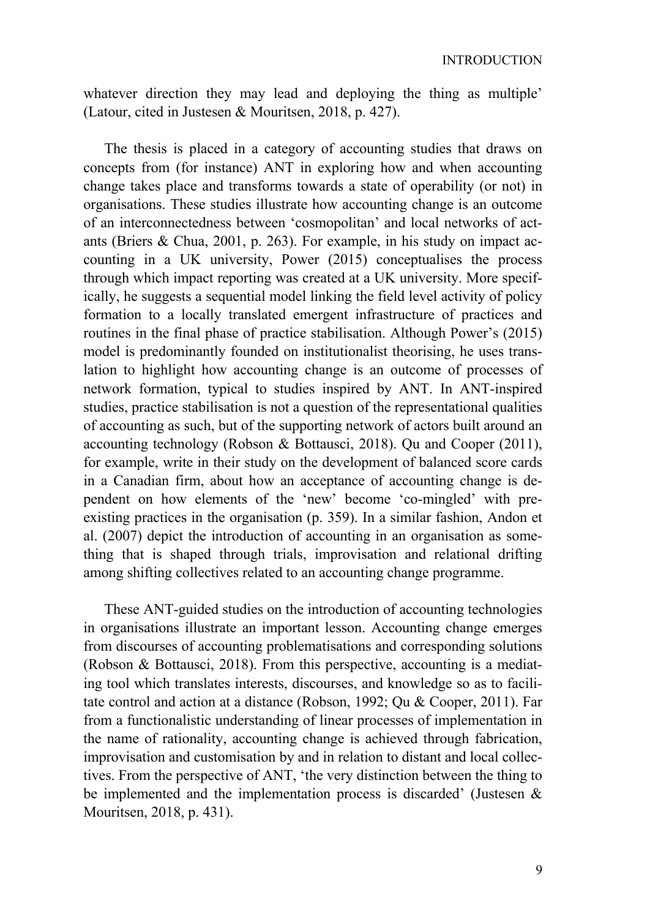whatever direction they may lead and deploying the thing as multiple' (Latour, cited in Justesen & Mouritsen, 2018, p. 427).

The thesis is placed in a category of accounting studies that draws on concepts from (for instance) ANT in exploring how and when accounting change takes place and transforms towards a state of operability (or not) in organisations. These studies illustrate how accounting change is an outcome of an interconnectedness between 'cosmopolitan' and local networks of actants (Briers & Chua, 2001, p. 263). For example, in his study on impact accounting in a UK university, Power (2015) conceptualises the process through which impact reporting was created at a UK university. More specifically, he suggests a sequential model linking the field level activity of policy formation to a locally translated emergent infrastructure of practices and routines in the final phase of practice stabilisation. Although Power's (2015) model is predominantly founded on institutionalist theorising, he uses translation to highlight how accounting change is an outcome of processes of network formation, typical to studies inspired by ANT. In ANT-inspired studies, practice stabilisation is not a question of the representational qualities of accounting as such, but of the supporting network of actors built around an accounting technology (Robson & Bottausci, 2018). Qu and Cooper (2011), for example, write in their study on the development of balanced score cards in a Canadian firm, about how an acceptance of accounting change is dependent on how elements of the 'new' become 'co-mingled' with pre-existing practices in the organisation (p. 359). In a similar fashion, Andon et al. (2007) depict the introduction of accounting in an organisation as something that is shaped through trials, improvisation and relational drifting among shifting collectives related to an accounting change programme.

These ANT-guided studies on the introduction of accounting technologies in organisations illustrate an important lesson. Accounting change emerges from discourses of accounting problematisations and corresponding solutions (Robson & Bottausci, 2018). From this perspective, accounting is a mediating tool which translates interests, discourses, and knowledge so as to facilitate control and action at a distance (Robson, 1992; Qu & Cooper, 2011). Far from a functionalistic understanding of linear processes of implementation in the name of rationality, accounting change is achieved through fabrication, improvisation and customisation by and in relation to distant and local collectives. From the perspective of ANT, 'the very distinction between the thing to be implemented and the implementation process is discarded' (Justesen & Mouritsen, 2018, p. 431).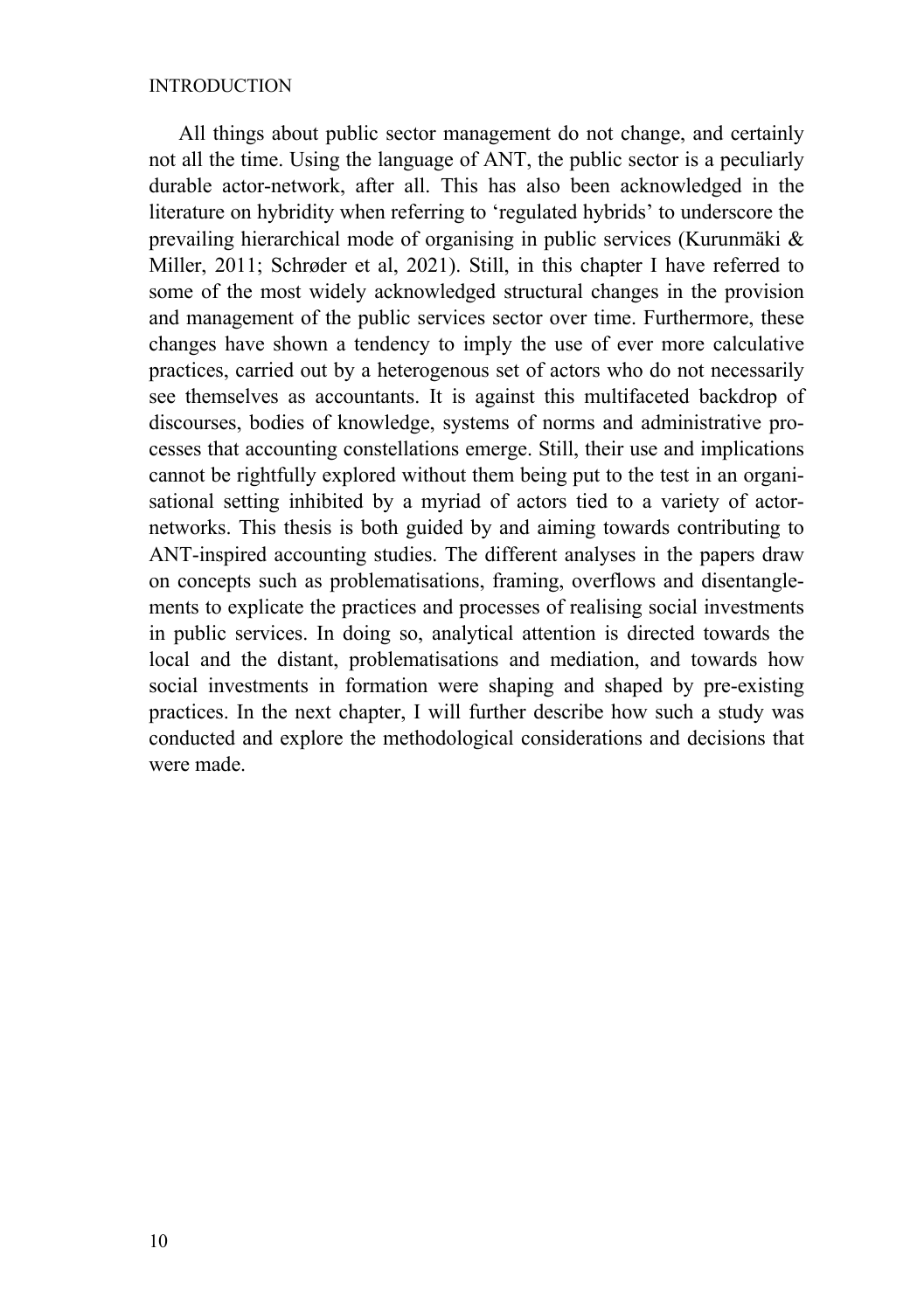All things about public sector management do not change, and certainly not all the time. Using the language of ANT, the public sector is a peculiarly durable actor-network, after all. This has also been acknowledged in the literature on hybridity when referring to 'regulated hybrids' to underscore the prevailing hierarchical mode of organising in public services (Kurunmäki & Miller, 2011; Schrøder et al, 2021). Still, in this chapter I have referred to some of the most widely acknowledged structural changes in the provision and management of the public services sector over time. Furthermore, these changes have shown a tendency to imply the use of ever more calculative practices, carried out by a heterogenous set of actors who do not necessarily see themselves as accountants. It is against this multifaceted backdrop of discourses, bodies of knowledge, systems of norms and administrative processes that accounting constellations emerge. Still, their use and implications cannot be rightfully explored without them being put to the test in an organisational setting inhibited by a myriad of actors tied to a variety of actor-networks. This thesis is both guided by and aiming towards contributing to ANT-inspired accounting studies. The different analyses in the papers draw on concepts such as problematisations, framing, overflows and disentanglements to explicate the practices and processes of realising social investments in public services. In doing so, analytical attention is directed towards the local and the distant, problematisations and mediation, and towards how social investments in formation were shaping and shaped by pre-existing practices. In the next chapter, I will further describe how such a study was conducted and explore the methodological considerations and decisions that were made.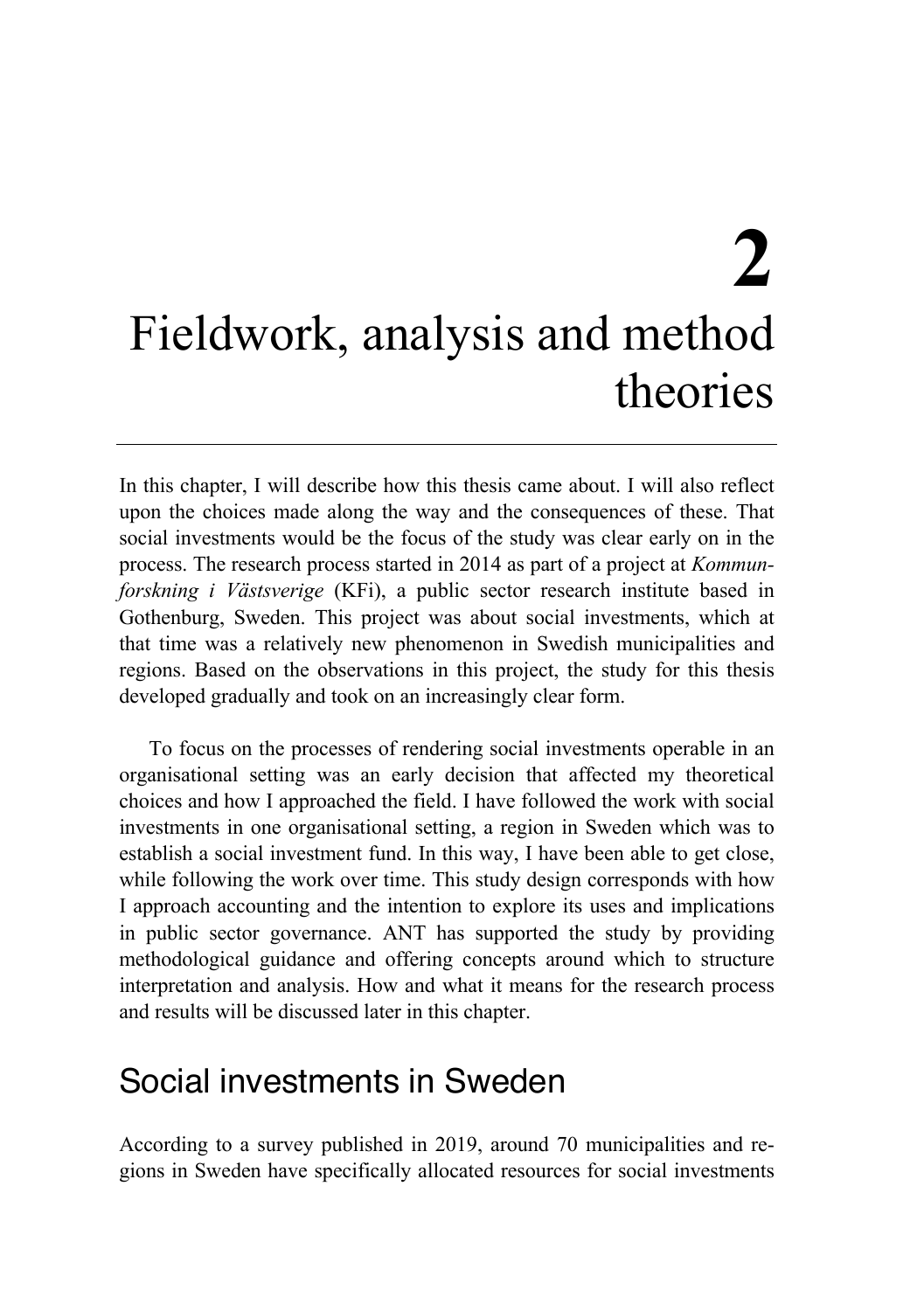# 2 Fieldwork, analysis and method theories

In this chapter, I will describe how this thesis came about. I will also reflect upon the choices made along the way and the consequences of these. That social investments would be the focus of the study was clear early on in the process. The research process started in 2014 as part of a project at *Kommunforskning i Västsverige* (KFi), a public sector research institute based in Gothenburg, Sweden. This project was about social investments, which at that time was a relatively new phenomenon in Swedish municipalities and regions. Based on the observations in this project, the study for this thesis developed gradually and took on an increasingly clear form.

To focus on the processes of rendering social investments operable in an organisational setting was an early decision that affected my theoretical choices and how I approached the field. I have followed the work with social investments in one organisational setting, a region in Sweden which was to establish a social investment fund. In this way, I have been able to get close, while following the work over time. This study design corresponds with how I approach accounting and the intention to explore its uses and implications in public sector governance. ANT has supported the study by providing methodological guidance and offering concepts around which to structure interpretation and analysis. How and what it means for the research process and results will be discussed later in this chapter.

## Social investments in Sweden

According to a survey published in 2019, around 70 municipalities and regions in Sweden have specifically allocated resources for social investments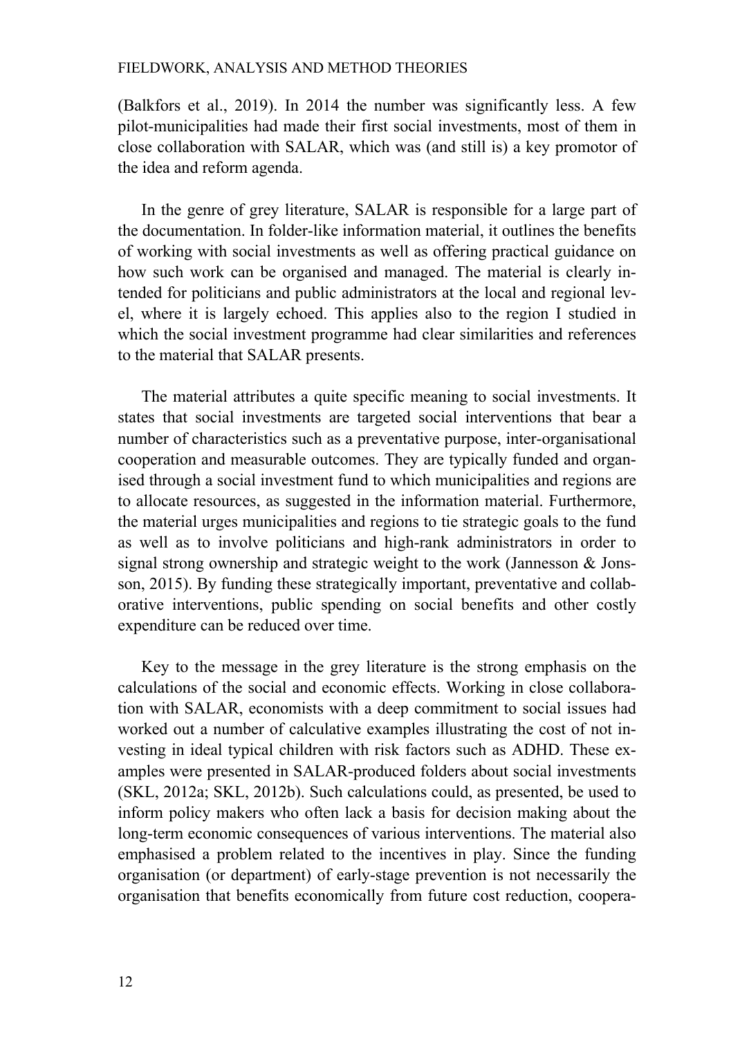(Balkfors et al., 2019). In 2014 the number was significantly less. A few pilot-municipalities had made their first social investments, most of them in close collaboration with SALAR, which was (and still is) a key promotor of the idea and reform agenda.

In the genre of grey literature, SALAR is responsible for a large part of the documentation. In folder-like information material, it outlines the benefits of working with social investments as well as offering practical guidance on how such work can be organised and managed. The material is clearly intended for politicians and public administrators at the local and regional level, where it is largely echoed. This applies also to the region I studied in which the social investment programme had clear similarities and references to the material that SALAR presents.

The material attributes a quite specific meaning to social investments. It states that social investments are targeted social interventions that bear a number of characteristics such as a preventative purpose, inter-organisational cooperation and measurable outcomes. They are typically funded and organised through a social investment fund to which municipalities and regions are to allocate resources, as suggested in the information material. Furthermore, the material urges municipalities and regions to tie strategic goals to the fund as well as to involve politicians and high-rank administrators in order to signal strong ownership and strategic weight to the work (Jannesson & Jonsson, 2015). By funding these strategically important, preventative and collaborative interventions, public spending on social benefits and other costly expenditure can be reduced over time.

Key to the message in the grey literature is the strong emphasis on the calculations of the social and economic effects. Working in close collaboration with SALAR, economists with a deep commitment to social issues had worked out a number of calculative examples illustrating the cost of not investing in ideal typical children with risk factors such as ADHD. These examples were presented in SALAR-produced folders about social investments (SKL, 2012a; SKL, 2012b). Such calculations could, as presented, be used to inform policy makers who often lack a basis for decision making about the long-term economic consequences of various interventions. The material also emphasised a problem related to the incentives in play. Since the funding organisation (or department) of early-stage prevention is not necessarily the organisation that benefits economically from future cost reduction, coopera-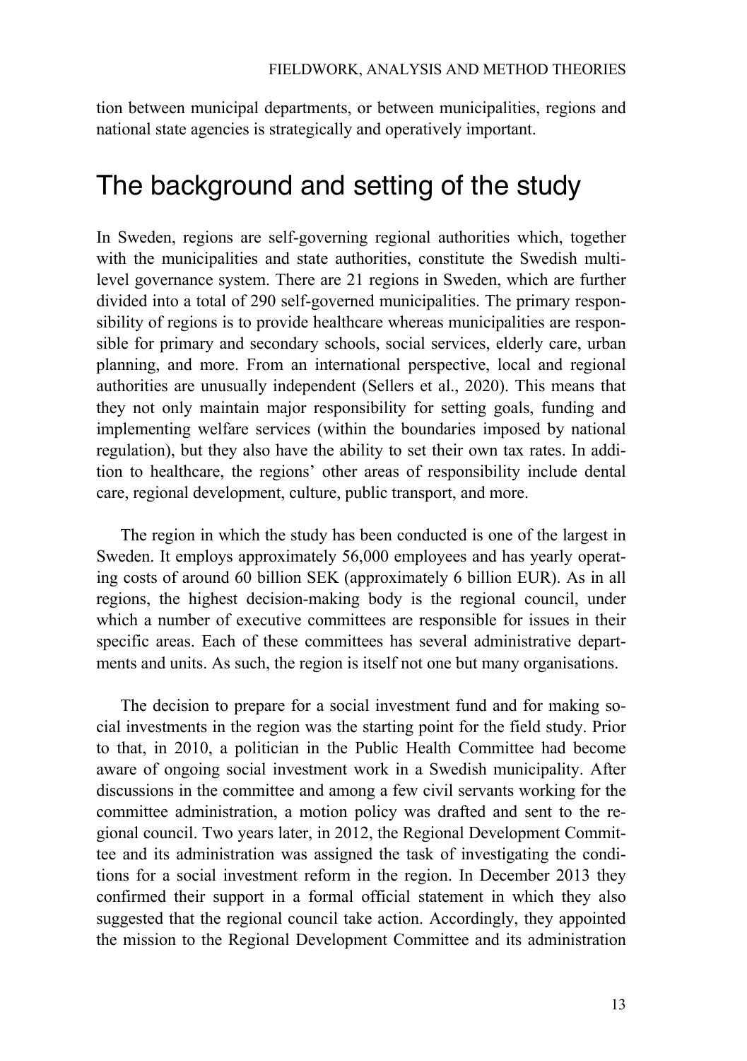tion between municipal departments, or between municipalities, regions and national state agencies is strategically and operatively important.

## The background and setting of the study

In Sweden, regions are self-governing regional authorities which, together with the municipalities and state authorities, constitute the Swedish multi-level governance system. There are 21 regions in Sweden, which are further divided into a total of 290 self-governed municipalities. The primary responsibility of regions is to provide healthcare whereas municipalities are responsible for primary and secondary schools, social services, elderly care, urban planning, and more. From an international perspective, local and regional authorities are unusually independent (Sellers et al., 2020). This means that they not only maintain major responsibility for setting goals, funding and implementing welfare services (within the boundaries imposed by national regulation), but they also have the ability to set their own tax rates. In addition to healthcare, the regions' other areas of responsibility include dental care, regional development, culture, public transport, and more.

The region in which the study has been conducted is one of the largest in Sweden. It employs approximately 56,000 employees and has yearly operating costs of around 60 billion SEK (approximately 6 billion EUR). As in all regions, the highest decision-making body is the regional council, under which a number of executive committees are responsible for issues in their specific areas. Each of these committees has several administrative departments and units. As such, the region is itself not one but many organisations.

The decision to prepare for a social investment fund and for making social investments in the region was the starting point for the field study. Prior to that, in 2010, a politician in the Public Health Committee had become aware of ongoing social investment work in a Swedish municipality. After discussions in the committee and among a few civil servants working for the committee administration, a motion policy was drafted and sent to the regional council. Two years later, in 2012, the Regional Development Committee and its administration was assigned the task of investigating the conditions for a social investment reform in the region. In December 2013 they confirmed their support in a formal official statement in which they also suggested that the regional council take action. Accordingly, they appointed the mission to the Regional Development Committee and its administration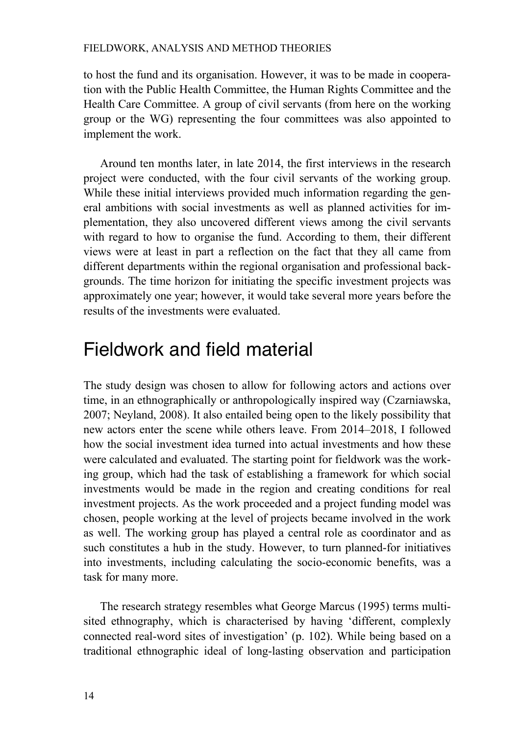to host the fund and its organisation. However, it was to be made in cooperation with the Public Health Committee, the Human Rights Committee and the Health Care Committee. A group of civil servants (from here on the working group or the WG) representing the four committees was also appointed to implement the work.

Around ten months later, in late 2014, the first interviews in the research project were conducted, with the four civil servants of the working group. While these initial interviews provided much information regarding the general ambitions with social investments as well as planned activities for implementation, they also uncovered different views among the civil servants with regard to how to organise the fund. According to them, their different views were at least in part a reflection on the fact that they all came from different departments within the regional organisation and professional backgrounds. The time horizon for initiating the specific investment projects was approximately one year; however, it would take several more years before the results of the investments were evaluated.

## Fieldwork and field material

The study design was chosen to allow for following actors and actions over time, in an ethnographically or anthropologically inspired way (Czarniawska, 2007; Neyland, 2008). It also entailed being open to the likely possibility that new actors enter the scene while others leave. From 2014–2018, I followed how the social investment idea turned into actual investments and how these were calculated and evaluated. The starting point for fieldwork was the working group, which had the task of establishing a framework for which social investments would be made in the region and creating conditions for real investment projects. As the work proceeded and a project funding model was chosen, people working at the level of projects became involved in the work as well. The working group has played a central role as coordinator and as such constitutes a hub in the study. However, to turn planned-for initiatives into investments, including calculating the socio-economic benefits, was a task for many more.

The research strategy resembles what George Marcus (1995) terms multi-sited ethnography, which is characterised by having 'different, complexly connected real-word sites of investigation' (p. 102). While being based on a traditional ethnographic ideal of long-lasting observation and participation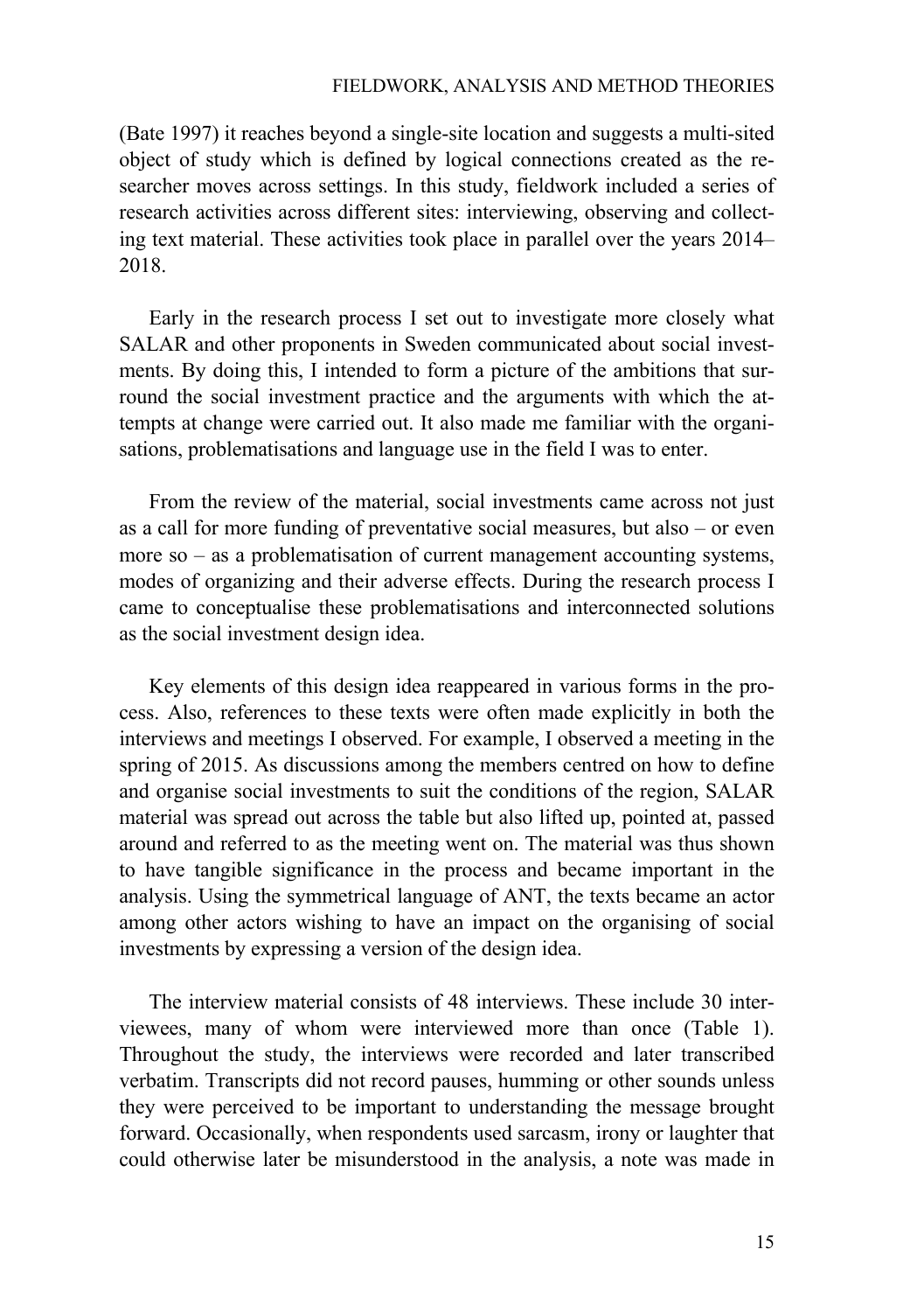(Bate 1997) it reaches beyond a single-site location and suggests a multi-sited object of study which is defined by logical connections created as the researcher moves across settings. In this study, fieldwork included a series of research activities across different sites: interviewing, observing and collecting text material. These activities took place in parallel over the years 2014–2018.

Early in the research process I set out to investigate more closely what SALAR and other proponents in Sweden communicated about social investments. By doing this, I intended to form a picture of the ambitions that surround the social investment practice and the arguments with which the attempts at change were carried out. It also made me familiar with the organisations, problematisations and language use in the field I was to enter.

From the review of the material, social investments came across not just as a call for more funding of preventative social measures, but also – or even more so – as a problematisation of current management accounting systems, modes of organizing and their adverse effects. During the research process I came to conceptualise these problematisations and interconnected solutions as the social investment design idea.

Key elements of this design idea reappeared in various forms in the process. Also, references to these texts were often made explicitly in both the interviews and meetings I observed. For example, I observed a meeting in the spring of 2015. As discussions among the members centred on how to define and organise social investments to suit the conditions of the region, SALAR material was spread out across the table but also lifted up, pointed at, passed around and referred to as the meeting went on. The material was thus shown to have tangible significance in the process and became important in the analysis. Using the symmetrical language of ANT, the texts became an actor among other actors wishing to have an impact on the organising of social investments by expressing a version of the design idea.

The interview material consists of 48 interviews. These include 30 interviewees, many of whom were interviewed more than once (Table 1). Throughout the study, the interviews were recorded and later transcribed verbatim. Transcripts did not record pauses, humming or other sounds unless they were perceived to be important to understanding the message brought forward. Occasionally, when respondents used sarcasm, irony or laughter that could otherwise later be misunderstood in the analysis, a note was made in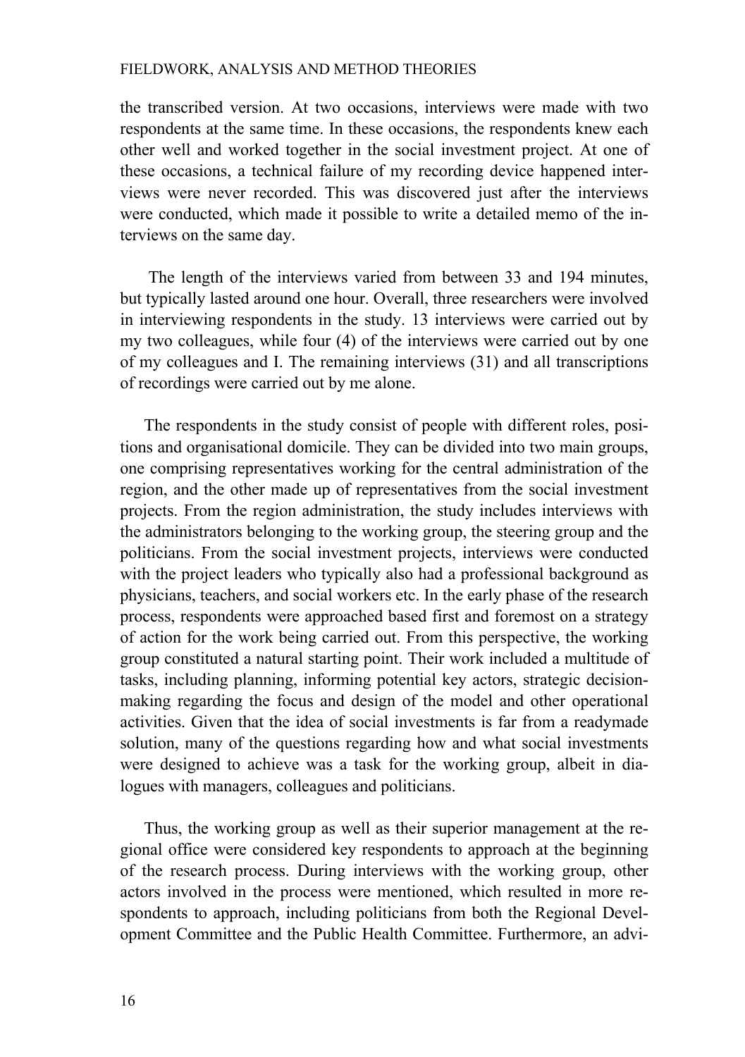the transcribed version. At two occasions, interviews were made with two respondents at the same time. In these occasions, the respondents knew each other well and worked together in the social investment project. At one of these occasions, a technical failure of my recording device happened interviews were never recorded. This was discovered just after the interviews were conducted, which made it possible to write a detailed memo of the interviews on the same day.

The length of the interviews varied from between 33 and 194 minutes, but typically lasted around one hour. Overall, three researchers were involved in interviewing respondents in the study. 13 interviews were carried out by my two colleagues, while four (4) of the interviews were carried out by one of my colleagues and I. The remaining interviews (31) and all transcriptions of recordings were carried out by me alone.

The respondents in the study consist of people with different roles, positions and organisational domicile. They can be divided into two main groups, one comprising representatives working for the central administration of the region, and the other made up of representatives from the social investment projects. From the region administration, the study includes interviews with the administrators belonging to the working group, the steering group and the politicians. From the social investment projects, interviews were conducted with the project leaders who typically also had a professional background as physicians, teachers, and social workers etc. In the early phase of the research process, respondents were approached based first and foremost on a strategy of action for the work being carried out. From this perspective, the working group constituted a natural starting point. Their work included a multitude of tasks, including planning, informing potential key actors, strategic decision-making regarding the focus and design of the model and other operational activities. Given that the idea of social investments is far from a readymade solution, many of the questions regarding how and what social investments were designed to achieve was a task for the working group, albeit in dialogues with managers, colleagues and politicians.

Thus, the working group as well as their superior management at the regional office were considered key respondents to approach at the beginning of the research process. During interviews with the working group, other actors involved in the process were mentioned, which resulted in more respondents to approach, including politicians from both the Regional Development Committee and the Public Health Committee. Furthermore, an advi-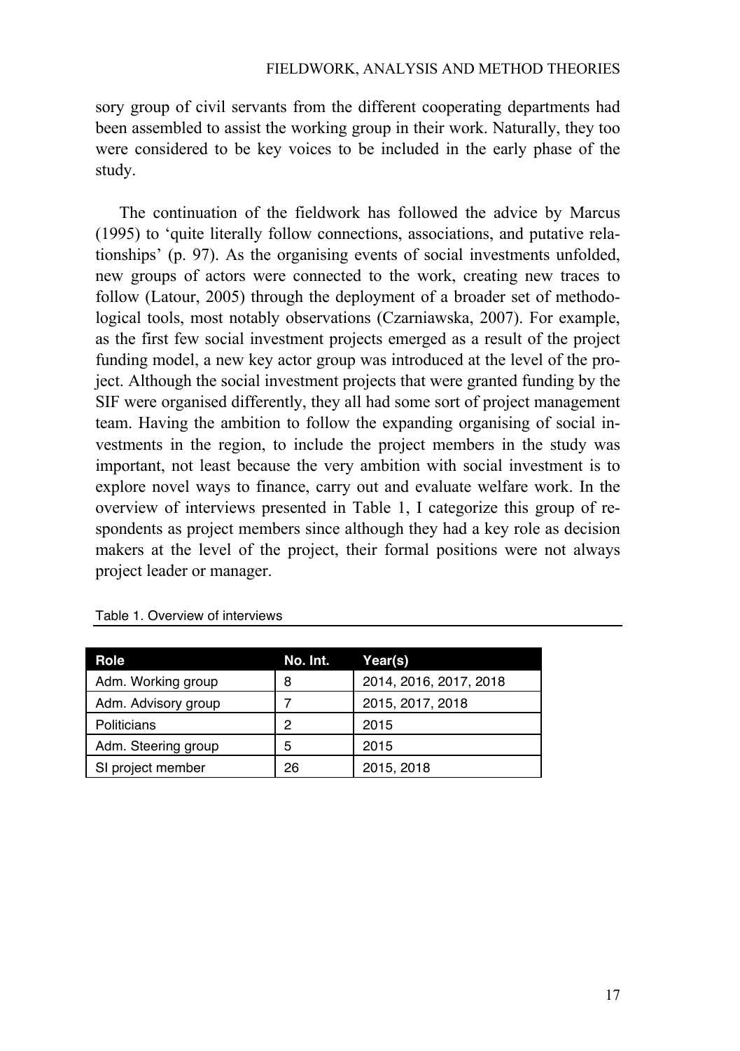sory group of civil servants from the different cooperating departments had been assembled to assist the working group in their work. Naturally, they too were considered to be key voices to be included in the early phase of the study.

The continuation of the fieldwork has followed the advice by Marcus (1995) to 'quite literally follow connections, associations, and putative relationships' (p. 97). As the organising events of social investments unfolded, new groups of actors were connected to the work, creating new traces to follow (Latour, 2005) through the deployment of a broader set of methodological tools, most notably observations (Czarniawska, 2007). For example, as the first few social investment projects emerged as a result of the project funding model, a new key actor group was introduced at the level of the project. Although the social investment projects that were granted funding by the SIF were organised differently, they all had some sort of project management team. Having the ambition to follow the expanding organising of social investments in the region, to include the project members in the study was important, not least because the very ambition with social investment is to explore novel ways to finance, carry out and evaluate welfare work. In the overview of interviews presented in Table 1, I categorize this group of respondents as project members since although they had a key role as decision makers at the level of the project, their formal positions were not always project leader or manager.

Table 1. Overview of interviews

| Role | No. Int. | Year(s) |
|---|---|---|
| Adm. Working group | 8 | 2014, 2016, 2017, 2018 |
| Adm. Advisory group | 7 | 2015, 2017, 2018 |
| Politicians | 2 | 2015 |
| Adm. Steering group | 5 | 2015 |
| SI project member | 26 | 2015, 2018 |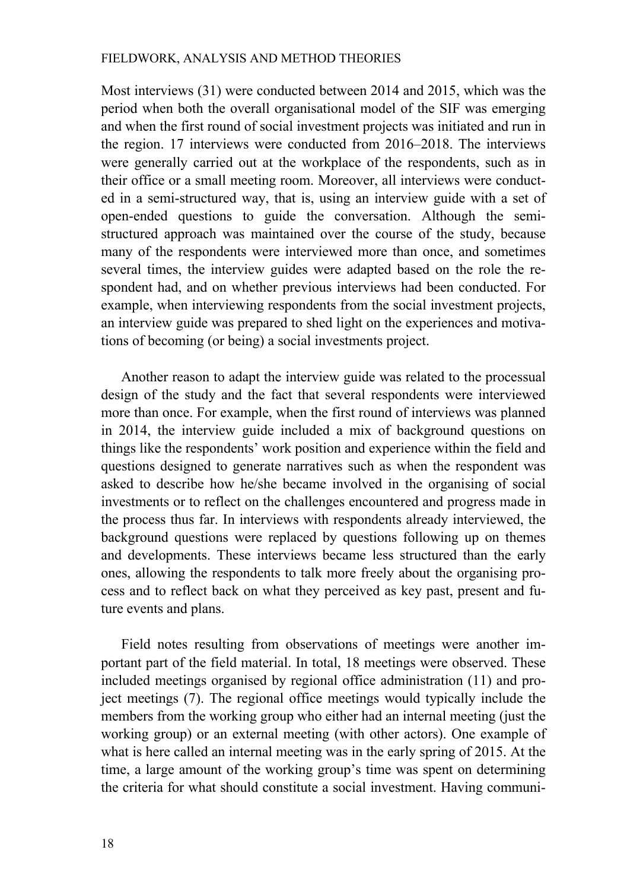Most interviews (31) were conducted between 2014 and 2015, which was the period when both the overall organisational model of the SIF was emerging and when the first round of social investment projects was initiated and run in the region. 17 interviews were conducted from 2016–2018. The interviews were generally carried out at the workplace of the respondents, such as in their office or a small meeting room. Moreover, all interviews were conducted in a semi-structured way, that is, using an interview guide with a set of open-ended questions to guide the conversation. Although the semi-structured approach was maintained over the course of the study, because many of the respondents were interviewed more than once, and sometimes several times, the interview guides were adapted based on the role the respondent had, and on whether previous interviews had been conducted. For example, when interviewing respondents from the social investment projects, an interview guide was prepared to shed light on the experiences and motivations of becoming (or being) a social investments project.

Another reason to adapt the interview guide was related to the processual design of the study and the fact that several respondents were interviewed more than once. For example, when the first round of interviews was planned in 2014, the interview guide included a mix of background questions on things like the respondents' work position and experience within the field and questions designed to generate narratives such as when the respondent was asked to describe how he/she became involved in the organising of social investments or to reflect on the challenges encountered and progress made in the process thus far. In interviews with respondents already interviewed, the background questions were replaced by questions following up on themes and developments. These interviews became less structured than the early ones, allowing the respondents to talk more freely about the organising process and to reflect back on what they perceived as key past, present and future events and plans.

Field notes resulting from observations of meetings were another important part of the field material. In total, 18 meetings were observed. These included meetings organised by regional office administration (11) and project meetings (7). The regional office meetings would typically include the members from the working group who either had an internal meeting (just the working group) or an external meeting (with other actors). One example of what is here called an internal meeting was in the early spring of 2015. At the time, a large amount of the working group's time was spent on determining the criteria for what should constitute a social investment. Having communi-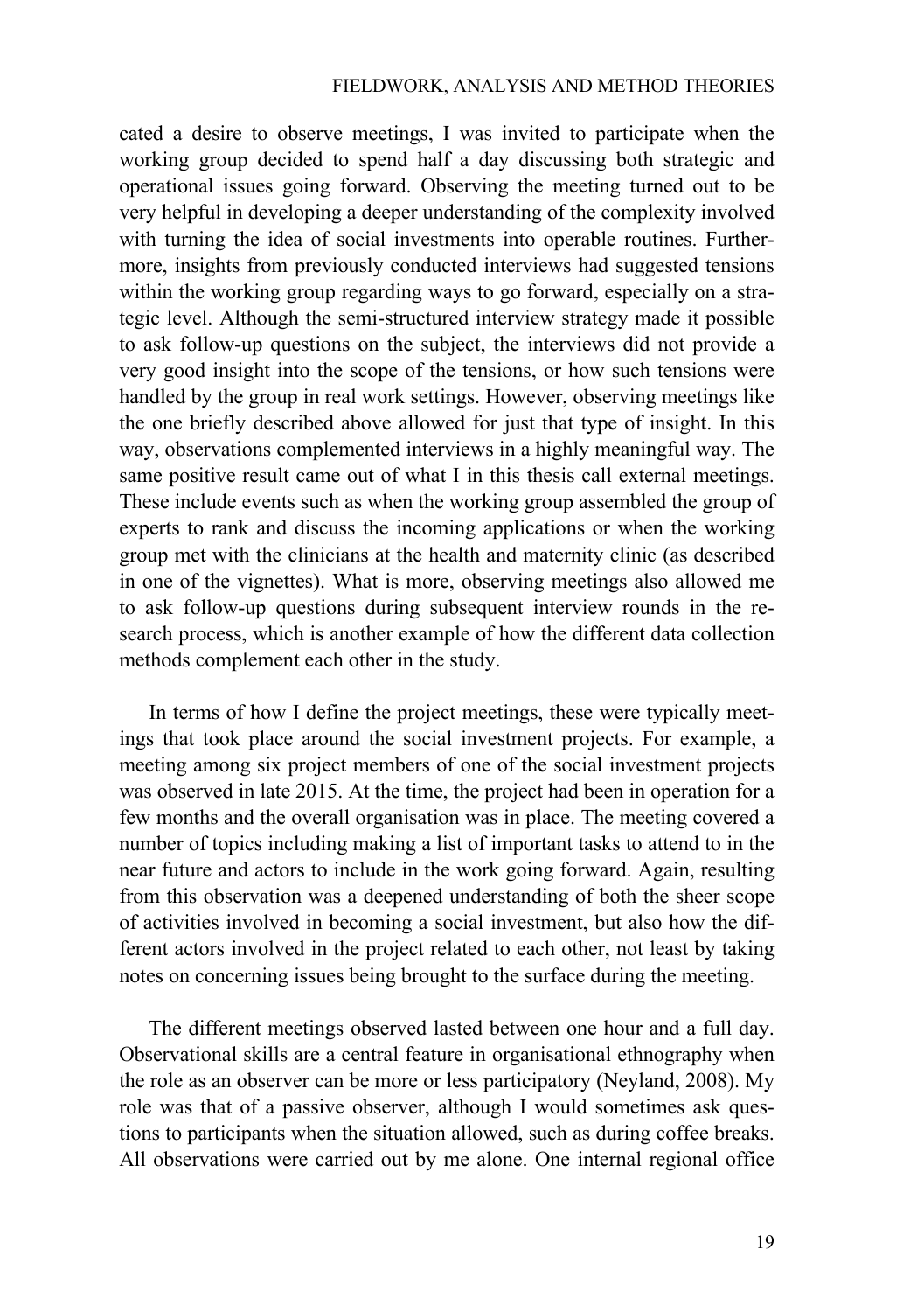cated a desire to observe meetings, I was invited to participate when the working group decided to spend half a day discussing both strategic and operational issues going forward. Observing the meeting turned out to be very helpful in developing a deeper understanding of the complexity involved with turning the idea of social investments into operable routines. Furthermore, insights from previously conducted interviews had suggested tensions within the working group regarding ways to go forward, especially on a strategic level. Although the semi-structured interview strategy made it possible to ask follow-up questions on the subject, the interviews did not provide a very good insight into the scope of the tensions, or how such tensions were handled by the group in real work settings. However, observing meetings like the one briefly described above allowed for just that type of insight. In this way, observations complemented interviews in a highly meaningful way. The same positive result came out of what I in this thesis call external meetings. These include events such as when the working group assembled the group of experts to rank and discuss the incoming applications or when the working group met with the clinicians at the health and maternity clinic (as described in one of the vignettes). What is more, observing meetings also allowed me to ask follow-up questions during subsequent interview rounds in the research process, which is another example of how the different data collection methods complement each other in the study.

In terms of how I define the project meetings, these were typically meetings that took place around the social investment projects. For example, a meeting among six project members of one of the social investment projects was observed in late 2015. At the time, the project had been in operation for a few months and the overall organisation was in place. The meeting covered a number of topics including making a list of important tasks to attend to in the near future and actors to include in the work going forward. Again, resulting from this observation was a deepened understanding of both the sheer scope of activities involved in becoming a social investment, but also how the different actors involved in the project related to each other, not least by taking notes on concerning issues being brought to the surface during the meeting.

The different meetings observed lasted between one hour and a full day. Observational skills are a central feature in organisational ethnography when the role as an observer can be more or less participatory (Neyland, 2008). My role was that of a passive observer, although I would sometimes ask questions to participants when the situation allowed, such as during coffee breaks. All observations were carried out by me alone. One internal regional office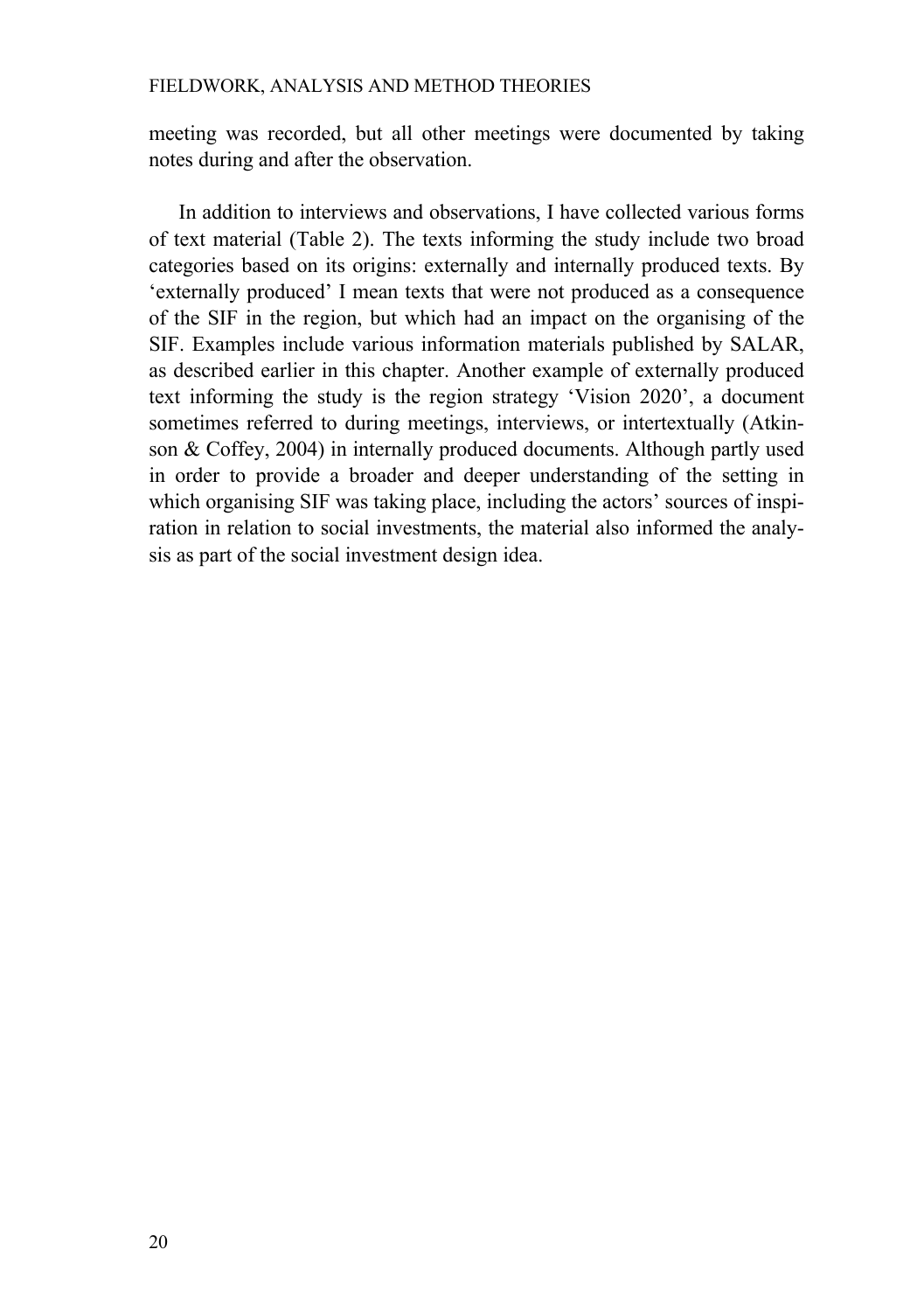meeting was recorded, but all other meetings were documented by taking notes during and after the observation.

In addition to interviews and observations, I have collected various forms of text material (Table 2). The texts informing the study include two broad categories based on its origins: externally and internally produced texts. By 'externally produced' I mean texts that were not produced as a consequence of the SIF in the region, but which had an impact on the organising of the SIF. Examples include various information materials published by SALAR, as described earlier in this chapter. Another example of externally produced text informing the study is the region strategy 'Vision 2020', a document sometimes referred to during meetings, interviews, or intertextually (Atkinson & Coffey, 2004) in internally produced documents. Although partly used in order to provide a broader and deeper understanding of the setting in which organising SIF was taking place, including the actors' sources of inspiration in relation to social investments, the material also informed the analysis as part of the social investment design idea.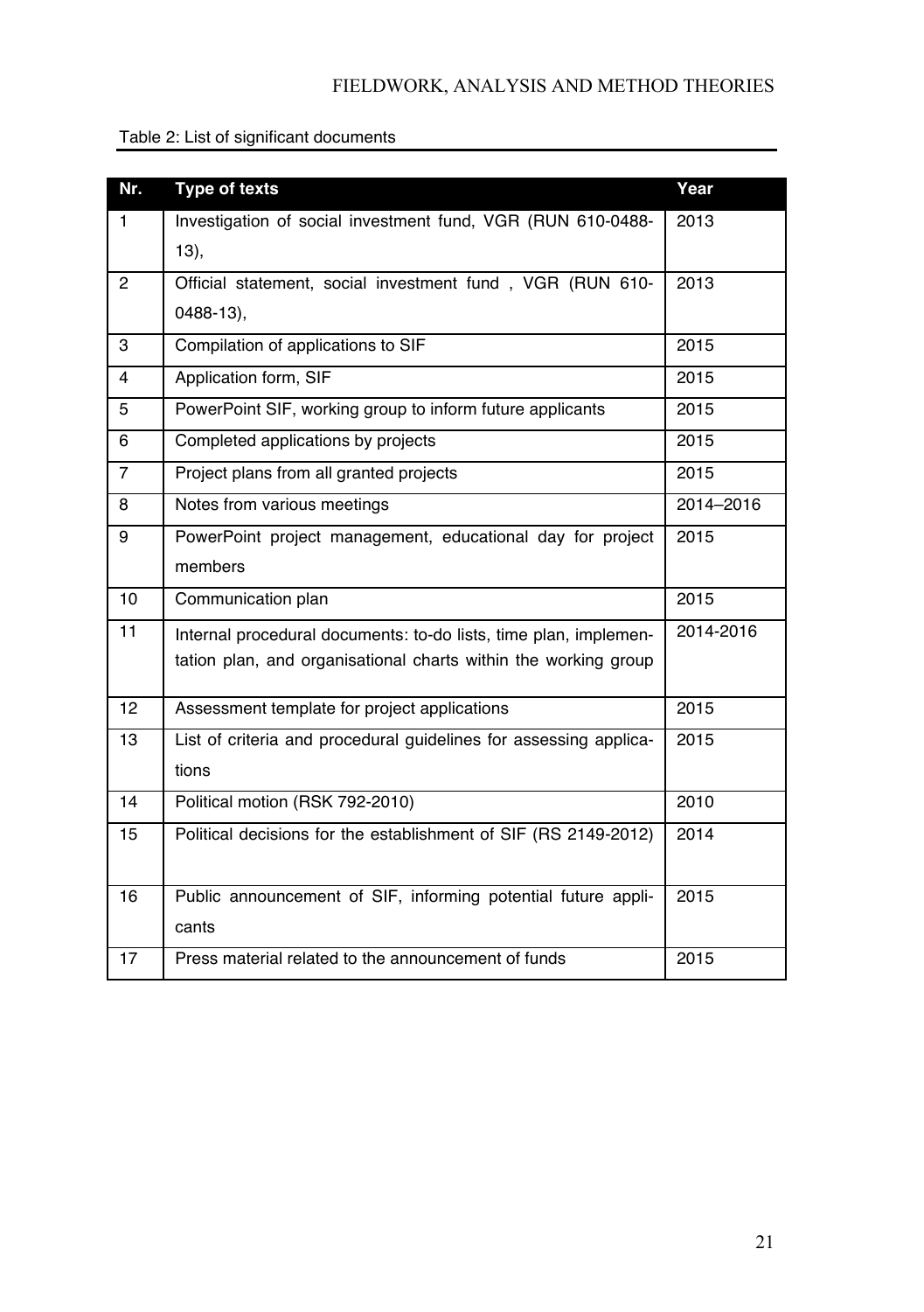Table 2: List of significant documents

| Nr. | Type of texts | Year |
|---|---|---|
| 1 | Investigation of social investment fund, VGR (RUN 610-0488-13), | 2013 |
| 2 | Official statement, social investment fund , VGR (RUN 610-0488-13), | 2013 |
| 3 | Compilation of applications to SIF | 2015 |
| 4 | Application form, SIF | 2015 |
| 5 | PowerPoint SIF, working group to inform future applicants | 2015 |
| 6 | Completed applications by projects | 2015 |
| 7 | Project plans from all granted projects | 2015 |
| 8 | Notes from various meetings | 2014–2016 |
| 9 | PowerPoint project management, educational day for project members | 2015 |
| 10 | Communication plan | 2015 |
| 11 | Internal procedural documents: to-do lists, time plan, implementation plan, and organisational charts within the working group | 2014-2016 |
| 12 | Assessment template for project applications | 2015 |
| 13 | List of criteria and procedural guidelines for assessing applications | 2015 |
| 14 | Political motion (RSK 792-2010) | 2010 |
| 15 | Political decisions for the establishment of SIF (RS 2149-2012) | 2014 |
| 16 | Public announcement of SIF, informing potential future applicants | 2015 |
| 17 | Press material related to the announcement of funds | 2015 |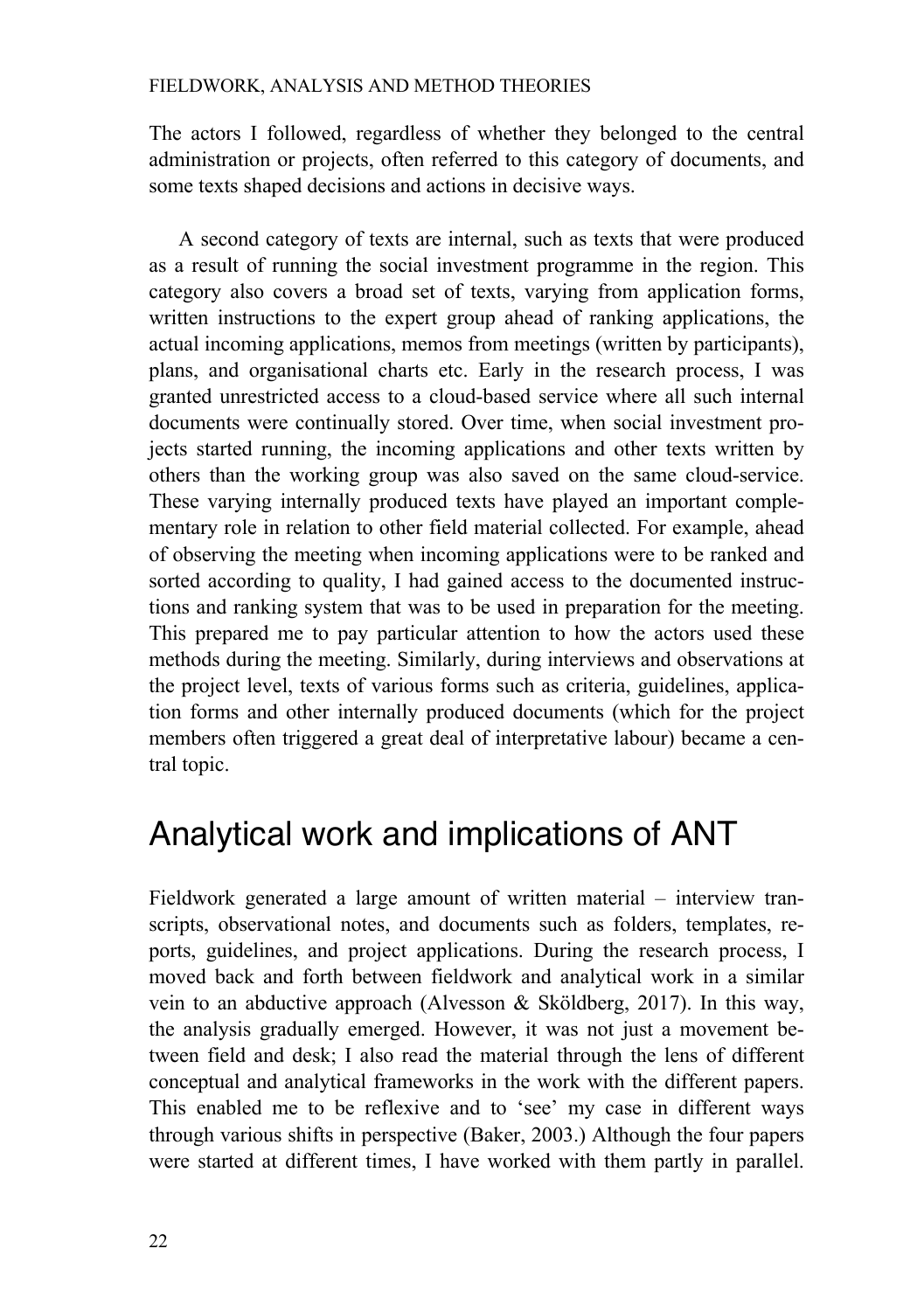The actors I followed, regardless of whether they belonged to the central administration or projects, often referred to this category of documents, and some texts shaped decisions and actions in decisive ways.

A second category of texts are internal, such as texts that were produced as a result of running the social investment programme in the region. This category also covers a broad set of texts, varying from application forms, written instructions to the expert group ahead of ranking applications, the actual incoming applications, memos from meetings (written by participants), plans, and organisational charts etc. Early in the research process, I was granted unrestricted access to a cloud-based service where all such internal documents were continually stored. Over time, when social investment projects started running, the incoming applications and other texts written by others than the working group was also saved on the same cloud-service. These varying internally produced texts have played an important complementary role in relation to other field material collected. For example, ahead of observing the meeting when incoming applications were to be ranked and sorted according to quality, I had gained access to the documented instructions and ranking system that was to be used in preparation for the meeting. This prepared me to pay particular attention to how the actors used these methods during the meeting. Similarly, during interviews and observations at the project level, texts of various forms such as criteria, guidelines, application forms and other internally produced documents (which for the project members often triggered a great deal of interpretative labour) became a central topic.

## Analytical work and implications of ANT

Fieldwork generated a large amount of written material – interview transcripts, observational notes, and documents such as folders, templates, reports, guidelines, and project applications. During the research process, I moved back and forth between fieldwork and analytical work in a similar vein to an abductive approach (Alvesson & Sköldberg, 2017). In this way, the analysis gradually emerged. However, it was not just a movement between field and desk; I also read the material through the lens of different conceptual and analytical frameworks in the work with the different papers. This enabled me to be reflexive and to 'see' my case in different ways through various shifts in perspective (Baker, 2003.) Although the four papers were started at different times, I have worked with them partly in parallel.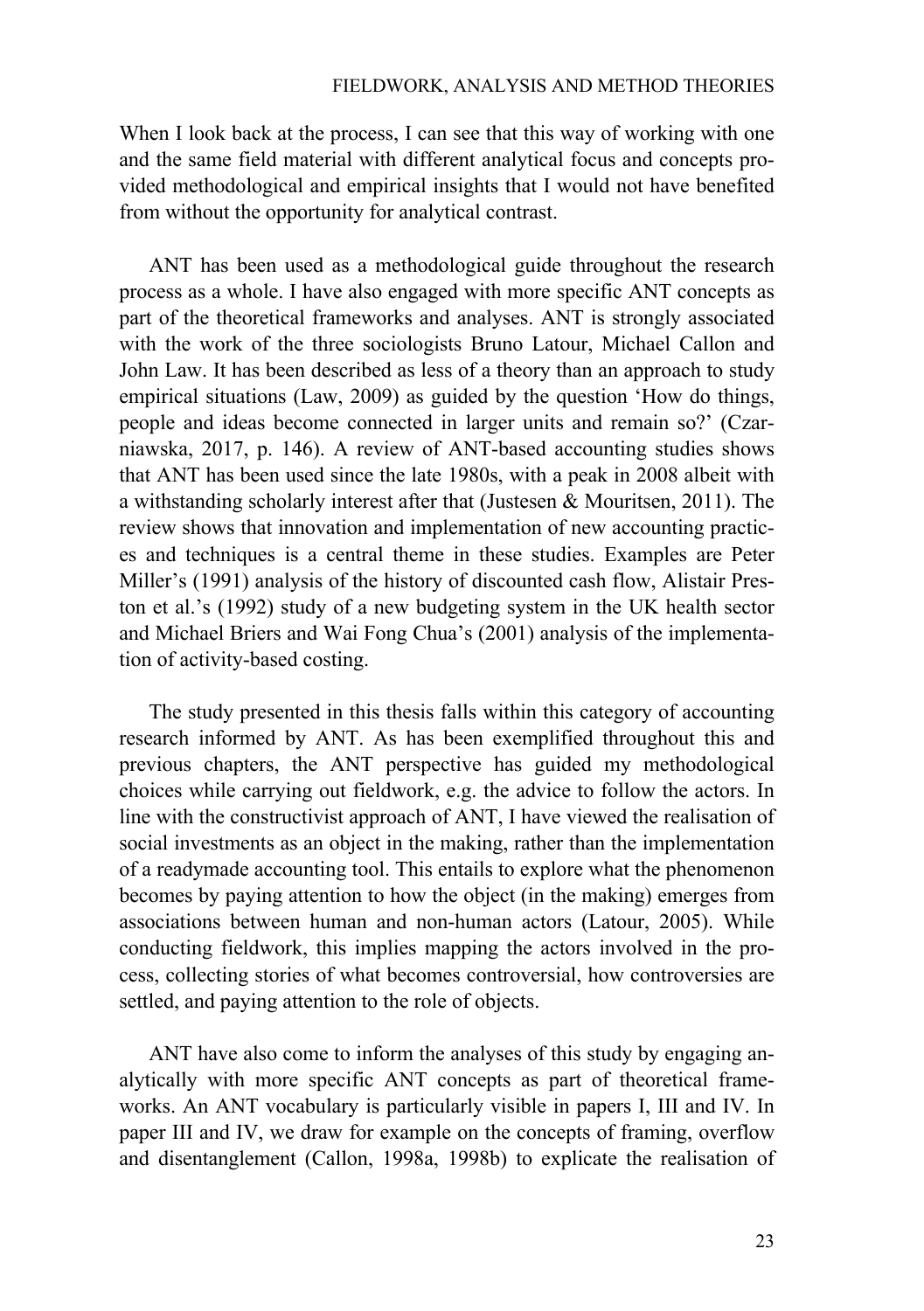When I look back at the process, I can see that this way of working with one and the same field material with different analytical focus and concepts provided methodological and empirical insights that I would not have benefited from without the opportunity for analytical contrast.

ANT has been used as a methodological guide throughout the research process as a whole. I have also engaged with more specific ANT concepts as part of the theoretical frameworks and analyses. ANT is strongly associated with the work of the three sociologists Bruno Latour, Michael Callon and John Law. It has been described as less of a theory than an approach to study empirical situations (Law, 2009) as guided by the question 'How do things, people and ideas become connected in larger units and remain so?' (Czarniawska, 2017, p. 146). A review of ANT-based accounting studies shows that ANT has been used since the late 1980s, with a peak in 2008 albeit with a withstanding scholarly interest after that (Justesen & Mouritsen, 2011). The review shows that innovation and implementation of new accounting practices and techniques is a central theme in these studies. Examples are Peter Miller's (1991) analysis of the history of discounted cash flow, Alistair Preston et al.'s (1992) study of a new budgeting system in the UK health sector and Michael Briers and Wai Fong Chua's (2001) analysis of the implementation of activity-based costing.

The study presented in this thesis falls within this category of accounting research informed by ANT. As has been exemplified throughout this and previous chapters, the ANT perspective has guided my methodological choices while carrying out fieldwork, e.g. the advice to follow the actors. In line with the constructivist approach of ANT, I have viewed the realisation of social investments as an object in the making, rather than the implementation of a readymade accounting tool. This entails to explore what the phenomenon becomes by paying attention to how the object (in the making) emerges from associations between human and non-human actors (Latour, 2005). While conducting fieldwork, this implies mapping the actors involved in the process, collecting stories of what becomes controversial, how controversies are settled, and paying attention to the role of objects.

ANT have also come to inform the analyses of this study by engaging analytically with more specific ANT concepts as part of theoretical frameworks. An ANT vocabulary is particularly visible in papers I, III and IV. In paper III and IV, we draw for example on the concepts of framing, overflow and disentanglement (Callon, 1998a, 1998b) to explicate the realisation of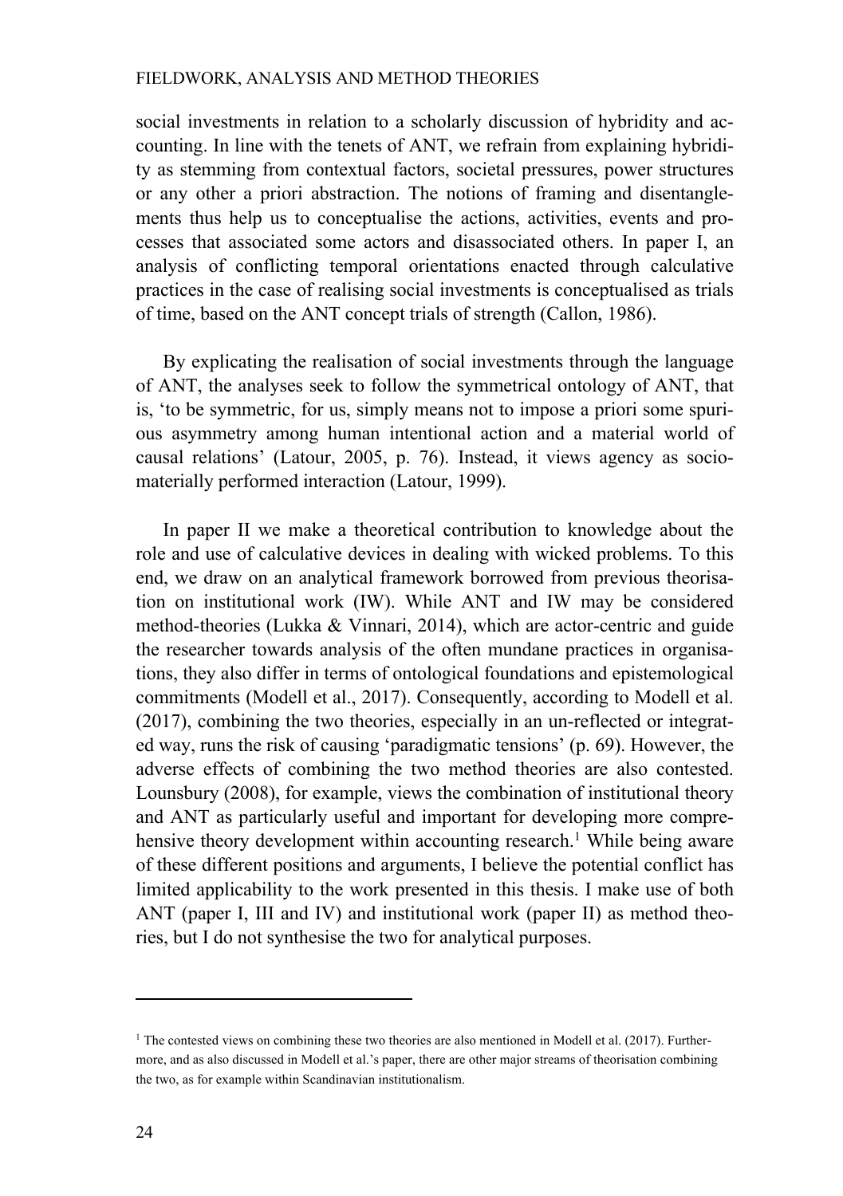social investments in relation to a scholarly discussion of hybridity and accounting. In line with the tenets of ANT, we refrain from explaining hybridity as stemming from contextual factors, societal pressures, power structures or any other a priori abstraction. The notions of framing and disentanglements thus help us to conceptualise the actions, activities, events and processes that associated some actors and disassociated others. In paper I, an analysis of conflicting temporal orientations enacted through calculative practices in the case of realising social investments is conceptualised as trials of time, based on the ANT concept trials of strength (Callon, 1986).

By explicating the realisation of social investments through the language of ANT, the analyses seek to follow the symmetrical ontology of ANT, that is, 'to be symmetric, for us, simply means not to impose a priori some spurious asymmetry among human intentional action and a material world of causal relations' (Latour, 2005, p. 76). Instead, it views agency as socio-materially performed interaction (Latour, 1999).

In paper II we make a theoretical contribution to knowledge about the role and use of calculative devices in dealing with wicked problems. To this end, we draw on an analytical framework borrowed from previous theorisation on institutional work (IW). While ANT and IW may be considered method-theories (Lukka & Vinnari, 2014), which are actor-centric and guide the researcher towards analysis of the often mundane practices in organisations, they also differ in terms of ontological foundations and epistemological commitments (Modell et al., 2017). Consequently, according to Modell et al. (2017), combining the two theories, especially in an un-reflected or integrated way, runs the risk of causing 'paradigmatic tensions' (p. 69). However, the adverse effects of combining the two method theories are also contested. Lounsbury (2008), for example, views the combination of institutional theory and ANT as particularly useful and important for developing more comprehensive theory development within accounting research.[1] While being aware of these different positions and arguments, I believe the potential conflict has limited applicability to the work presented in this thesis. I make use of both ANT (paper I, III and IV) and institutional work (paper II) as method theories, but I do not synthesise the two for analytical purposes.

[1] The contested views on combining these two theories are also mentioned in Modell et al. (2017). Furthermore, and as also discussed in Modell et al.'s paper, there are other major streams of theorisation combining the two, as for example within Scandinavian institutionalism.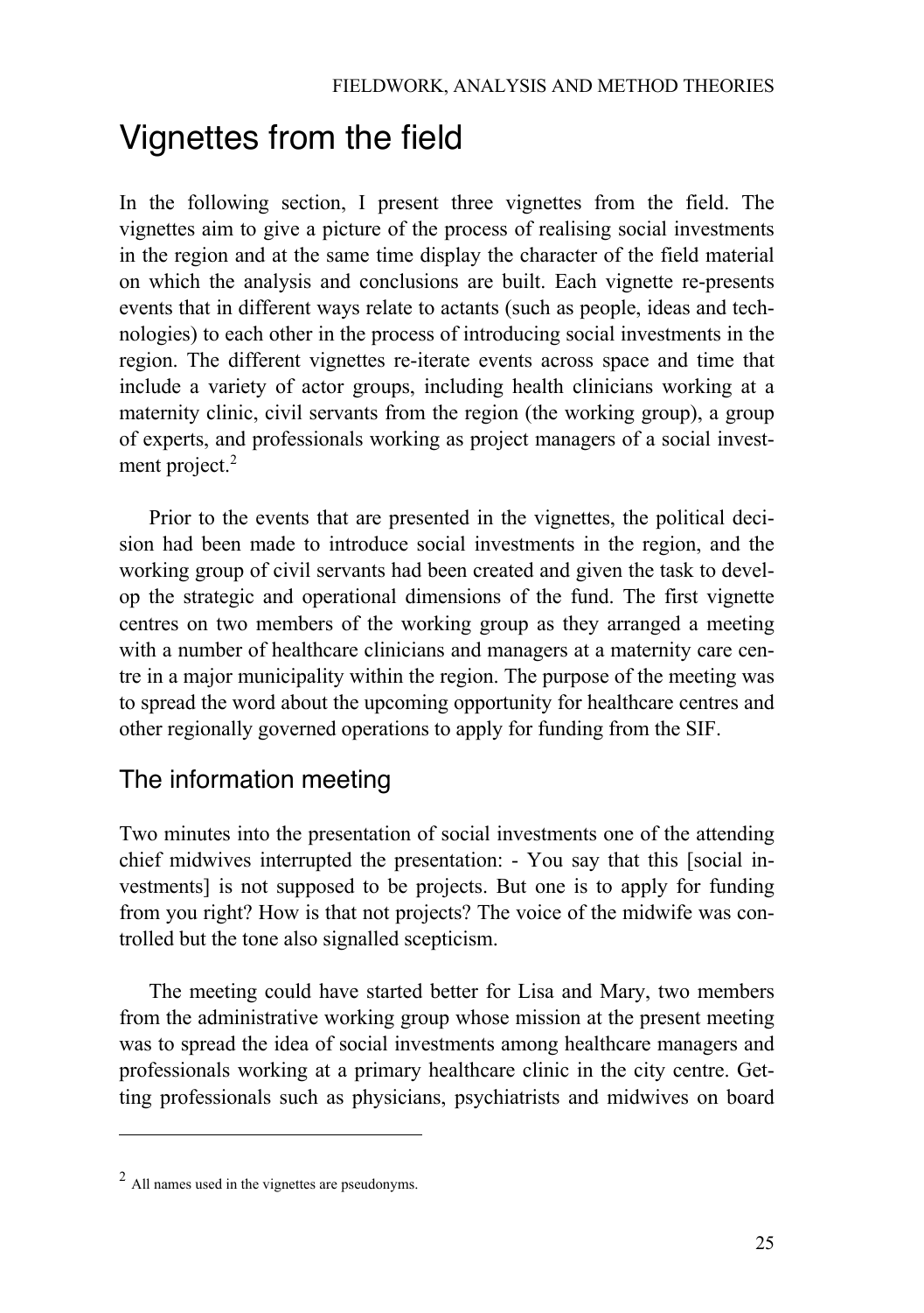# Vignettes from the field

In the following section, I present three vignettes from the field. The vignettes aim to give a picture of the process of realising social investments in the region and at the same time display the character of the field material on which the analysis and conclusions are built. Each vignette re-presents events that in different ways relate to actants (such as people, ideas and technologies) to each other in the process of introducing social investments in the region. The different vignettes re-iterate events across space and time that include a variety of actor groups, including health clinicians working at a maternity clinic, civil servants from the region (the working group), a group of experts, and professionals working as project managers of a social investment project.[2]

Prior to the events that are presented in the vignettes, the political decision had been made to introduce social investments in the region, and the working group of civil servants had been created and given the task to develop the strategic and operational dimensions of the fund. The first vignette centres on two members of the working group as they arranged a meeting with a number of healthcare clinicians and managers at a maternity care centre in a major municipality within the region. The purpose of the meeting was to spread the word about the upcoming opportunity for healthcare centres and other regionally governed operations to apply for funding from the SIF.

## The information meeting

Two minutes into the presentation of social investments one of the attending chief midwives interrupted the presentation: - You say that this [social investments] is not supposed to be projects. But one is to apply for funding from you right? How is that not projects? The voice of the midwife was controlled but the tone also signalled scepticism.

The meeting could have started better for Lisa and Mary, two members from the administrative working group whose mission at the present meeting was to spread the idea of social investments among healthcare managers and professionals working at a primary healthcare clinic in the city centre. Getting professionals such as physicians, psychiatrists and midwives on board

[2] All names used in the vignettes are pseudonyms.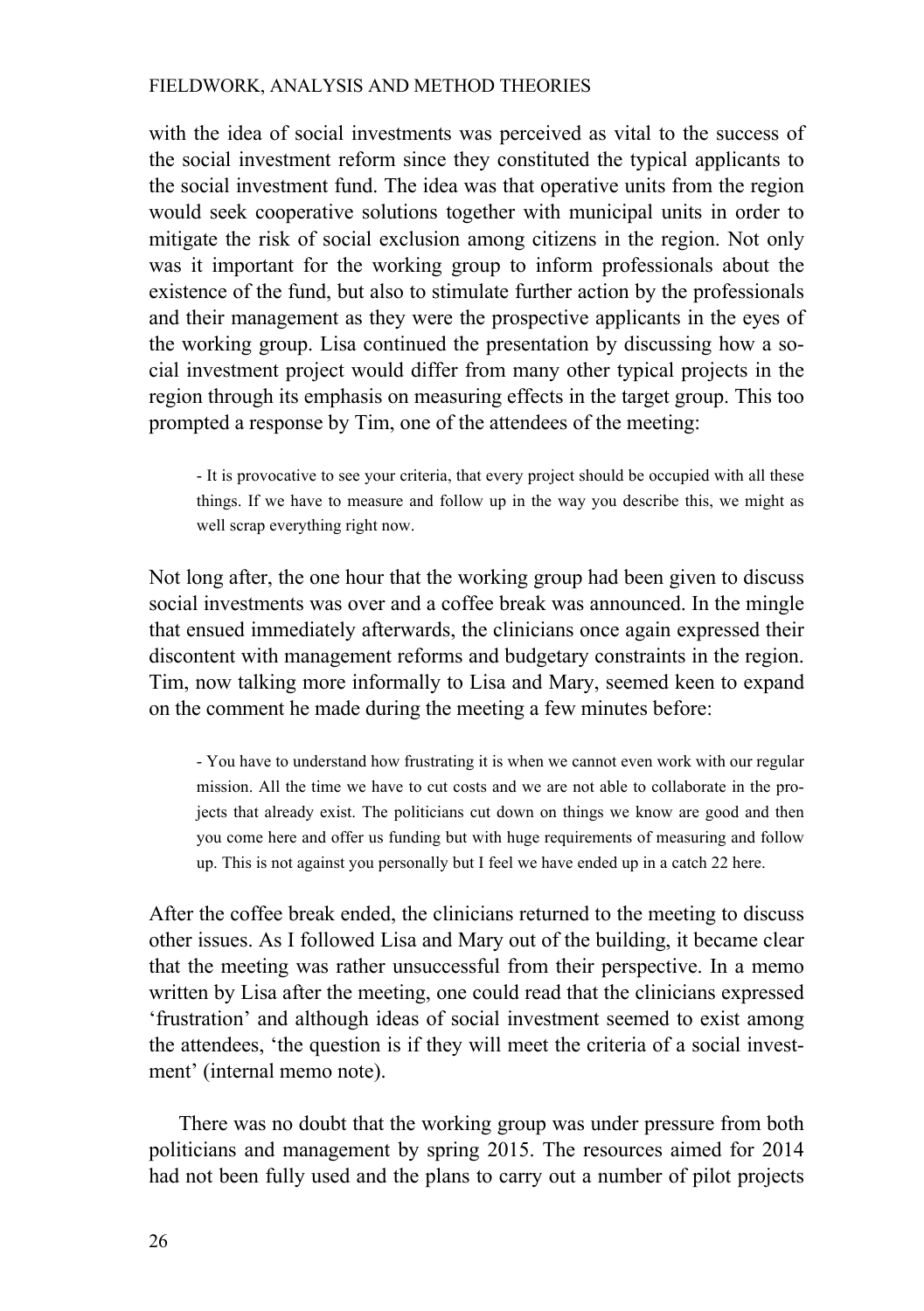with the idea of social investments was perceived as vital to the success of the social investment reform since they constituted the typical applicants to the social investment fund. The idea was that operative units from the region would seek cooperative solutions together with municipal units in order to mitigate the risk of social exclusion among citizens in the region. Not only was it important for the working group to inform professionals about the existence of the fund, but also to stimulate further action by the professionals and their management as they were the prospective applicants in the eyes of the working group. Lisa continued the presentation by discussing how a social investment project would differ from many other typical projects in the region through its emphasis on measuring effects in the target group. This too prompted a response by Tim, one of the attendees of the meeting:

> - It is provocative to see your criteria, that every project should be occupied with all these things. If we have to measure and follow up in the way you describe this, we might as well scrap everything right now.

Not long after, the one hour that the working group had been given to discuss social investments was over and a coffee break was announced. In the mingle that ensued immediately afterwards, the clinicians once again expressed their discontent with management reforms and budgetary constraints in the region. Tim, now talking more informally to Lisa and Mary, seemed keen to expand on the comment he made during the meeting a few minutes before:

> - You have to understand how frustrating it is when we cannot even work with our regular mission. All the time we have to cut costs and we are not able to collaborate in the projects that already exist. The politicians cut down on things we know are good and then you come here and offer us funding but with huge requirements of measuring and follow up. This is not against you personally but I feel we have ended up in a catch 22 here.

After the coffee break ended, the clinicians returned to the meeting to discuss other issues. As I followed Lisa and Mary out of the building, it became clear that the meeting was rather unsuccessful from their perspective. In a memo written by Lisa after the meeting, one could read that the clinicians expressed 'frustration' and although ideas of social investment seemed to exist among the attendees, 'the question is if they will meet the criteria of a social investment' (internal memo note).

There was no doubt that the working group was under pressure from both politicians and management by spring 2015. The resources aimed for 2014 had not been fully used and the plans to carry out a number of pilot projects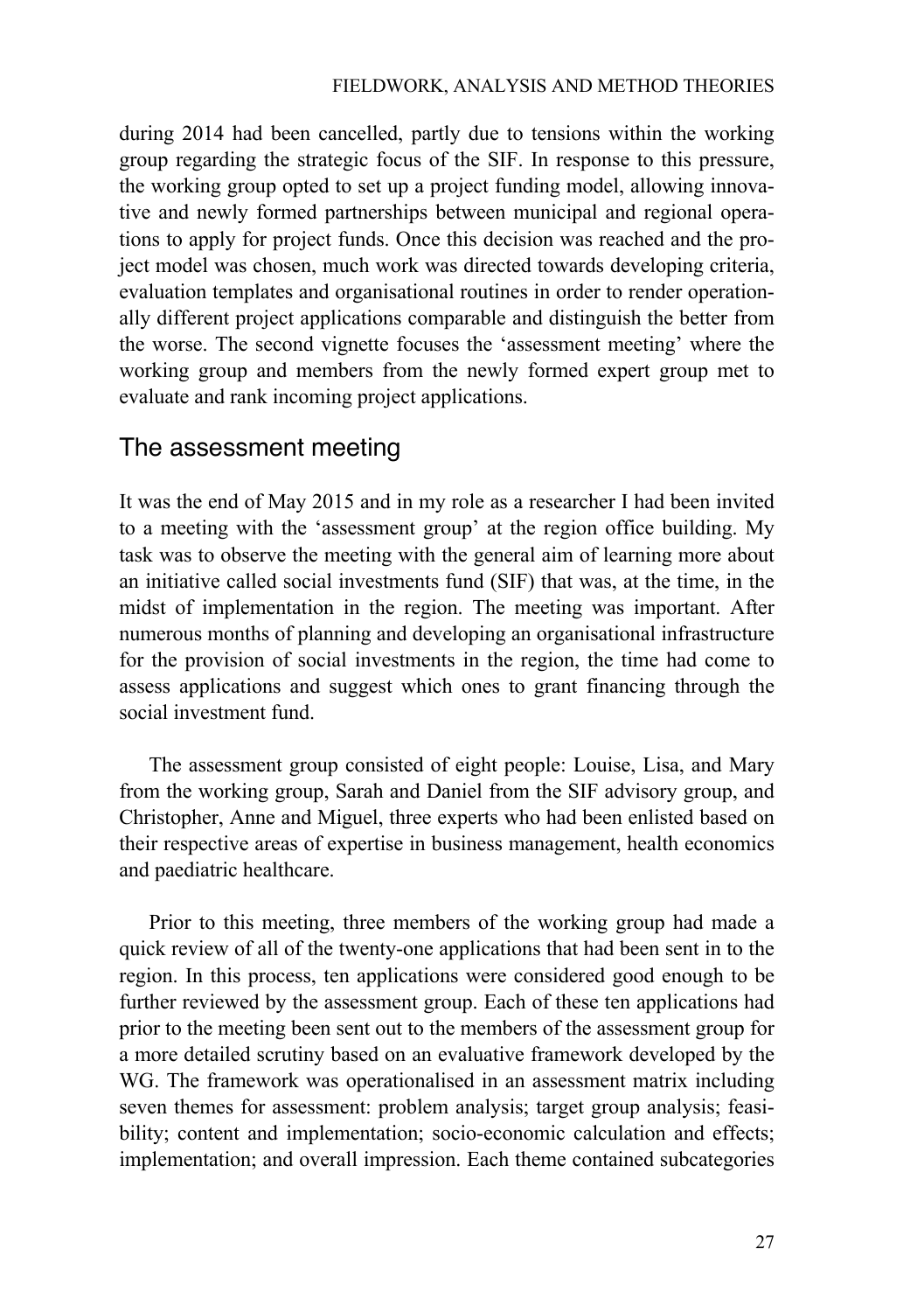during 2014 had been cancelled, partly due to tensions within the working group regarding the strategic focus of the SIF. In response to this pressure, the working group opted to set up a project funding model, allowing innovative and newly formed partnerships between municipal and regional operations to apply for project funds. Once this decision was reached and the project model was chosen, much work was directed towards developing criteria, evaluation templates and organisational routines in order to render operationally different project applications comparable and distinguish the better from the worse. The second vignette focuses the 'assessment meeting' where the working group and members from the newly formed expert group met to evaluate and rank incoming project applications.

## The assessment meeting

It was the end of May 2015 and in my role as a researcher I had been invited to a meeting with the 'assessment group' at the region office building. My task was to observe the meeting with the general aim of learning more about an initiative called social investments fund (SIF) that was, at the time, in the midst of implementation in the region. The meeting was important. After numerous months of planning and developing an organisational infrastructure for the provision of social investments in the region, the time had come to assess applications and suggest which ones to grant financing through the social investment fund.

The assessment group consisted of eight people: Louise, Lisa, and Mary from the working group, Sarah and Daniel from the SIF advisory group, and Christopher, Anne and Miguel, three experts who had been enlisted based on their respective areas of expertise in business management, health economics and paediatric healthcare.

Prior to this meeting, three members of the working group had made a quick review of all of the twenty-one applications that had been sent in to the region. In this process, ten applications were considered good enough to be further reviewed by the assessment group. Each of these ten applications had prior to the meeting been sent out to the members of the assessment group for a more detailed scrutiny based on an evaluative framework developed by the WG. The framework was operationalised in an assessment matrix including seven themes for assessment: problem analysis; target group analysis; feasibility; content and implementation; socio-economic calculation and effects; implementation; and overall impression. Each theme contained subcategories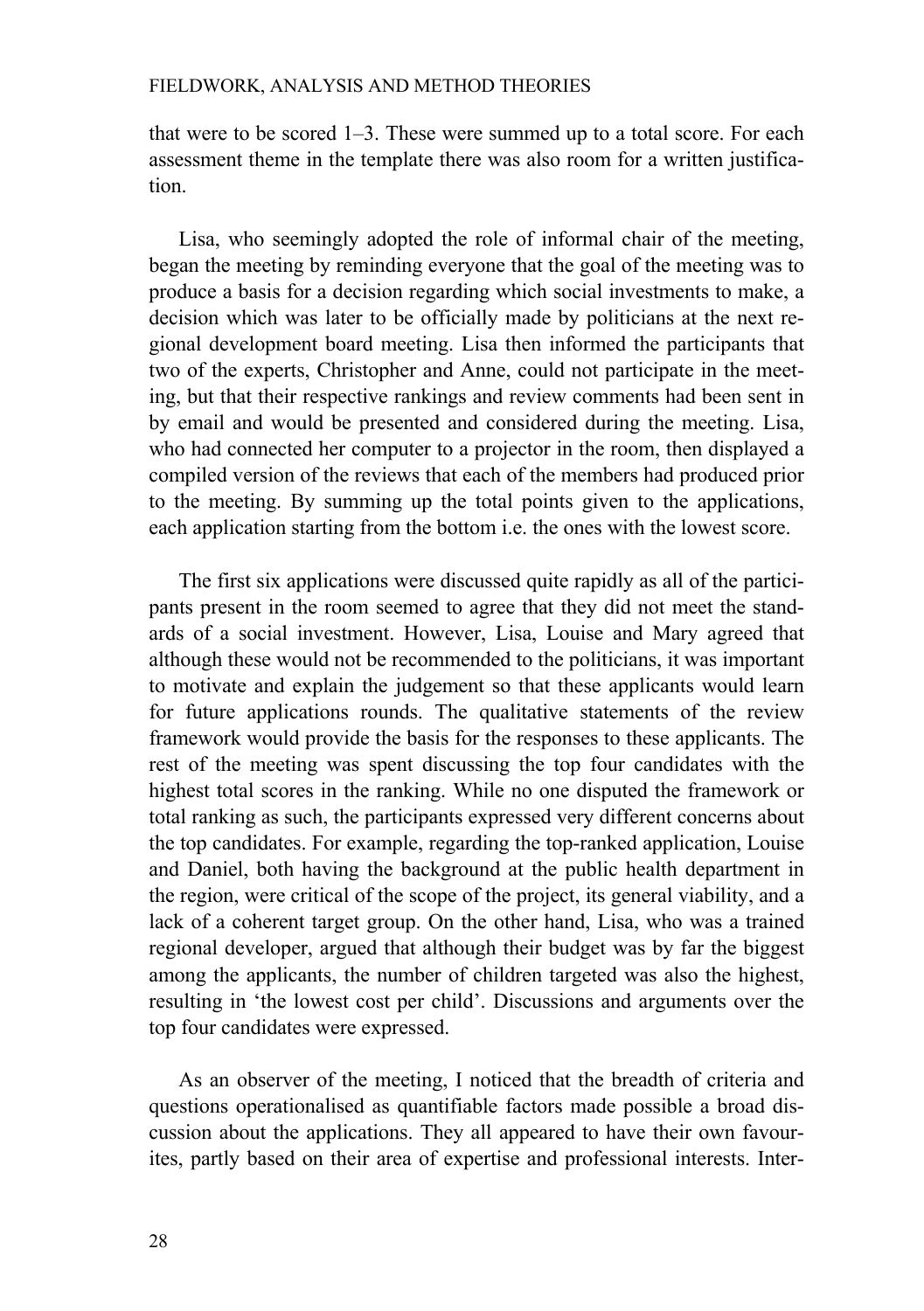that were to be scored 1–3. These were summed up to a total score. For each assessment theme in the template there was also room for a written justification.

Lisa, who seemingly adopted the role of informal chair of the meeting, began the meeting by reminding everyone that the goal of the meeting was to produce a basis for a decision regarding which social investments to make, a decision which was later to be officially made by politicians at the next regional development board meeting. Lisa then informed the participants that two of the experts, Christopher and Anne, could not participate in the meeting, but that their respective rankings and review comments had been sent in by email and would be presented and considered during the meeting. Lisa, who had connected her computer to a projector in the room, then displayed a compiled version of the reviews that each of the members had produced prior to the meeting. By summing up the total points given to the applications, each application starting from the bottom i.e. the ones with the lowest score.

The first six applications were discussed quite rapidly as all of the participants present in the room seemed to agree that they did not meet the standards of a social investment. However, Lisa, Louise and Mary agreed that although these would not be recommended to the politicians, it was important to motivate and explain the judgement so that these applicants would learn for future applications rounds. The qualitative statements of the review framework would provide the basis for the responses to these applicants. The rest of the meeting was spent discussing the top four candidates with the highest total scores in the ranking. While no one disputed the framework or total ranking as such, the participants expressed very different concerns about the top candidates. For example, regarding the top-ranked application, Louise and Daniel, both having the background at the public health department in the region, were critical of the scope of the project, its general viability, and a lack of a coherent target group. On the other hand, Lisa, who was a trained regional developer, argued that although their budget was by far the biggest among the applicants, the number of children targeted was also the highest, resulting in 'the lowest cost per child'. Discussions and arguments over the top four candidates were expressed.

As an observer of the meeting, I noticed that the breadth of criteria and questions operationalised as quantifiable factors made possible a broad discussion about the applications. They all appeared to have their own favourites, partly based on their area of expertise and professional interests. Inter-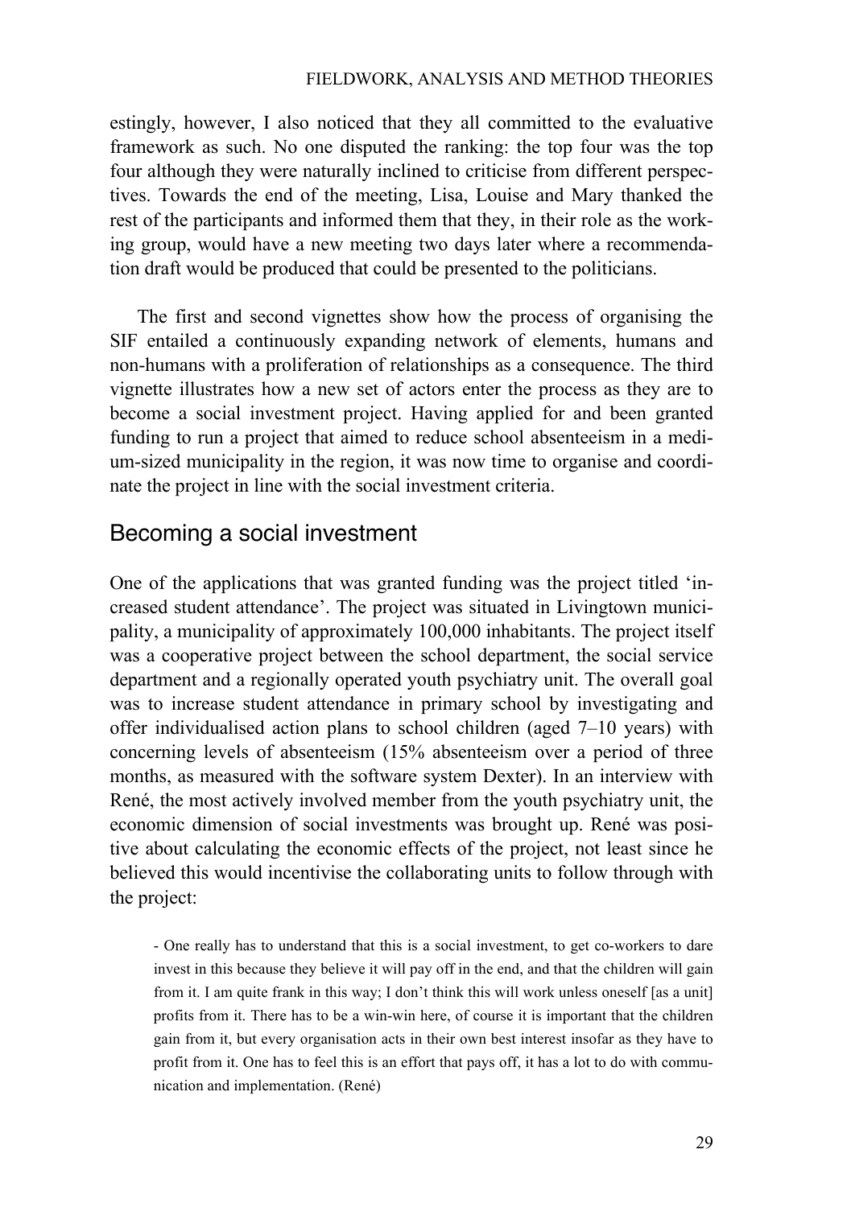estingly, however, I also noticed that they all committed to the evaluative framework as such. No one disputed the ranking: the top four was the top four although they were naturally inclined to criticise from different perspectives. Towards the end of the meeting, Lisa, Louise and Mary thanked the rest of the participants and informed them that they, in their role as the working group, would have a new meeting two days later where a recommendation draft would be produced that could be presented to the politicians.

The first and second vignettes show how the process of organising the SIF entailed a continuously expanding network of elements, humans and non-humans with a proliferation of relationships as a consequence. The third vignette illustrates how a new set of actors enter the process as they are to become a social investment project. Having applied for and been granted funding to run a project that aimed to reduce school absenteeism in a medium-sized municipality in the region, it was now time to organise and coordinate the project in line with the social investment criteria.

## Becoming a social investment

One of the applications that was granted funding was the project titled 'increased student attendance'. The project was situated in Livingtown municipality, a municipality of approximately 100,000 inhabitants. The project itself was a cooperative project between the school department, the social service department and a regionally operated youth psychiatry unit. The overall goal was to increase student attendance in primary school by investigating and offer individualised action plans to school children (aged 7–10 years) with concerning levels of absenteeism (15% absenteeism over a period of three months, as measured with the software system Dexter). In an interview with René, the most actively involved member from the youth psychiatry unit, the economic dimension of social investments was brought up. René was positive about calculating the economic effects of the project, not least since he believed this would incentivise the collaborating units to follow through with the project:

> - One really has to understand that this is a social investment, to get co-workers to dare invest in this because they believe it will pay off in the end, and that the children will gain from it. I am quite frank in this way; I don't think this will work unless oneself [as a unit] profits from it. There has to be a win-win here, of course it is important that the children gain from it, but every organisation acts in their own best interest insofar as they have to profit from it. One has to feel this is an effort that pays off, it has a lot to do with communication and implementation. (René)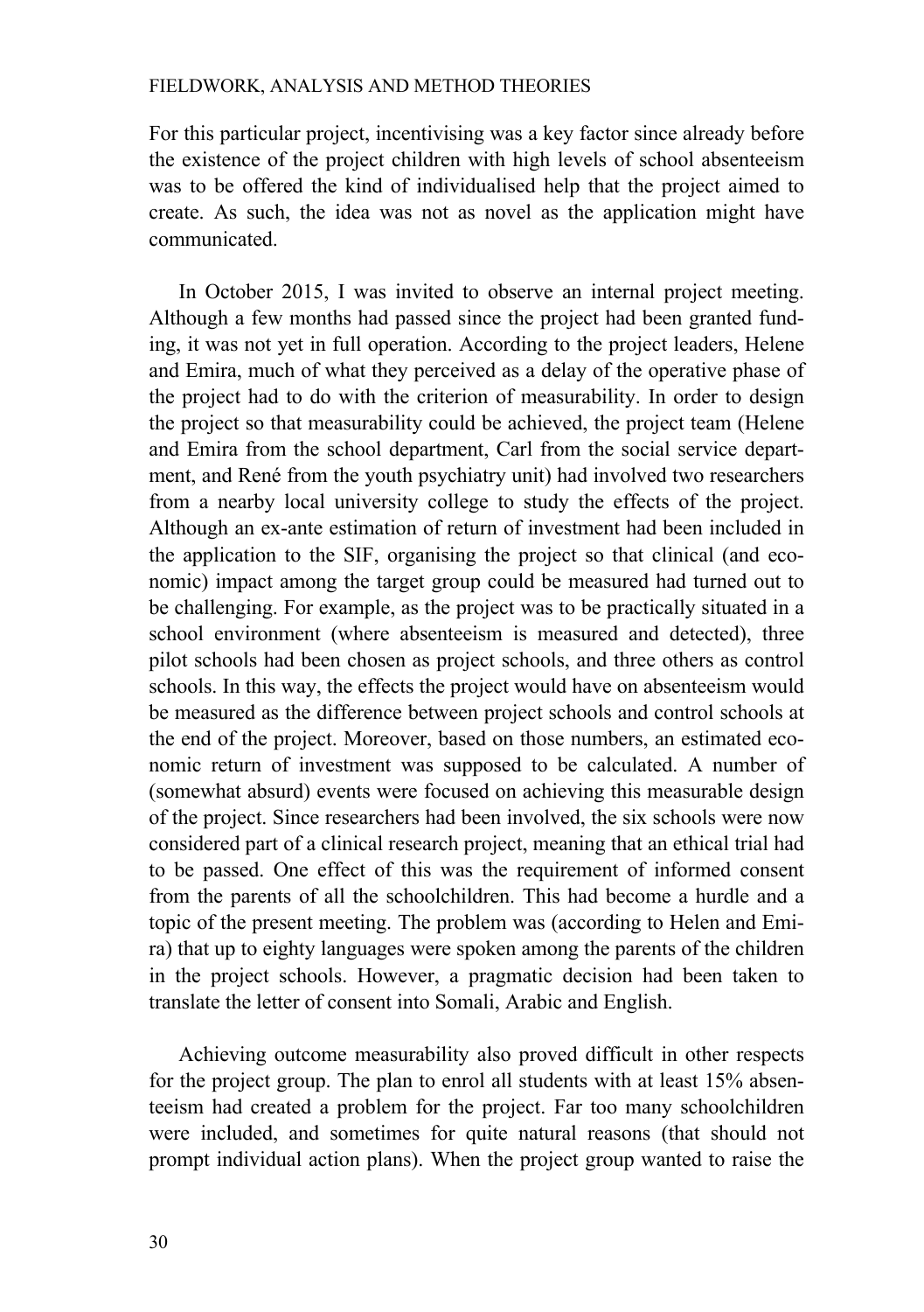For this particular project, incentivising was a key factor since already before the existence of the project children with high levels of school absenteeism was to be offered the kind of individualised help that the project aimed to create. As such, the idea was not as novel as the application might have communicated.

In October 2015, I was invited to observe an internal project meeting. Although a few months had passed since the project had been granted funding, it was not yet in full operation. According to the project leaders, Helene and Emira, much of what they perceived as a delay of the operative phase of the project had to do with the criterion of measurability. In order to design the project so that measurability could be achieved, the project team (Helene and Emira from the school department, Carl from the social service department, and René from the youth psychiatry unit) had involved two researchers from a nearby local university college to study the effects of the project. Although an ex-ante estimation of return of investment had been included in the application to the SIF, organising the project so that clinical (and economic) impact among the target group could be measured had turned out to be challenging. For example, as the project was to be practically situated in a school environment (where absenteeism is measured and detected), three pilot schools had been chosen as project schools, and three others as control schools. In this way, the effects the project would have on absenteeism would be measured as the difference between project schools and control schools at the end of the project. Moreover, based on those numbers, an estimated economic return of investment was supposed to be calculated. A number of (somewhat absurd) events were focused on achieving this measurable design of the project. Since researchers had been involved, the six schools were now considered part of a clinical research project, meaning that an ethical trial had to be passed. One effect of this was the requirement of informed consent from the parents of all the schoolchildren. This had become a hurdle and a topic of the present meeting. The problem was (according to Helen and Emira) that up to eighty languages were spoken among the parents of the children in the project schools. However, a pragmatic decision had been taken to translate the letter of consent into Somali, Arabic and English.

Achieving outcome measurability also proved difficult in other respects for the project group. The plan to enrol all students with at least 15% absenteeism had created a problem for the project. Far too many schoolchildren were included, and sometimes for quite natural reasons (that should not prompt individual action plans). When the project group wanted to raise the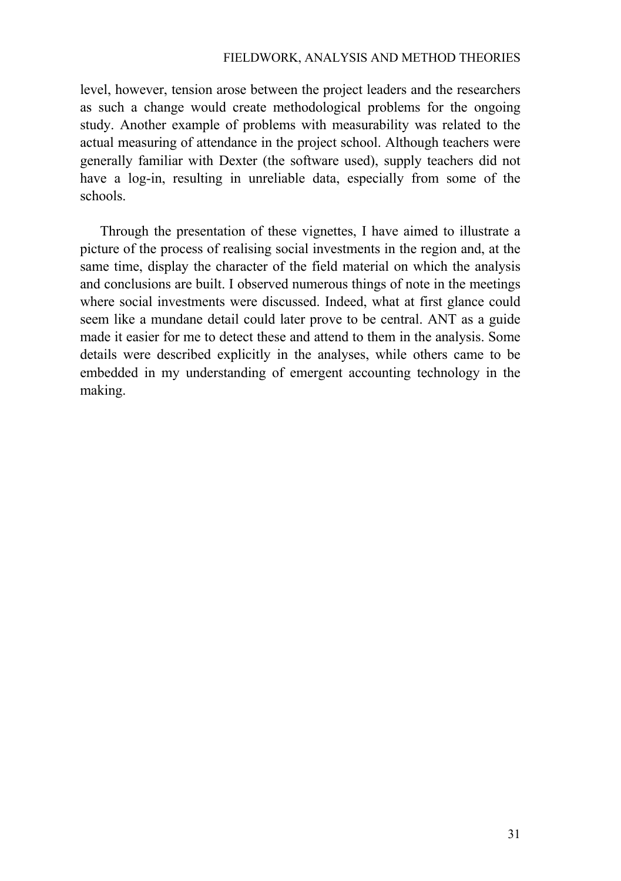level, however, tension arose between the project leaders and the researchers as such a change would create methodological problems for the ongoing study. Another example of problems with measurability was related to the actual measuring of attendance in the project school. Although teachers were generally familiar with Dexter (the software used), supply teachers did not have a log-in, resulting in unreliable data, especially from some of the schools.

Through the presentation of these vignettes, I have aimed to illustrate a picture of the process of realising social investments in the region and, at the same time, display the character of the field material on which the analysis and conclusions are built. I observed numerous things of note in the meetings where social investments were discussed. Indeed, what at first glance could seem like a mundane detail could later prove to be central. ANT as a guide made it easier for me to detect these and attend to them in the analysis. Some details were described explicitly in the analyses, while others came to be embedded in my understanding of emergent accounting technology in the making.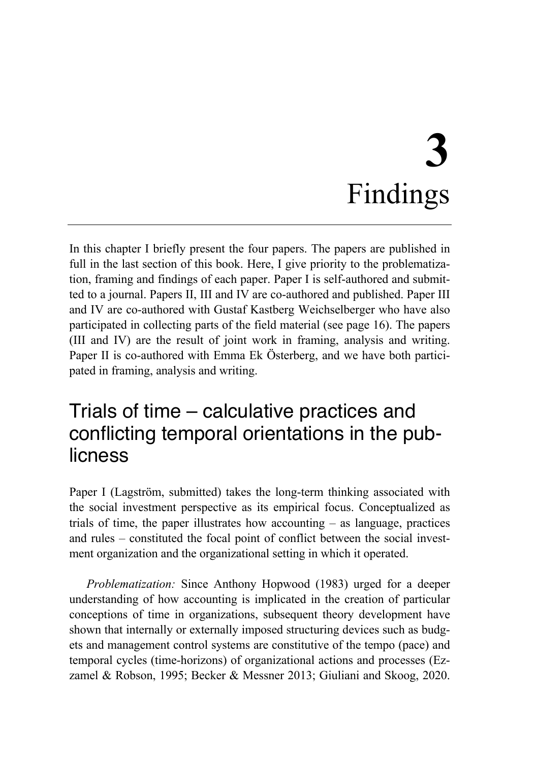# 3 Findings

In this chapter I briefly present the four papers. The papers are published in full in the last section of this book. Here, I give priority to the problematization, framing and findings of each paper. Paper I is self-authored and submitted to a journal. Papers II, III and IV are co-authored and published. Paper III and IV are co-authored with Gustaf Kastberg Weichselberger who have also participated in collecting parts of the field material (see page 16). The papers (III and IV) are the result of joint work in framing, analysis and writing. Paper II is co-authored with Emma Ek Österberg, and we have both participated in framing, analysis and writing.

## Trials of time – calculative practices and conflicting temporal orientations in the publicness

Paper I (Lagström, submitted) takes the long-term thinking associated with the social investment perspective as its empirical focus. Conceptualized as trials of time, the paper illustrates how accounting – as language, practices and rules – constituted the focal point of conflict between the social investment organization and the organizational setting in which it operated.

*Problematization:* Since Anthony Hopwood (1983) urged for a deeper understanding of how accounting is implicated in the creation of particular conceptions of time in organizations, subsequent theory development have shown that internally or externally imposed structuring devices such as budgets and management control systems are constitutive of the tempo (pace) and temporal cycles (time-horizons) of organizational actions and processes (Ezzamel & Robson, 1995; Becker & Messner 2013; Giuliani and Skoog, 2020.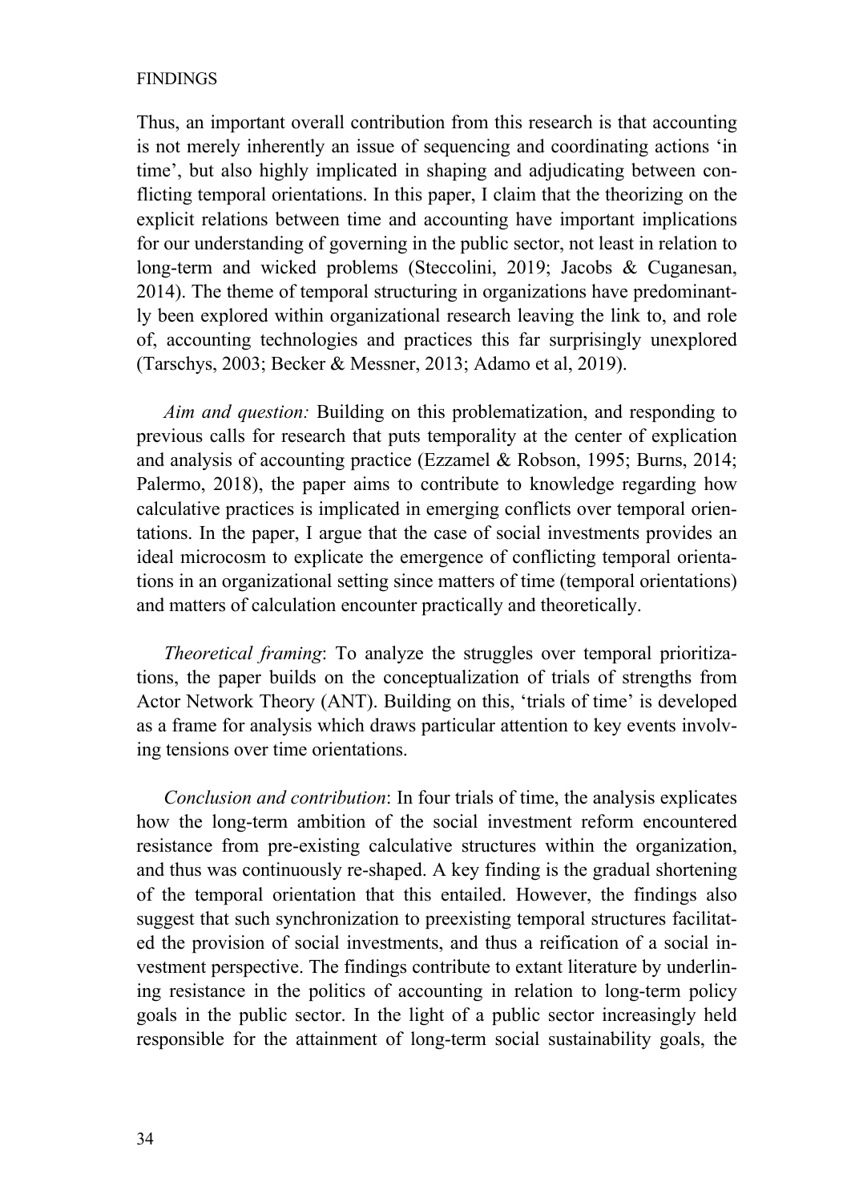Thus, an important overall contribution from this research is that accounting is not merely inherently an issue of sequencing and coordinating actions 'in time', but also highly implicated in shaping and adjudicating between conflicting temporal orientations. In this paper, I claim that the theorizing on the explicit relations between time and accounting have important implications for our understanding of governing in the public sector, not least in relation to long-term and wicked problems (Steccolini, 2019; Jacobs & Cuganesan, 2014). The theme of temporal structuring in organizations have predominantly been explored within organizational research leaving the link to, and role of, accounting technologies and practices this far surprisingly unexplored (Tarschys, 2003; Becker & Messner, 2013; Adamo et al, 2019).

*Aim and question:* Building on this problematization, and responding to previous calls for research that puts temporality at the center of explication and analysis of accounting practice (Ezzamel & Robson, 1995; Burns, 2014; Palermo, 2018), the paper aims to contribute to knowledge regarding how calculative practices is implicated in emerging conflicts over temporal orientations. In the paper, I argue that the case of social investments provides an ideal microcosm to explicate the emergence of conflicting temporal orientations in an organizational setting since matters of time (temporal orientations) and matters of calculation encounter practically and theoretically.

*Theoretical framing*: To analyze the struggles over temporal prioritizations, the paper builds on the conceptualization of trials of strengths from Actor Network Theory (ANT). Building on this, 'trials of time' is developed as a frame for analysis which draws particular attention to key events involving tensions over time orientations.

*Conclusion and contribution*: In four trials of time, the analysis explicates how the long-term ambition of the social investment reform encountered resistance from pre-existing calculative structures within the organization, and thus was continuously re-shaped. A key finding is the gradual shortening of the temporal orientation that this entailed. However, the findings also suggest that such synchronization to preexisting temporal structures facilitated the provision of social investments, and thus a reification of a social investment perspective. The findings contribute to extant literature by underlining resistance in the politics of accounting in relation to long-term policy goals in the public sector. In the light of a public sector increasingly held responsible for the attainment of long-term social sustainability goals, the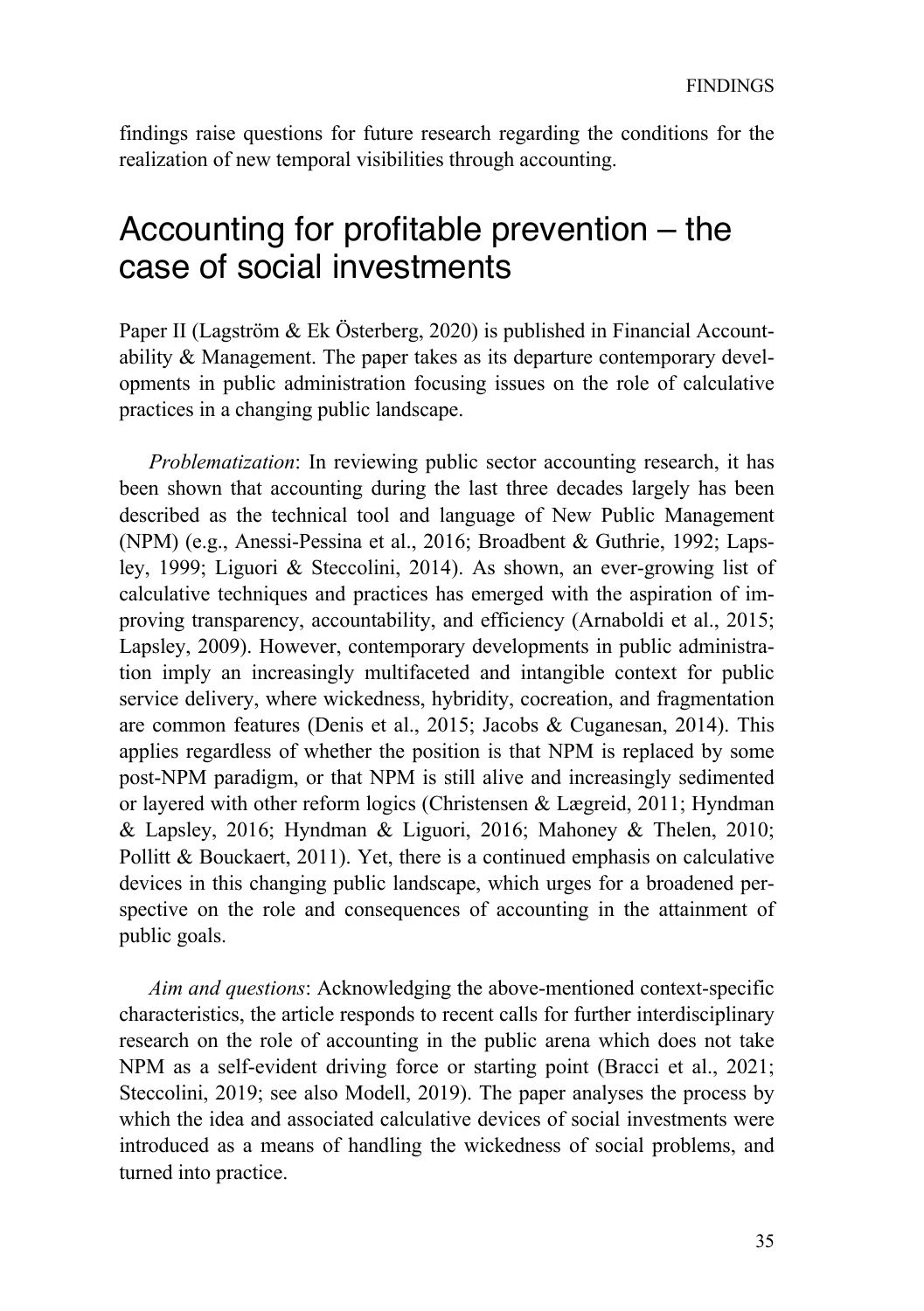findings raise questions for future research regarding the conditions for the realization of new temporal visibilities through accounting.

## Accounting for profitable prevention – the case of social investments

Paper II (Lagström & Ek Österberg, 2020) is published in Financial Accountability & Management. The paper takes as its departure contemporary developments in public administration focusing issues on the role of calculative practices in a changing public landscape.

*Problematization*: In reviewing public sector accounting research, it has been shown that accounting during the last three decades largely has been described as the technical tool and language of New Public Management (NPM) (e.g., Anessi-Pessina et al., 2016; Broadbent & Guthrie, 1992; Lapsley, 1999; Liguori & Steccolini, 2014). As shown, an ever-growing list of calculative techniques and practices has emerged with the aspiration of improving transparency, accountability, and efficiency (Arnaboldi et al., 2015; Lapsley, 2009). However, contemporary developments in public administration imply an increasingly multifaceted and intangible context for public service delivery, where wickedness, hybridity, cocreation, and fragmentation are common features (Denis et al., 2015; Jacobs & Cuganesan, 2014). This applies regardless of whether the position is that NPM is replaced by some post-NPM paradigm, or that NPM is still alive and increasingly sedimented or layered with other reform logics (Christensen & Lægreid, 2011; Hyndman & Lapsley, 2016; Hyndman & Liguori, 2016; Mahoney & Thelen, 2010; Pollitt & Bouckaert, 2011). Yet, there is a continued emphasis on calculative devices in this changing public landscape, which urges for a broadened perspective on the role and consequences of accounting in the attainment of public goals.

*Aim and questions*: Acknowledging the above-mentioned context-specific characteristics, the article responds to recent calls for further interdisciplinary research on the role of accounting in the public arena which does not take NPM as a self-evident driving force or starting point (Bracci et al., 2021; Steccolini, 2019; see also Modell, 2019). The paper analyses the process by which the idea and associated calculative devices of social investments were introduced as a means of handling the wickedness of social problems, and turned into practice.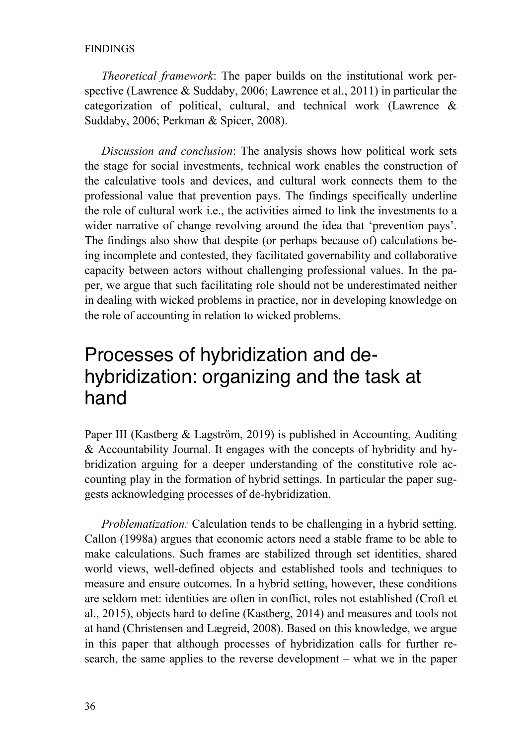*Theoretical framework*: The paper builds on the institutional work perspective (Lawrence & Suddaby, 2006; Lawrence et al., 2011) in particular the categorization of political, cultural, and technical work (Lawrence & Suddaby, 2006; Perkman & Spicer, 2008).

*Discussion and conclusion*: The analysis shows how political work sets the stage for social investments, technical work enables the construction of the calculative tools and devices, and cultural work connects them to the professional value that prevention pays. The findings specifically underline the role of cultural work i.e., the activities aimed to link the investments to a wider narrative of change revolving around the idea that 'prevention pays'. The findings also show that despite (or perhaps because of) calculations being incomplete and contested, they facilitated governability and collaborative capacity between actors without challenging professional values. In the paper, we argue that such facilitating role should not be underestimated neither in dealing with wicked problems in practice, nor in developing knowledge on the role of accounting in relation to wicked problems.

## Processes of hybridization and de-hybridization: organizing and the task at hand

Paper III (Kastberg & Lagström, 2019) is published in Accounting, Auditing & Accountability Journal. It engages with the concepts of hybridity and hybridization arguing for a deeper understanding of the constitutive role accounting play in the formation of hybrid settings. In particular the paper suggests acknowledging processes of de-hybridization.

*Problematization:* Calculation tends to be challenging in a hybrid setting. Callon (1998a) argues that economic actors need a stable frame to be able to make calculations. Such frames are stabilized through set identities, shared world views, well-defined objects and established tools and techniques to measure and ensure outcomes. In a hybrid setting, however, these conditions are seldom met: identities are often in conflict, roles not established (Croft et al., 2015), objects hard to define (Kastberg, 2014) and measures and tools not at hand (Christensen and Lægreid, 2008). Based on this knowledge, we argue in this paper that although processes of hybridization calls for further research, the same applies to the reverse development – what we in the paper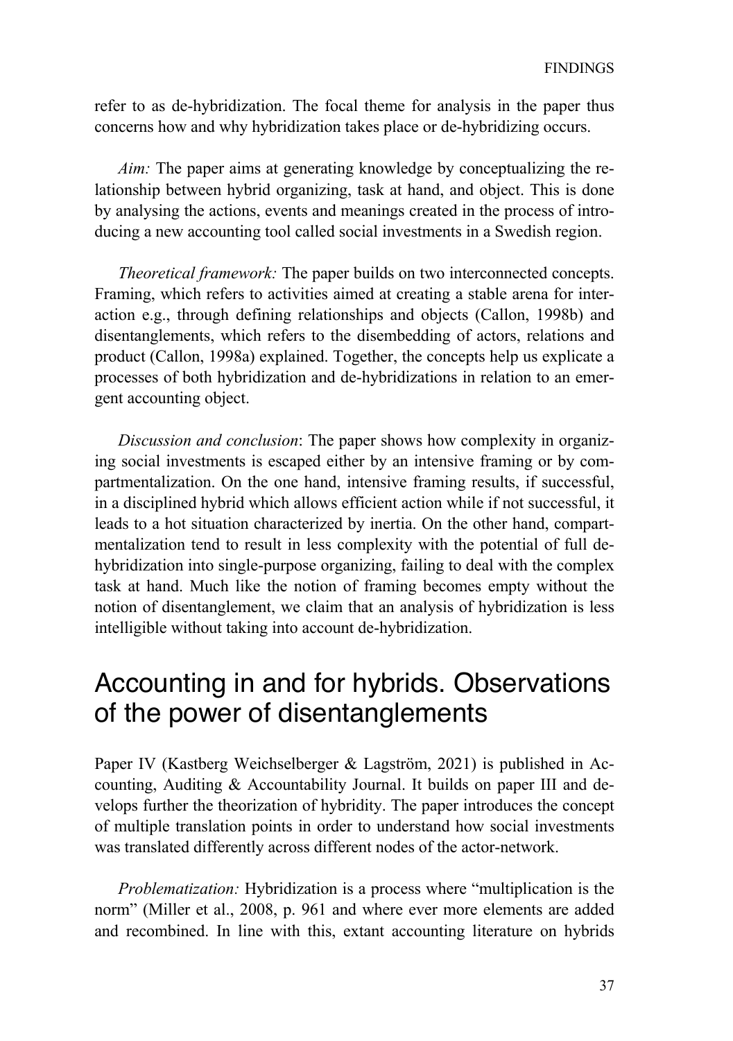refer to as de-hybridization. The focal theme for analysis in the paper thus concerns how and why hybridization takes place or de-hybridizing occurs.

*Aim:* The paper aims at generating knowledge by conceptualizing the relationship between hybrid organizing, task at hand, and object. This is done by analysing the actions, events and meanings created in the process of introducing a new accounting tool called social investments in a Swedish region.

*Theoretical framework:* The paper builds on two interconnected concepts. Framing, which refers to activities aimed at creating a stable arena for interaction e.g., through defining relationships and objects (Callon, 1998b) and disentanglements, which refers to the disembedding of actors, relations and product (Callon, 1998a) explained. Together, the concepts help us explicate a processes of both hybridization and de-hybridizations in relation to an emergent accounting object.

*Discussion and conclusion*: The paper shows how complexity in organizing social investments is escaped either by an intensive framing or by compartmentalization. On the one hand, intensive framing results, if successful, in a disciplined hybrid which allows efficient action while if not successful, it leads to a hot situation characterized by inertia. On the other hand, compartmentalization tend to result in less complexity with the potential of full de-hybridization into single-purpose organizing, failing to deal with the complex task at hand. Much like the notion of framing becomes empty without the notion of disentanglement, we claim that an analysis of hybridization is less intelligible without taking into account de-hybridization.

## Accounting in and for hybrids. Observations of the power of disentanglements

Paper IV (Kastberg Weichselberger & Lagström, 2021) is published in Accounting, Auditing & Accountability Journal. It builds on paper III and develops further the theorization of hybridity. The paper introduces the concept of multiple translation points in order to understand how social investments was translated differently across different nodes of the actor-network.

*Problematization:* Hybridization is a process where "multiplication is the norm" (Miller et al., 2008, p. 961 and where ever more elements are added and recombined. In line with this, extant accounting literature on hybrids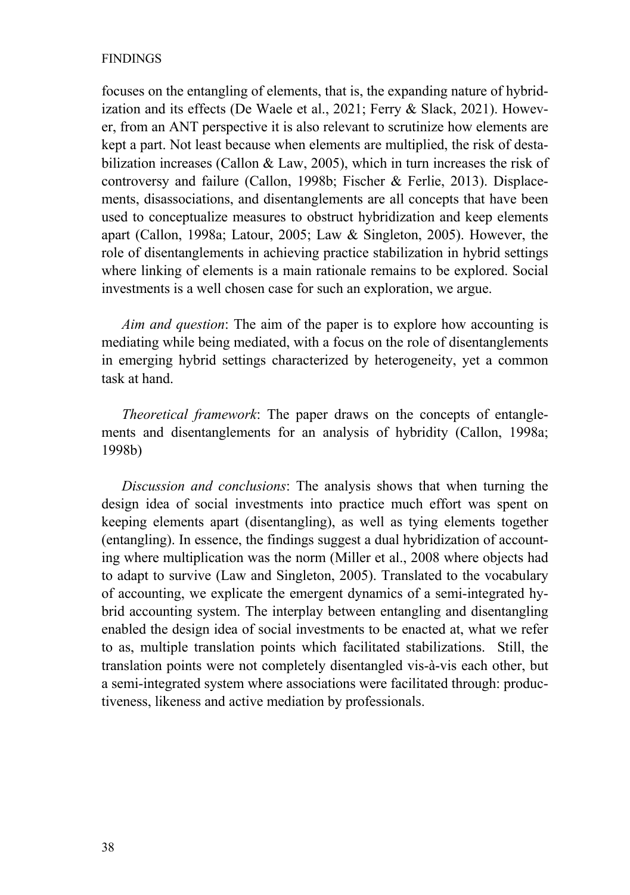focuses on the entangling of elements, that is, the expanding nature of hybridization and its effects (De Waele et al., 2021; Ferry & Slack, 2021). However, from an ANT perspective it is also relevant to scrutinize how elements are kept a part. Not least because when elements are multiplied, the risk of destabilization increases (Callon & Law, 2005), which in turn increases the risk of controversy and failure (Callon, 1998b; Fischer & Ferlie, 2013). Displacements, disassociations, and disentanglements are all concepts that have been used to conceptualize measures to obstruct hybridization and keep elements apart (Callon, 1998a; Latour, 2005; Law & Singleton, 2005). However, the role of disentanglements in achieving practice stabilization in hybrid settings where linking of elements is a main rationale remains to be explored. Social investments is a well chosen case for such an exploration, we argue.

*Aim and question*: The aim of the paper is to explore how accounting is mediating while being mediated, with a focus on the role of disentanglements in emerging hybrid settings characterized by heterogeneity, yet a common task at hand.

*Theoretical framework*: The paper draws on the concepts of entanglements and disentanglements for an analysis of hybridity (Callon, 1998a; 1998b)

*Discussion and conclusions*: The analysis shows that when turning the design idea of social investments into practice much effort was spent on keeping elements apart (disentangling), as well as tying elements together (entangling). In essence, the findings suggest a dual hybridization of accounting where multiplication was the norm (Miller et al., 2008 where objects had to adapt to survive (Law and Singleton, 2005). Translated to the vocabulary of accounting, we explicate the emergent dynamics of a semi-integrated hybrid accounting system. The interplay between entangling and disentangling enabled the design idea of social investments to be enacted at, what we refer to as, multiple translation points which facilitated stabilizations. Still, the translation points were not completely disentangled vis-à-vis each other, but a semi-integrated system where associations were facilitated through: productiveness, likeness and active mediation by professionals.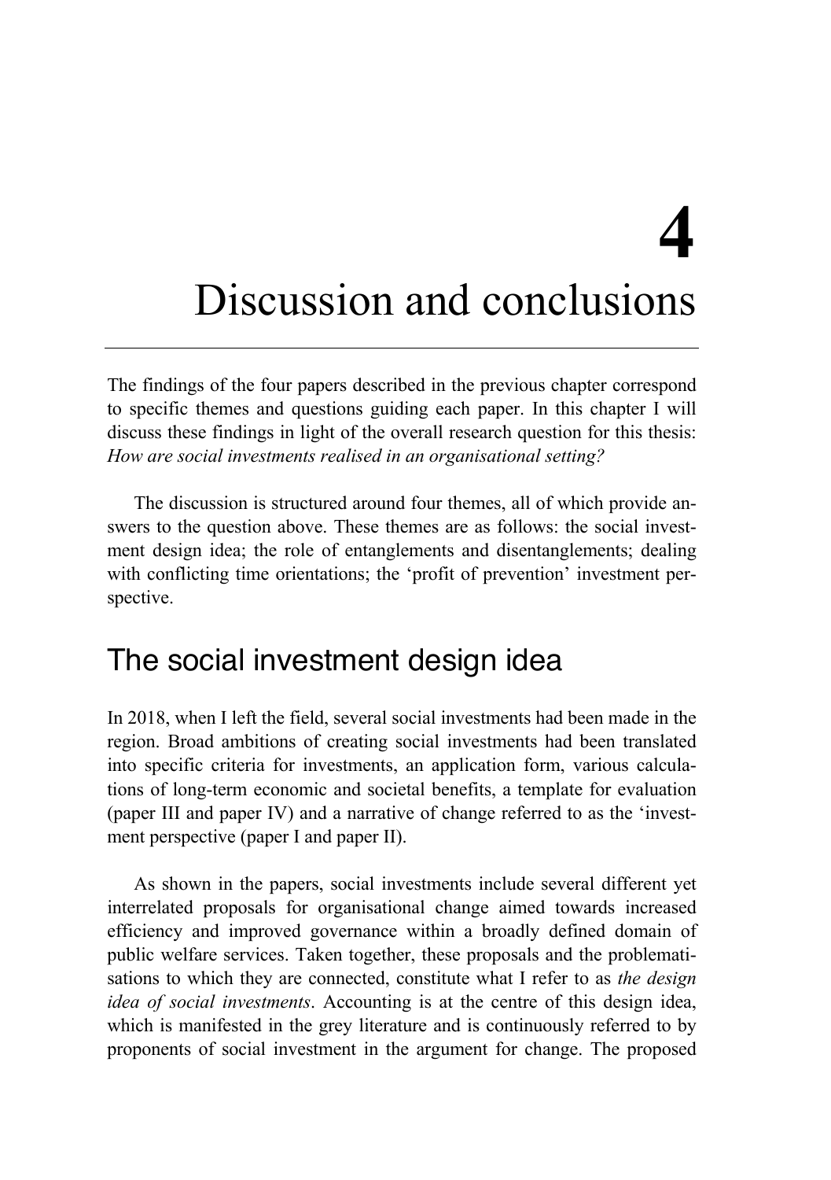# 4

# Discussion and conclusions

The findings of the four papers described in the previous chapter correspond to specific themes and questions guiding each paper. In this chapter I will discuss these findings in light of the overall research question for this thesis: *How are social investments realised in an organisational setting?*

The discussion is structured around four themes, all of which provide answers to the question above. These themes are as follows: the social investment design idea; the role of entanglements and disentanglements; dealing with conflicting time orientations; the 'profit of prevention' investment perspective.

## The social investment design idea

In 2018, when I left the field, several social investments had been made in the region. Broad ambitions of creating social investments had been translated into specific criteria for investments, an application form, various calculations of long-term economic and societal benefits, a template for evaluation (paper III and paper IV) and a narrative of change referred to as the 'investment perspective (paper I and paper II).

As shown in the papers, social investments include several different yet interrelated proposals for organisational change aimed towards increased efficiency and improved governance within a broadly defined domain of public welfare services. Taken together, these proposals and the problematisations to which they are connected, constitute what I refer to as *the design idea of social investments*. Accounting is at the centre of this design idea, which is manifested in the grey literature and is continuously referred to by proponents of social investment in the argument for change. The proposed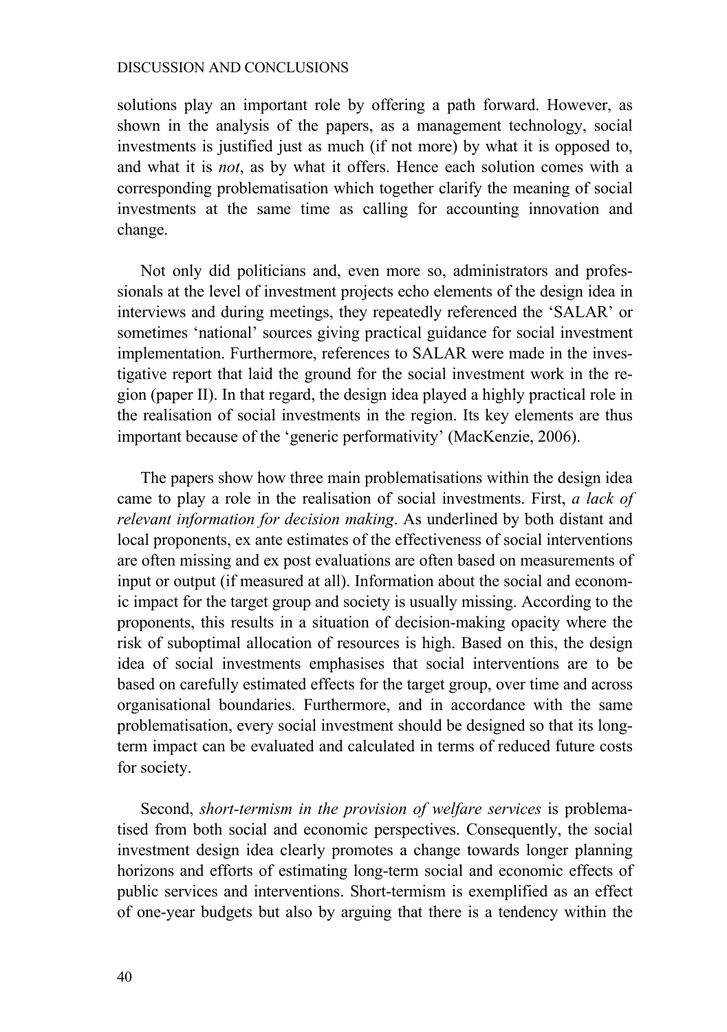solutions play an important role by offering a path forward. However, as shown in the analysis of the papers, as a management technology, social investments is justified just as much (if not more) by what it is opposed to, and what it is *not*, as by what it offers. Hence each solution comes with a corresponding problematisation which together clarify the meaning of social investments at the same time as calling for accounting innovation and change.

Not only did politicians and, even more so, administrators and professionals at the level of investment projects echo elements of the design idea in interviews and during meetings, they repeatedly referenced the 'SALAR' or sometimes 'national' sources giving practical guidance for social investment implementation. Furthermore, references to SALAR were made in the investigative report that laid the ground for the social investment work in the region (paper II). In that regard, the design idea played a highly practical role in the realisation of social investments in the region. Its key elements are thus important because of the 'generic performativity' (MacKenzie, 2006).

The papers show how three main problematisations within the design idea came to play a role in the realisation of social investments. First, *a lack of relevant information for decision making*. As underlined by both distant and local proponents, ex ante estimates of the effectiveness of social interventions are often missing and ex post evaluations are often based on measurements of input or output (if measured at all). Information about the social and economic impact for the target group and society is usually missing. According to the proponents, this results in a situation of decision-making opacity where the risk of suboptimal allocation of resources is high. Based on this, the design idea of social investments emphasises that social interventions are to be based on carefully estimated effects for the target group, over time and across organisational boundaries. Furthermore, and in accordance with the same problematisation, every social investment should be designed so that its long-term impact can be evaluated and calculated in terms of reduced future costs for society.

Second, *short-termism in the provision of welfare services* is problematised from both social and economic perspectives. Consequently, the social investment design idea clearly promotes a change towards longer planning horizons and efforts of estimating long-term social and economic effects of public services and interventions. Short-termism is exemplified as an effect of one-year budgets but also by arguing that there is a tendency within the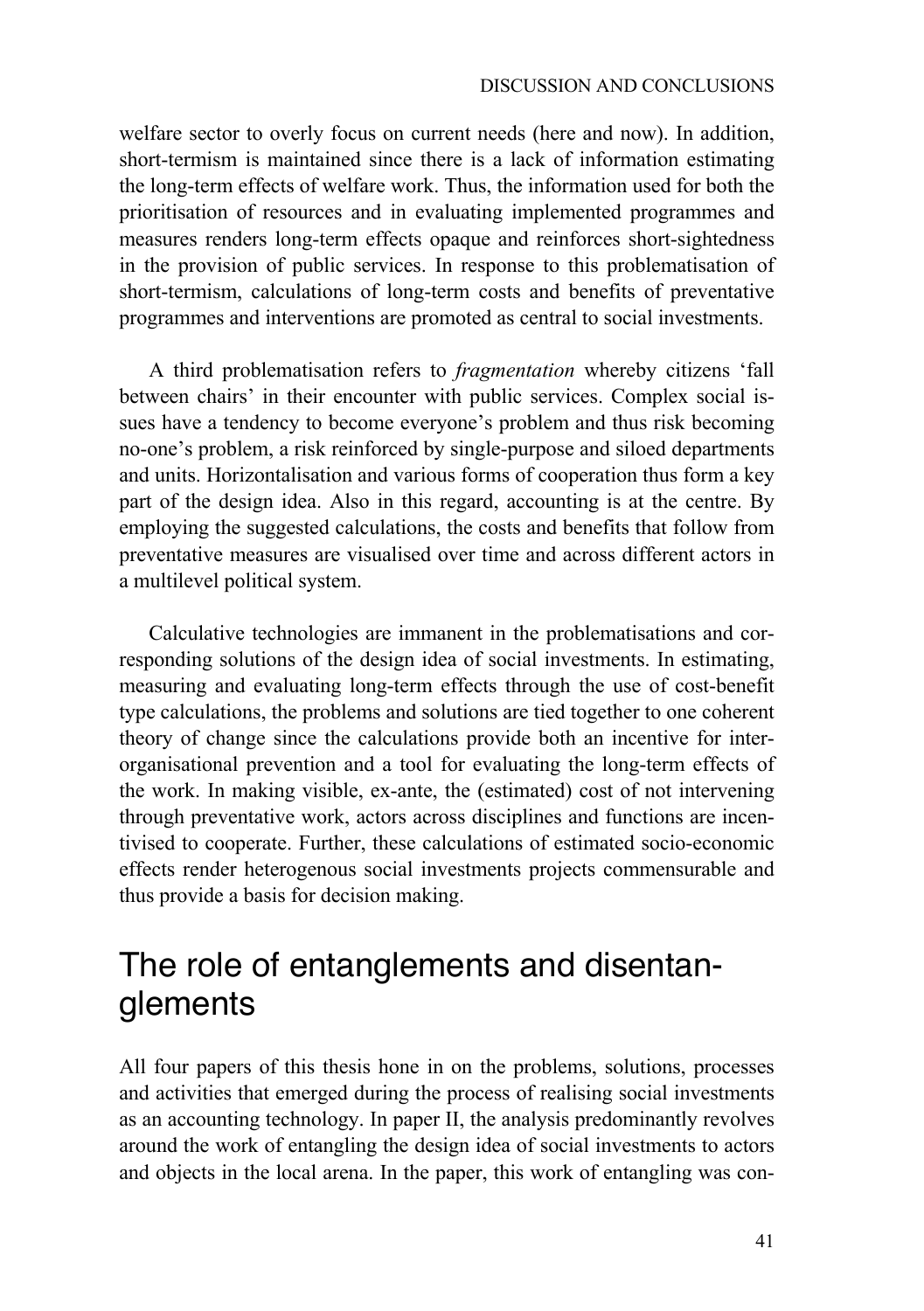welfare sector to overly focus on current needs (here and now). In addition, short-termism is maintained since there is a lack of information estimating the long-term effects of welfare work. Thus, the information used for both the prioritisation of resources and in evaluating implemented programmes and measures renders long-term effects opaque and reinforces short-sightedness in the provision of public services. In response to this problematisation of short-termism, calculations of long-term costs and benefits of preventative programmes and interventions are promoted as central to social investments.

A third problematisation refers to *fragmentation* whereby citizens 'fall between chairs' in their encounter with public services. Complex social issues have a tendency to become everyone's problem and thus risk becoming no-one's problem, a risk reinforced by single-purpose and siloed departments and units. Horizontalisation and various forms of cooperation thus form a key part of the design idea. Also in this regard, accounting is at the centre. By employing the suggested calculations, the costs and benefits that follow from preventative measures are visualised over time and across different actors in a multilevel political system.

Calculative technologies are immanent in the problematisations and corresponding solutions of the design idea of social investments. In estimating, measuring and evaluating long-term effects through the use of cost-benefit type calculations, the problems and solutions are tied together to one coherent theory of change since the calculations provide both an incentive for inter-organisational prevention and a tool for evaluating the long-term effects of the work. In making visible, ex-ante, the (estimated) cost of not intervening through preventative work, actors across disciplines and functions are incentivised to cooperate. Further, these calculations of estimated socio-economic effects render heterogenous social investments projects commensurable and thus provide a basis for decision making.

## The role of entanglements and disentanglements

All four papers of this thesis hone in on the problems, solutions, processes and activities that emerged during the process of realising social investments as an accounting technology. In paper II, the analysis predominantly revolves around the work of entangling the design idea of social investments to actors and objects in the local arena. In the paper, this work of entangling was con-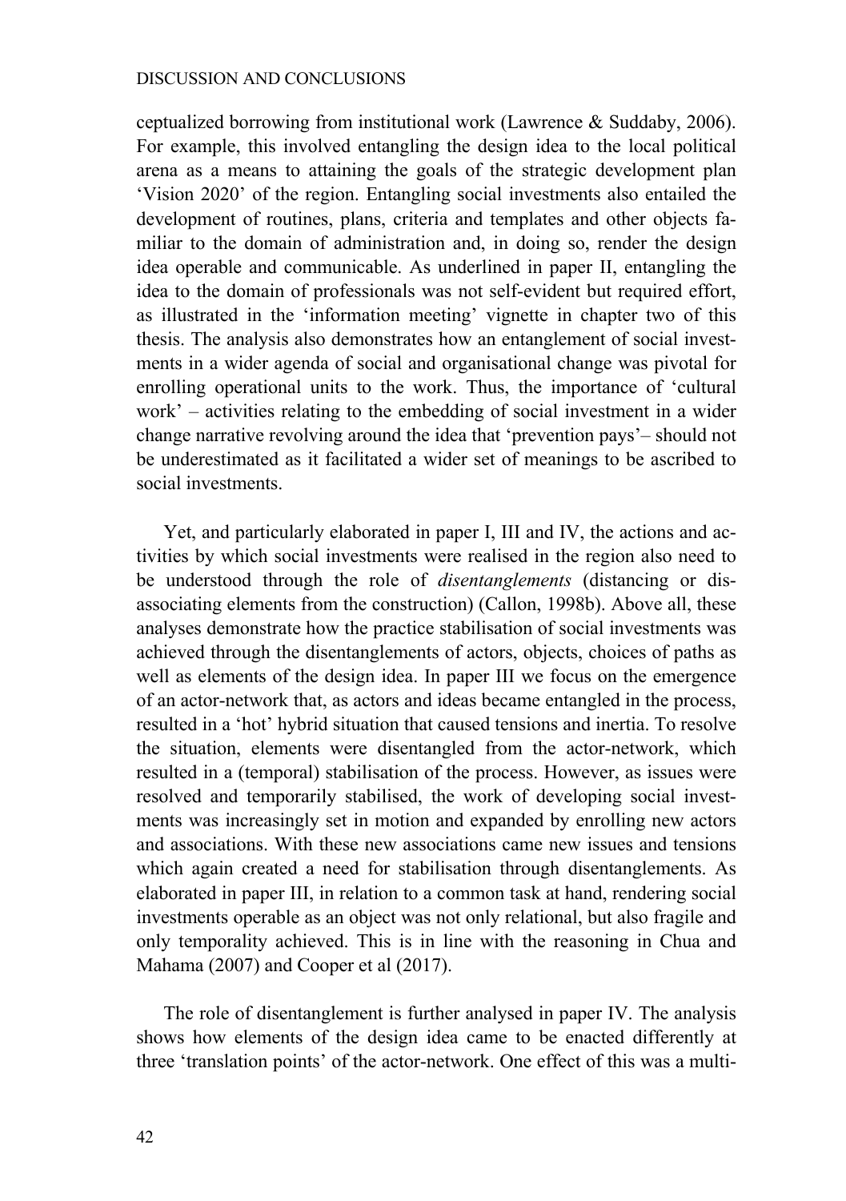ceptualized borrowing from institutional work (Lawrence & Suddaby, 2006). For example, this involved entangling the design idea to the local political arena as a means to attaining the goals of the strategic development plan 'Vision 2020' of the region. Entangling social investments also entailed the development of routines, plans, criteria and templates and other objects familiar to the domain of administration and, in doing so, render the design idea operable and communicable. As underlined in paper II, entangling the idea to the domain of professionals was not self-evident but required effort, as illustrated in the 'information meeting' vignette in chapter two of this thesis. The analysis also demonstrates how an entanglement of social investments in a wider agenda of social and organisational change was pivotal for enrolling operational units to the work. Thus, the importance of 'cultural work' – activities relating to the embedding of social investment in a wider change narrative revolving around the idea that 'prevention pays'– should not be underestimated as it facilitated a wider set of meanings to be ascribed to social investments.

Yet, and particularly elaborated in paper I, III and IV, the actions and activities by which social investments were realised in the region also need to be understood through the role of *disentanglements* (distancing or disassociating elements from the construction) (Callon, 1998b). Above all, these analyses demonstrate how the practice stabilisation of social investments was achieved through the disentanglements of actors, objects, choices of paths as well as elements of the design idea. In paper III we focus on the emergence of an actor-network that, as actors and ideas became entangled in the process, resulted in a 'hot' hybrid situation that caused tensions and inertia. To resolve the situation, elements were disentangled from the actor-network, which resulted in a (temporal) stabilisation of the process. However, as issues were resolved and temporarily stabilised, the work of developing social investments was increasingly set in motion and expanded by enrolling new actors and associations. With these new associations came new issues and tensions which again created a need for stabilisation through disentanglements. As elaborated in paper III, in relation to a common task at hand, rendering social investments operable as an object was not only relational, but also fragile and only temporality achieved. This is in line with the reasoning in Chua and Mahama (2007) and Cooper et al (2017).

The role of disentanglement is further analysed in paper IV. The analysis shows how elements of the design idea came to be enacted differently at three 'translation points' of the actor-network. One effect of this was a multi-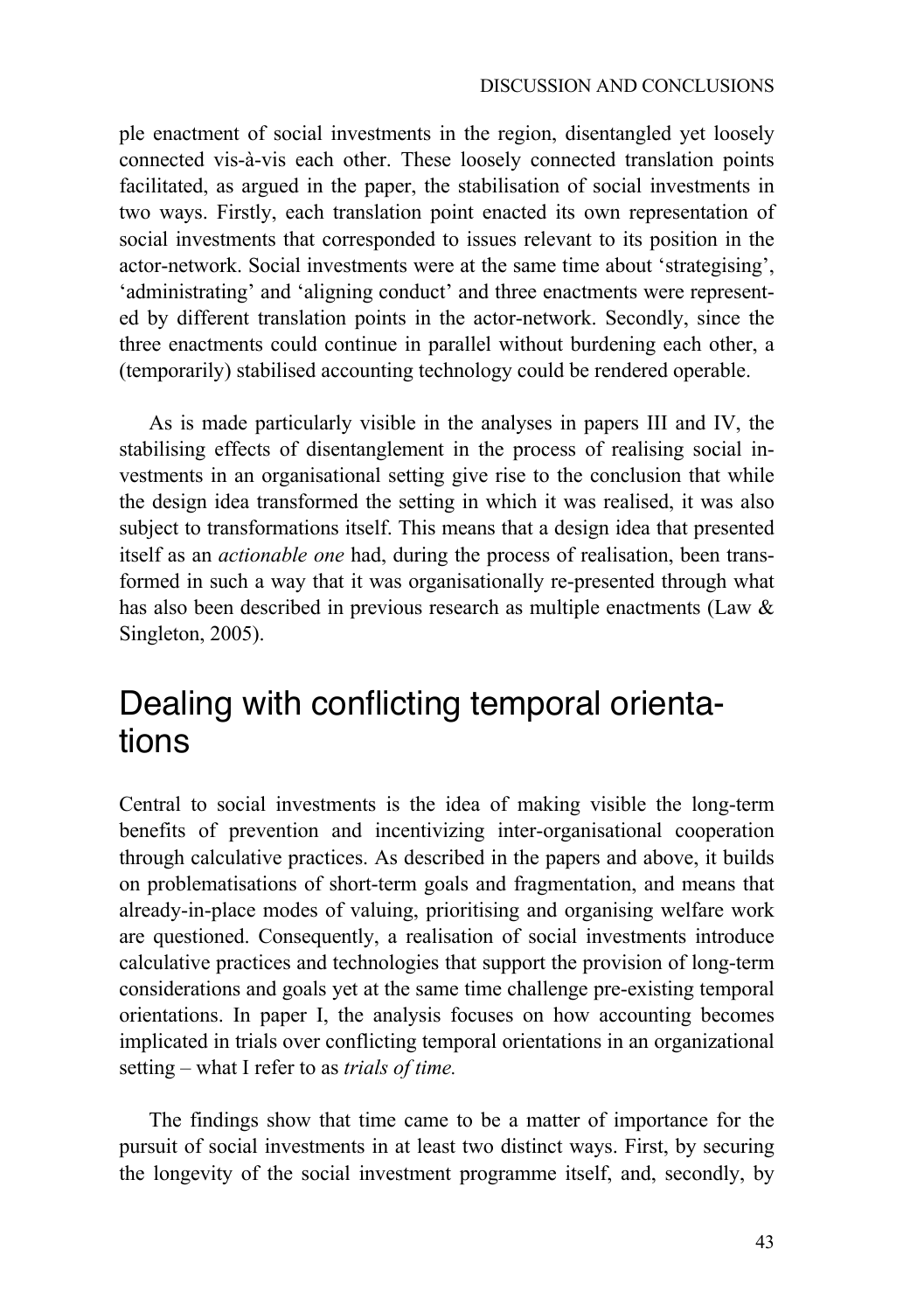ple enactment of social investments in the region, disentangled yet loosely connected vis-à-vis each other. These loosely connected translation points facilitated, as argued in the paper, the stabilisation of social investments in two ways. Firstly, each translation point enacted its own representation of social investments that corresponded to issues relevant to its position in the actor-network. Social investments were at the same time about 'strategising', 'administrating' and 'aligning conduct' and three enactments were represented by different translation points in the actor-network. Secondly, since the three enactments could continue in parallel without burdening each other, a (temporarily) stabilised accounting technology could be rendered operable.

As is made particularly visible in the analyses in papers III and IV, the stabilising effects of disentanglement in the process of realising social investments in an organisational setting give rise to the conclusion that while the design idea transformed the setting in which it was realised, it was also subject to transformations itself. This means that a design idea that presented itself as an *actionable one* had, during the process of realisation, been transformed in such a way that it was organisationally re-presented through what has also been described in previous research as multiple enactments (Law & Singleton, 2005).

## Dealing with conflicting temporal orientations

Central to social investments is the idea of making visible the long-term benefits of prevention and incentivizing inter-organisational cooperation through calculative practices. As described in the papers and above, it builds on problematisations of short-term goals and fragmentation, and means that already-in-place modes of valuing, prioritising and organising welfare work are questioned. Consequently, a realisation of social investments introduce calculative practices and technologies that support the provision of long-term considerations and goals yet at the same time challenge pre-existing temporal orientations. In paper I, the analysis focuses on how accounting becomes implicated in trials over conflicting temporal orientations in an organizational setting – what I refer to as *trials of time.*

The findings show that time came to be a matter of importance for the pursuit of social investments in at least two distinct ways. First, by securing the longevity of the social investment programme itself, and, secondly, by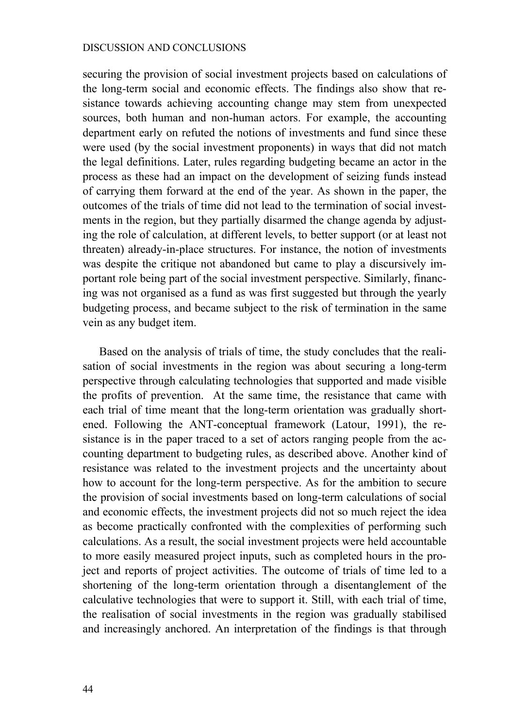securing the provision of social investment projects based on calculations of the long-term social and economic effects. The findings also show that resistance towards achieving accounting change may stem from unexpected sources, both human and non-human actors. For example, the accounting department early on refuted the notions of investments and fund since these were used (by the social investment proponents) in ways that did not match the legal definitions. Later, rules regarding budgeting became an actor in the process as these had an impact on the development of seizing funds instead of carrying them forward at the end of the year. As shown in the paper, the outcomes of the trials of time did not lead to the termination of social investments in the region, but they partially disarmed the change agenda by adjusting the role of calculation, at different levels, to better support (or at least not threaten) already-in-place structures. For instance, the notion of investments was despite the critique not abandoned but came to play a discursively important role being part of the social investment perspective. Similarly, financing was not organised as a fund as was first suggested but through the yearly budgeting process, and became subject to the risk of termination in the same vein as any budget item.

Based on the analysis of trials of time, the study concludes that the realisation of social investments in the region was about securing a long-term perspective through calculating technologies that supported and made visible the profits of prevention. At the same time, the resistance that came with each trial of time meant that the long-term orientation was gradually shortened. Following the ANT-conceptual framework (Latour, 1991), the resistance is in the paper traced to a set of actors ranging people from the accounting department to budgeting rules, as described above. Another kind of resistance was related to the investment projects and the uncertainty about how to account for the long-term perspective. As for the ambition to secure the provision of social investments based on long-term calculations of social and economic effects, the investment projects did not so much reject the idea as become practically confronted with the complexities of performing such calculations. As a result, the social investment projects were held accountable to more easily measured project inputs, such as completed hours in the project and reports of project activities. The outcome of trials of time led to a shortening of the long-term orientation through a disentanglement of the calculative technologies that were to support it. Still, with each trial of time, the realisation of social investments in the region was gradually stabilised and increasingly anchored. An interpretation of the findings is that through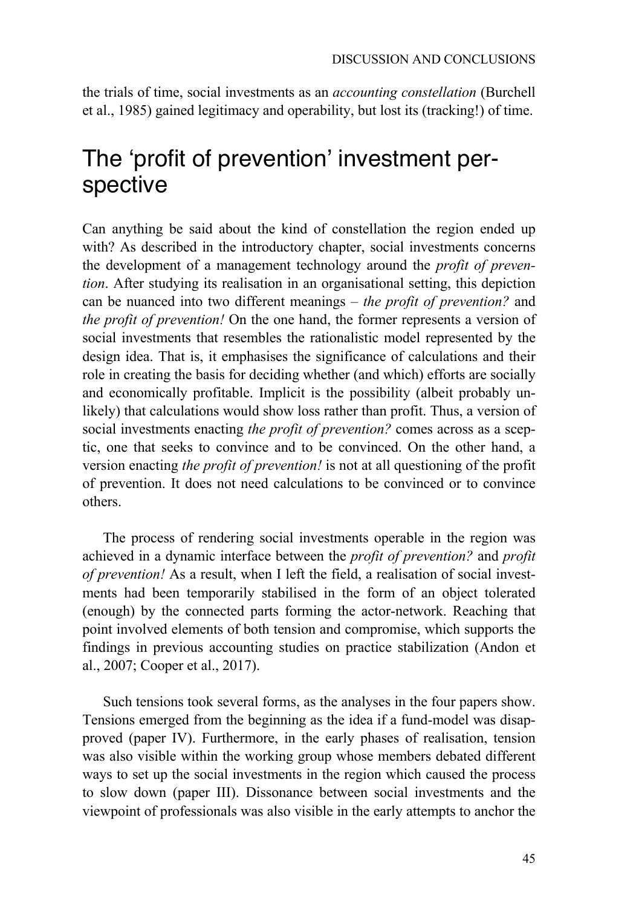the trials of time, social investments as an *accounting constellation* (Burchell et al., 1985) gained legitimacy and operability, but lost its (tracking!) of time.

## The 'profit of prevention' investment perspective

Can anything be said about the kind of constellation the region ended up with? As described in the introductory chapter, social investments concerns the development of a management technology around the *profit of prevention*. After studying its realisation in an organisational setting, this depiction can be nuanced into two different meanings – *the profit of prevention?* and *the profit of prevention!* On the one hand, the former represents a version of social investments that resembles the rationalistic model represented by the design idea. That is, it emphasises the significance of calculations and their role in creating the basis for deciding whether (and which) efforts are socially and economically profitable. Implicit is the possibility (albeit probably unlikely) that calculations would show loss rather than profit. Thus, a version of social investments enacting *the profit of prevention?* comes across as a sceptic, one that seeks to convince and to be convinced. On the other hand, a version enacting *the profit of prevention!* is not at all questioning of the profit of prevention. It does not need calculations to be convinced or to convince others.

The process of rendering social investments operable in the region was achieved in a dynamic interface between the *profit of prevention?* and *profit of prevention!* As a result, when I left the field, a realisation of social investments had been temporarily stabilised in the form of an object tolerated (enough) by the connected parts forming the actor-network. Reaching that point involved elements of both tension and compromise, which supports the findings in previous accounting studies on practice stabilization (Andon et al., 2007; Cooper et al., 2017).

Such tensions took several forms, as the analyses in the four papers show. Tensions emerged from the beginning as the idea if a fund-model was disapproved (paper IV). Furthermore, in the early phases of realisation, tension was also visible within the working group whose members debated different ways to set up the social investments in the region which caused the process to slow down (paper III). Dissonance between social investments and the viewpoint of professionals was also visible in the early attempts to anchor the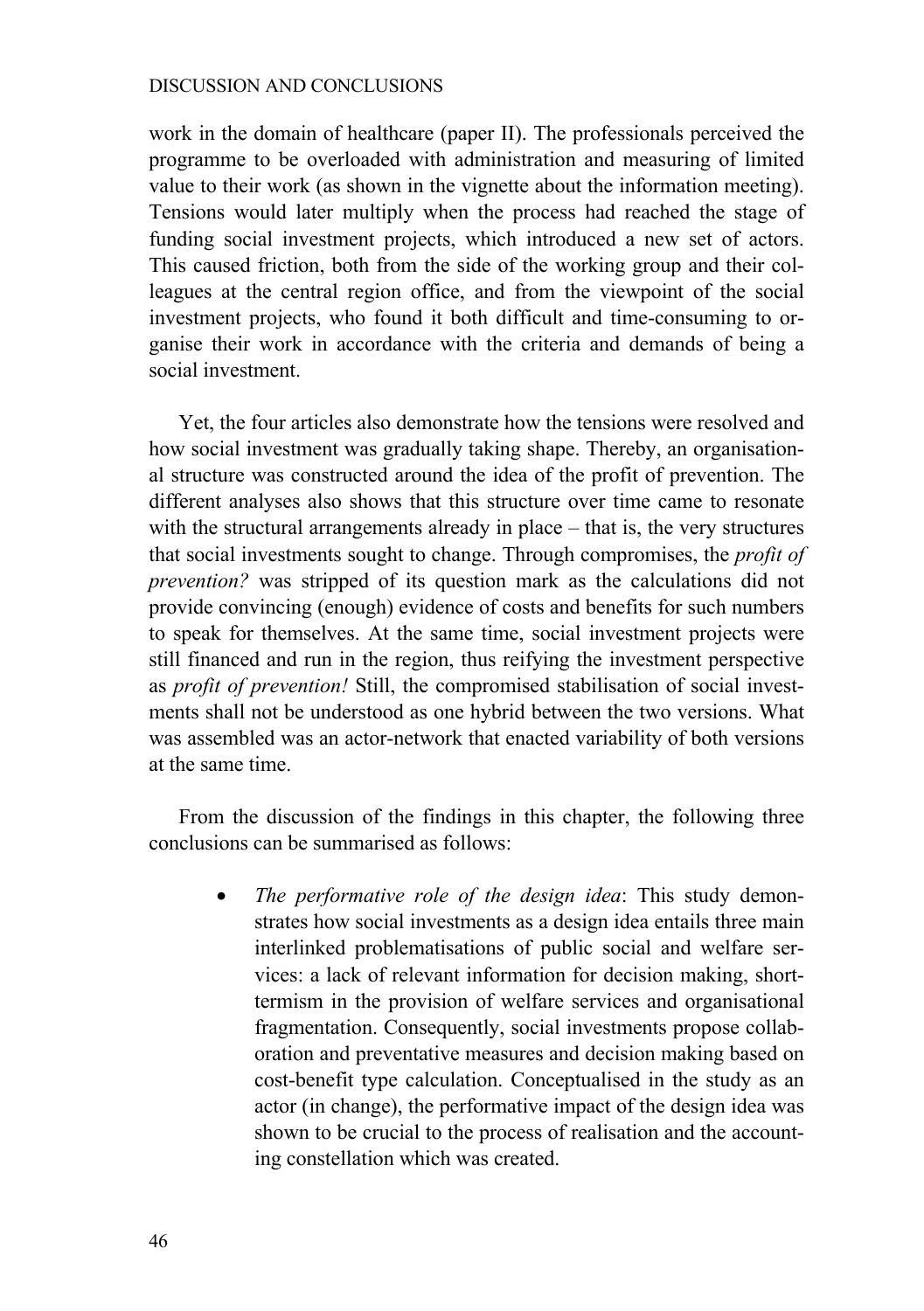work in the domain of healthcare (paper II). The professionals perceived the programme to be overloaded with administration and measuring of limited value to their work (as shown in the vignette about the information meeting). Tensions would later multiply when the process had reached the stage of funding social investment projects, which introduced a new set of actors. This caused friction, both from the side of the working group and their colleagues at the central region office, and from the viewpoint of the social investment projects, who found it both difficult and time-consuming to organise their work in accordance with the criteria and demands of being a social investment.

Yet, the four articles also demonstrate how the tensions were resolved and how social investment was gradually taking shape. Thereby, an organisational structure was constructed around the idea of the profit of prevention. The different analyses also shows that this structure over time came to resonate with the structural arrangements already in place – that is, the very structures that social investments sought to change. Through compromises, the *profit of prevention?* was stripped of its question mark as the calculations did not provide convincing (enough) evidence of costs and benefits for such numbers to speak for themselves. At the same time, social investment projects were still financed and run in the region, thus reifying the investment perspective as *profit of prevention!* Still, the compromised stabilisation of social investments shall not be understood as one hybrid between the two versions. What was assembled was an actor-network that enacted variability of both versions at the same time.

From the discussion of the findings in this chapter, the following three conclusions can be summarised as follows:

- *The performative role of the design idea*: This study demonstrates how social investments as a design idea entails three main interlinked problematisations of public social and welfare services: a lack of relevant information for decision making, short-termism in the provision of welfare services and organisational fragmentation. Consequently, social investments propose collaboration and preventative measures and decision making based on cost-benefit type calculation. Conceptualised in the study as an actor (in change), the performative impact of the design idea was shown to be crucial to the process of realisation and the accounting constellation which was created.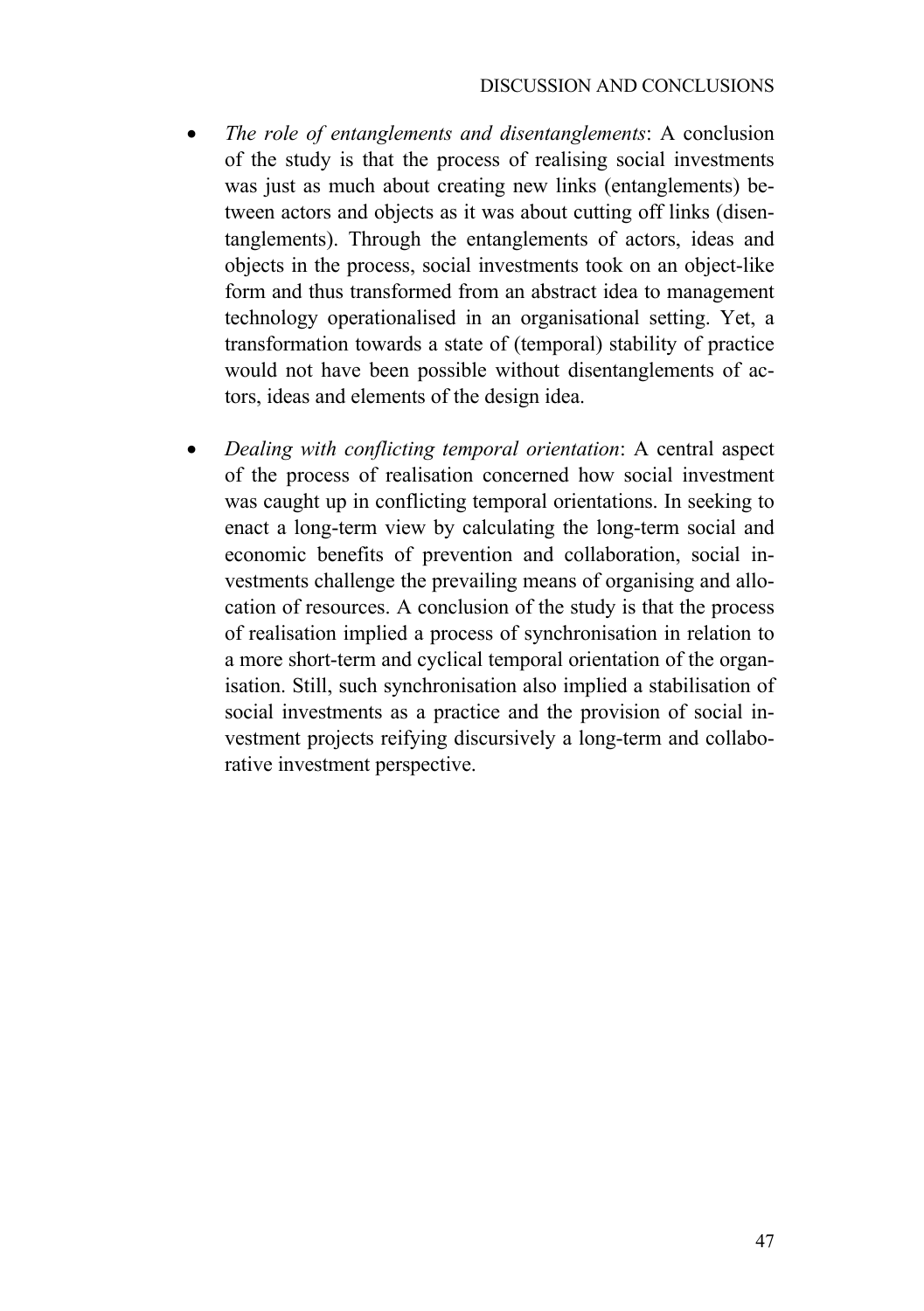- *The role of entanglements and disentanglements*: A conclusion of the study is that the process of realising social investments was just as much about creating new links (entanglements) between actors and objects as it was about cutting off links (disentanglements). Through the entanglements of actors, ideas and objects in the process, social investments took on an object-like form and thus transformed from an abstract idea to management technology operationalised in an organisational setting. Yet, a transformation towards a state of (temporal) stability of practice would not have been possible without disentanglements of actors, ideas and elements of the design idea.

- *Dealing with conflicting temporal orientation*: A central aspect of the process of realisation concerned how social investment was caught up in conflicting temporal orientations. In seeking to enact a long-term view by calculating the long-term social and economic benefits of prevention and collaboration, social investments challenge the prevailing means of organising and allocation of resources. A conclusion of the study is that the process of realisation implied a process of synchronisation in relation to a more short-term and cyclical temporal orientation of the organisation. Still, such synchronisation also implied a stabilisation of social investments as a practice and the provision of social investment projects reifying discursively a long-term and collaborative investment perspective.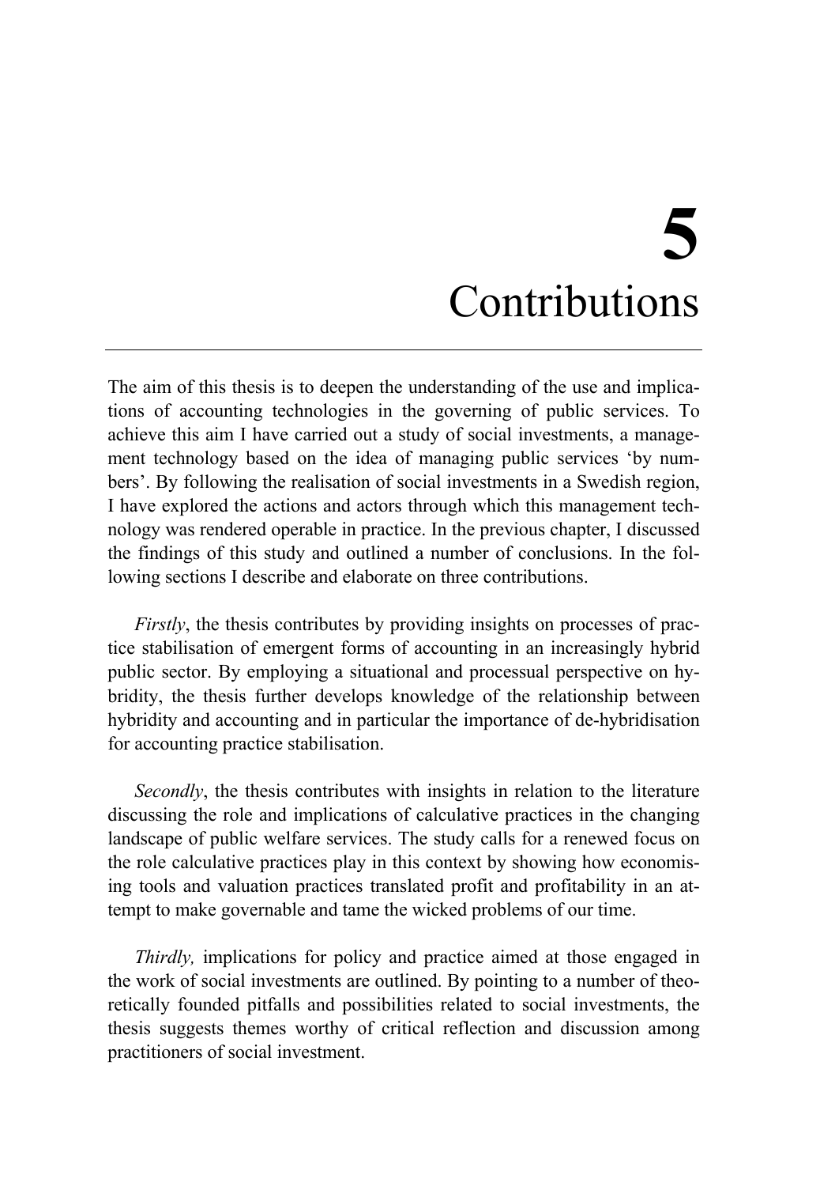# 5 Contributions

The aim of this thesis is to deepen the understanding of the use and implications of accounting technologies in the governing of public services. To achieve this aim I have carried out a study of social investments, a management technology based on the idea of managing public services 'by numbers'. By following the realisation of social investments in a Swedish region, I have explored the actions and actors through which this management technology was rendered operable in practice. In the previous chapter, I discussed the findings of this study and outlined a number of conclusions. In the following sections I describe and elaborate on three contributions.

*Firstly*, the thesis contributes by providing insights on processes of practice stabilisation of emergent forms of accounting in an increasingly hybrid public sector. By employing a situational and processual perspective on hybridity, the thesis further develops knowledge of the relationship between hybridity and accounting and in particular the importance of de-hybridisation for accounting practice stabilisation.

*Secondly*, the thesis contributes with insights in relation to the literature discussing the role and implications of calculative practices in the changing landscape of public welfare services. The study calls for a renewed focus on the role calculative practices play in this context by showing how economising tools and valuation practices translated profit and profitability in an attempt to make governable and tame the wicked problems of our time.

*Thirdly,* implications for policy and practice aimed at those engaged in the work of social investments are outlined. By pointing to a number of theoretically founded pitfalls and possibilities related to social investments, the thesis suggests themes worthy of critical reflection and discussion among practitioners of social investment.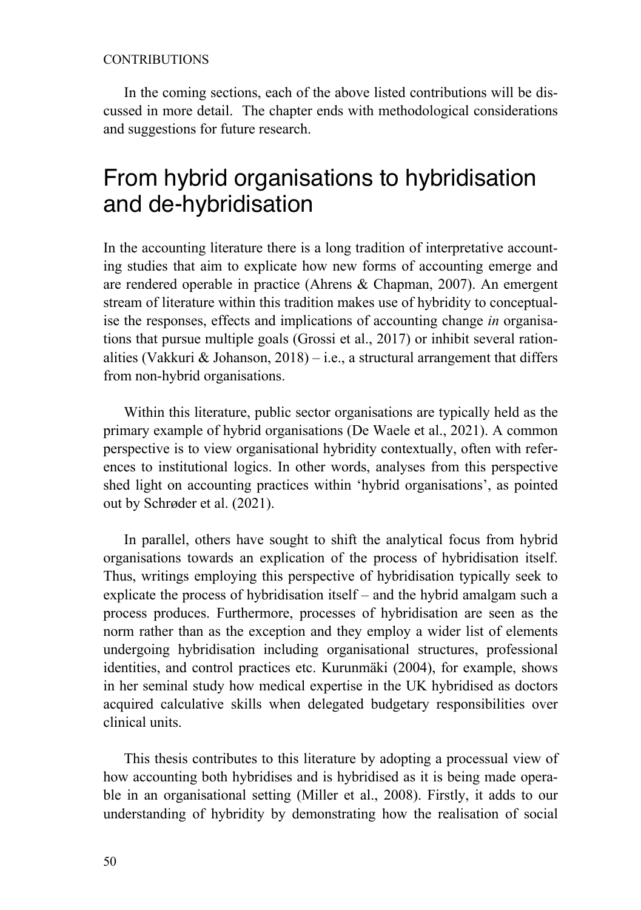In the coming sections, each of the above listed contributions will be discussed in more detail. The chapter ends with methodological considerations and suggestions for future research.

## From hybrid organisations to hybridisation and de-hybridisation

In the accounting literature there is a long tradition of interpretative accounting studies that aim to explicate how new forms of accounting emerge and are rendered operable in practice (Ahrens & Chapman, 2007). An emergent stream of literature within this tradition makes use of hybridity to conceptualise the responses, effects and implications of accounting change *in* organisations that pursue multiple goals (Grossi et al., 2017) or inhibit several rationalities (Vakkuri & Johanson, 2018) – i.e., a structural arrangement that differs from non-hybrid organisations.

Within this literature, public sector organisations are typically held as the primary example of hybrid organisations (De Waele et al., 2021). A common perspective is to view organisational hybridity contextually, often with references to institutional logics. In other words, analyses from this perspective shed light on accounting practices within 'hybrid organisations', as pointed out by Schrøder et al. (2021).

In parallel, others have sought to shift the analytical focus from hybrid organisations towards an explication of the process of hybridisation itself. Thus, writings employing this perspective of hybridisation typically seek to explicate the process of hybridisation itself – and the hybrid amalgam such a process produces. Furthermore, processes of hybridisation are seen as the norm rather than as the exception and they employ a wider list of elements undergoing hybridisation including organisational structures, professional identities, and control practices etc. Kurunmäki (2004), for example, shows in her seminal study how medical expertise in the UK hybridised as doctors acquired calculative skills when delegated budgetary responsibilities over clinical units.

This thesis contributes to this literature by adopting a processual view of how accounting both hybridises and is hybridised as it is being made operable in an organisational setting (Miller et al., 2008). Firstly, it adds to our understanding of hybridity by demonstrating how the realisation of social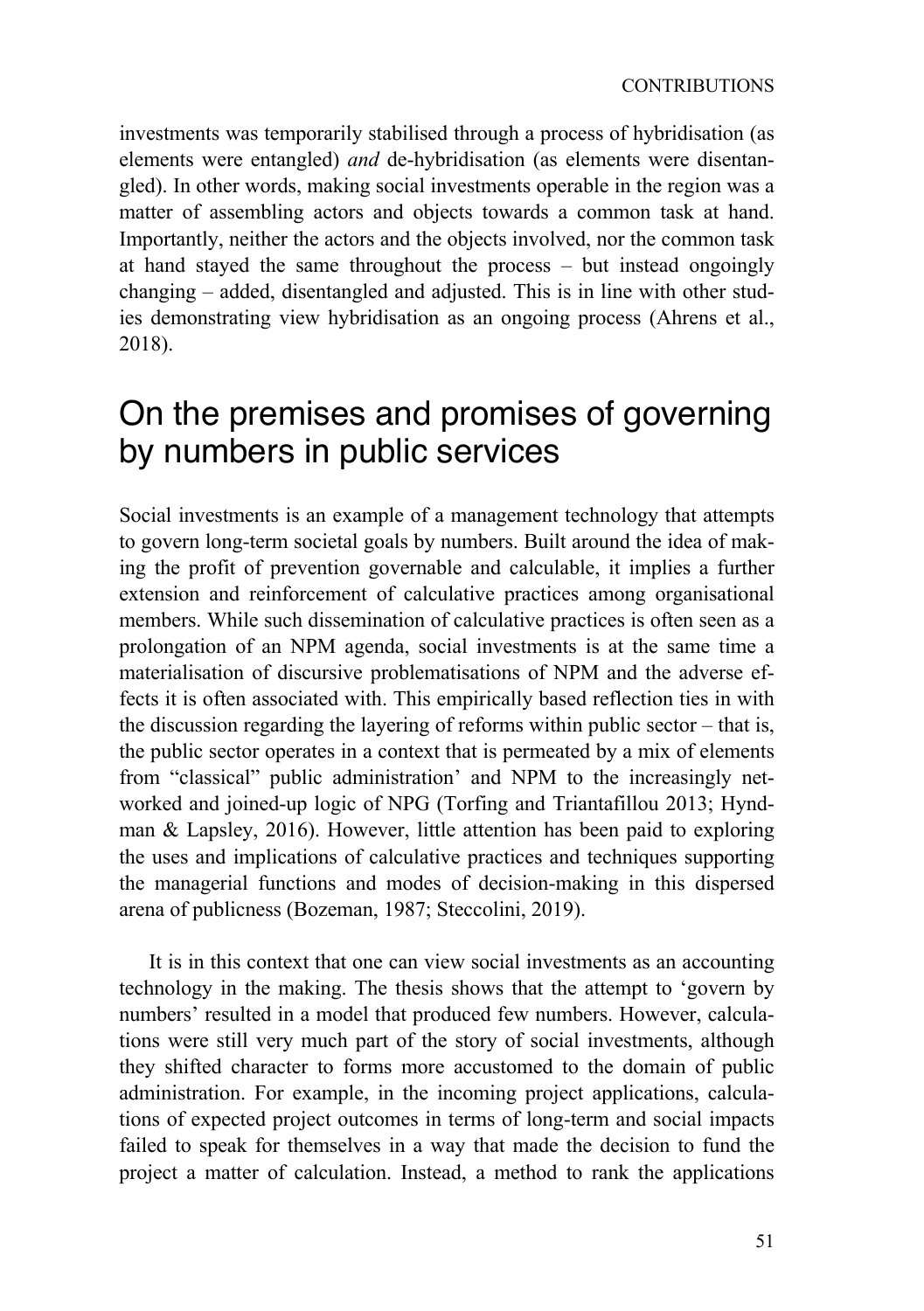investments was temporarily stabilised through a process of hybridisation (as elements were entangled) *and* de-hybridisation (as elements were disentangled). In other words, making social investments operable in the region was a matter of assembling actors and objects towards a common task at hand. Importantly, neither the actors and the objects involved, nor the common task at hand stayed the same throughout the process – but instead ongoingly changing – added, disentangled and adjusted. This is in line with other studies demonstrating view hybridisation as an ongoing process (Ahrens et al., 2018).

# On the premises and promises of governing by numbers in public services

Social investments is an example of a management technology that attempts to govern long-term societal goals by numbers. Built around the idea of making the profit of prevention governable and calculable, it implies a further extension and reinforcement of calculative practices among organisational members. While such dissemination of calculative practices is often seen as a prolongation of an NPM agenda, social investments is at the same time a materialisation of discursive problematisations of NPM and the adverse effects it is often associated with. This empirically based reflection ties in with the discussion regarding the layering of reforms within public sector – that is, the public sector operates in a context that is permeated by a mix of elements from "classical" public administration' and NPM to the increasingly networked and joined-up logic of NPG (Torfing and Triantafillou 2013; Hyndman & Lapsley, 2016). However, little attention has been paid to exploring the uses and implications of calculative practices and techniques supporting the managerial functions and modes of decision-making in this dispersed arena of publicness (Bozeman, 1987; Steccolini, 2019).

It is in this context that one can view social investments as an accounting technology in the making. The thesis shows that the attempt to 'govern by numbers' resulted in a model that produced few numbers. However, calculations were still very much part of the story of social investments, although they shifted character to forms more accustomed to the domain of public administration. For example, in the incoming project applications, calculations of expected project outcomes in terms of long-term and social impacts failed to speak for themselves in a way that made the decision to fund the project a matter of calculation. Instead, a method to rank the applications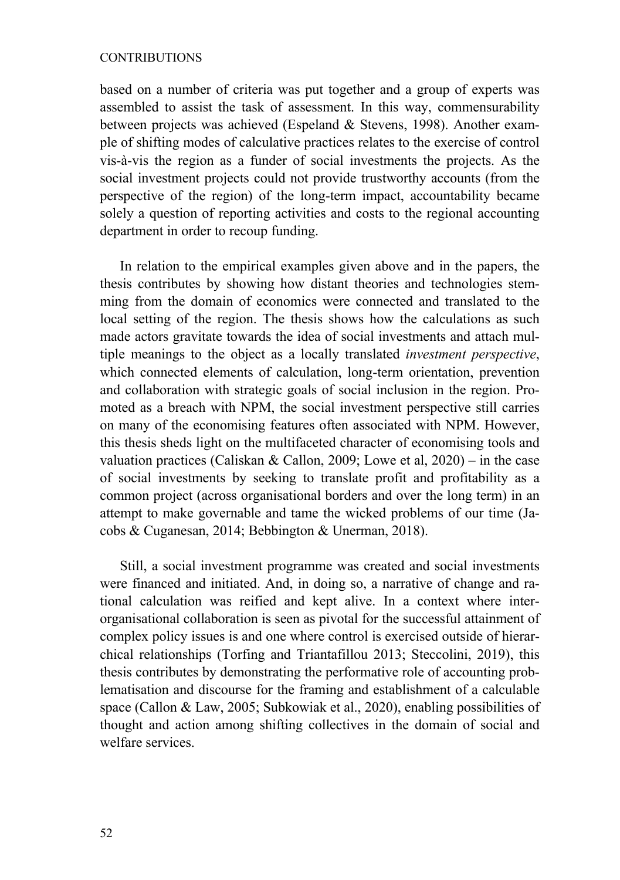based on a number of criteria was put together and a group of experts was assembled to assist the task of assessment. In this way, commensurability between projects was achieved (Espeland & Stevens, 1998). Another example of shifting modes of calculative practices relates to the exercise of control vis-à-vis the region as a funder of social investments the projects. As the social investment projects could not provide trustworthy accounts (from the perspective of the region) of the long-term impact, accountability became solely a question of reporting activities and costs to the regional accounting department in order to recoup funding.

In relation to the empirical examples given above and in the papers, the thesis contributes by showing how distant theories and technologies stemming from the domain of economics were connected and translated to the local setting of the region. The thesis shows how the calculations as such made actors gravitate towards the idea of social investments and attach multiple meanings to the object as a locally translated *investment perspective*, which connected elements of calculation, long-term orientation, prevention and collaboration with strategic goals of social inclusion in the region. Promoted as a breach with NPM, the social investment perspective still carries on many of the economising features often associated with NPM. However, this thesis sheds light on the multifaceted character of economising tools and valuation practices (Caliskan & Callon, 2009; Lowe et al, 2020) – in the case of social investments by seeking to translate profit and profitability as a common project (across organisational borders and over the long term) in an attempt to make governable and tame the wicked problems of our time (Jacobs & Cuganesan, 2014; Bebbington & Unerman, 2018).

Still, a social investment programme was created and social investments were financed and initiated. And, in doing so, a narrative of change and rational calculation was reified and kept alive. In a context where inter-organisational collaboration is seen as pivotal for the successful attainment of complex policy issues is and one where control is exercised outside of hierarchical relationships (Torfing and Triantafillou 2013; Steccolini, 2019), this thesis contributes by demonstrating the performative role of accounting problematisation and discourse for the framing and establishment of a calculable space (Callon & Law, 2005; Subkowiak et al., 2020), enabling possibilities of thought and action among shifting collectives in the domain of social and welfare services.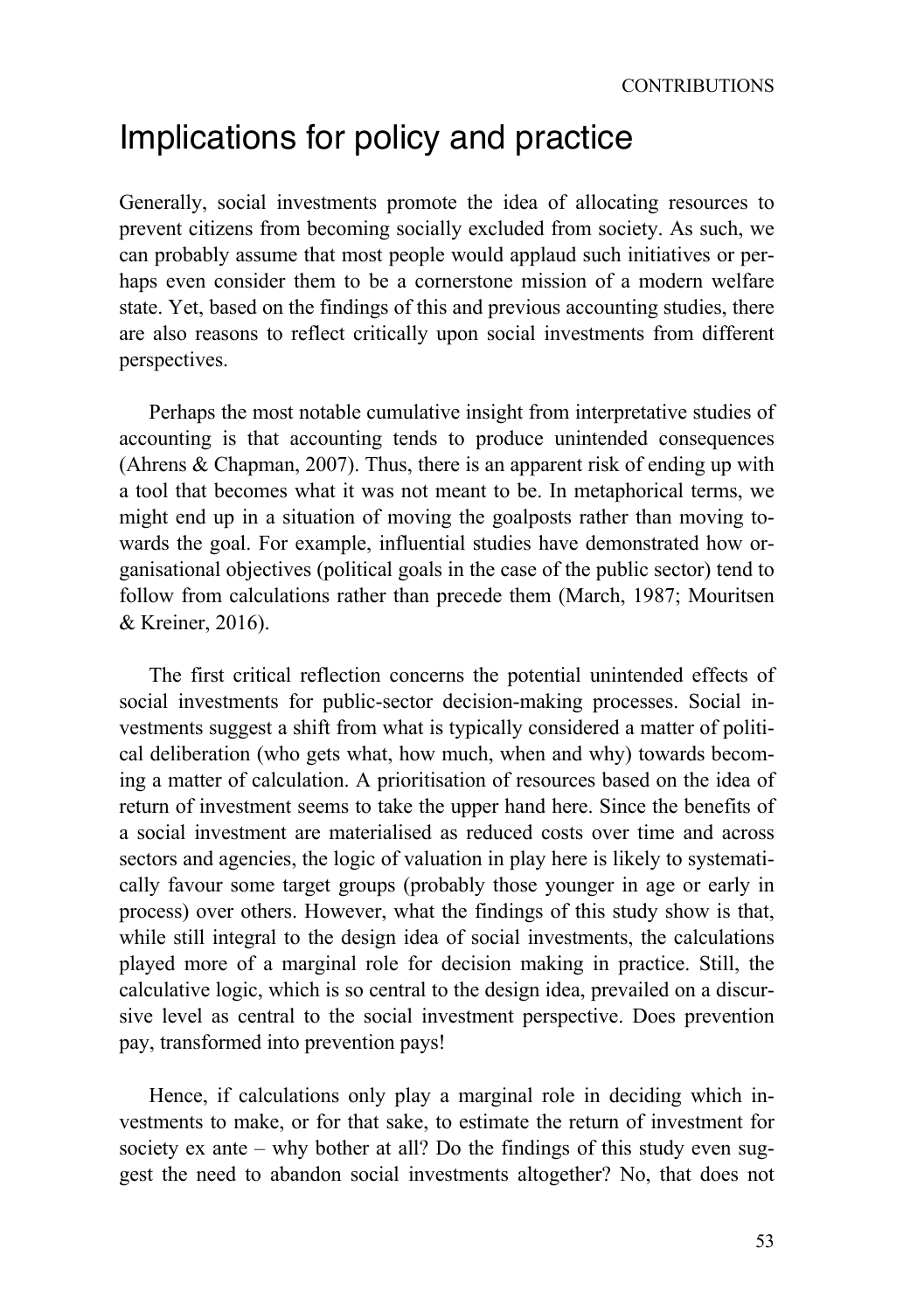# Implications for policy and practice

Generally, social investments promote the idea of allocating resources to prevent citizens from becoming socially excluded from society. As such, we can probably assume that most people would applaud such initiatives or perhaps even consider them to be a cornerstone mission of a modern welfare state. Yet, based on the findings of this and previous accounting studies, there are also reasons to reflect critically upon social investments from different perspectives.

Perhaps the most notable cumulative insight from interpretative studies of accounting is that accounting tends to produce unintended consequences (Ahrens & Chapman, 2007). Thus, there is an apparent risk of ending up with a tool that becomes what it was not meant to be. In metaphorical terms, we might end up in a situation of moving the goalposts rather than moving towards the goal. For example, influential studies have demonstrated how organisational objectives (political goals in the case of the public sector) tend to follow from calculations rather than precede them (March, 1987; Mouritsen & Kreiner, 2016).

The first critical reflection concerns the potential unintended effects of social investments for public-sector decision-making processes. Social investments suggest a shift from what is typically considered a matter of political deliberation (who gets what, how much, when and why) towards becoming a matter of calculation. A prioritisation of resources based on the idea of return of investment seems to take the upper hand here. Since the benefits of a social investment are materialised as reduced costs over time and across sectors and agencies, the logic of valuation in play here is likely to systematically favour some target groups (probably those younger in age or early in process) over others. However, what the findings of this study show is that, while still integral to the design idea of social investments, the calculations played more of a marginal role for decision making in practice. Still, the calculative logic, which is so central to the design idea, prevailed on a discursive level as central to the social investment perspective. Does prevention pay, transformed into prevention pays!

Hence, if calculations only play a marginal role in deciding which investments to make, or for that sake, to estimate the return of investment for society ex ante – why bother at all? Do the findings of this study even suggest the need to abandon social investments altogether? No, that does not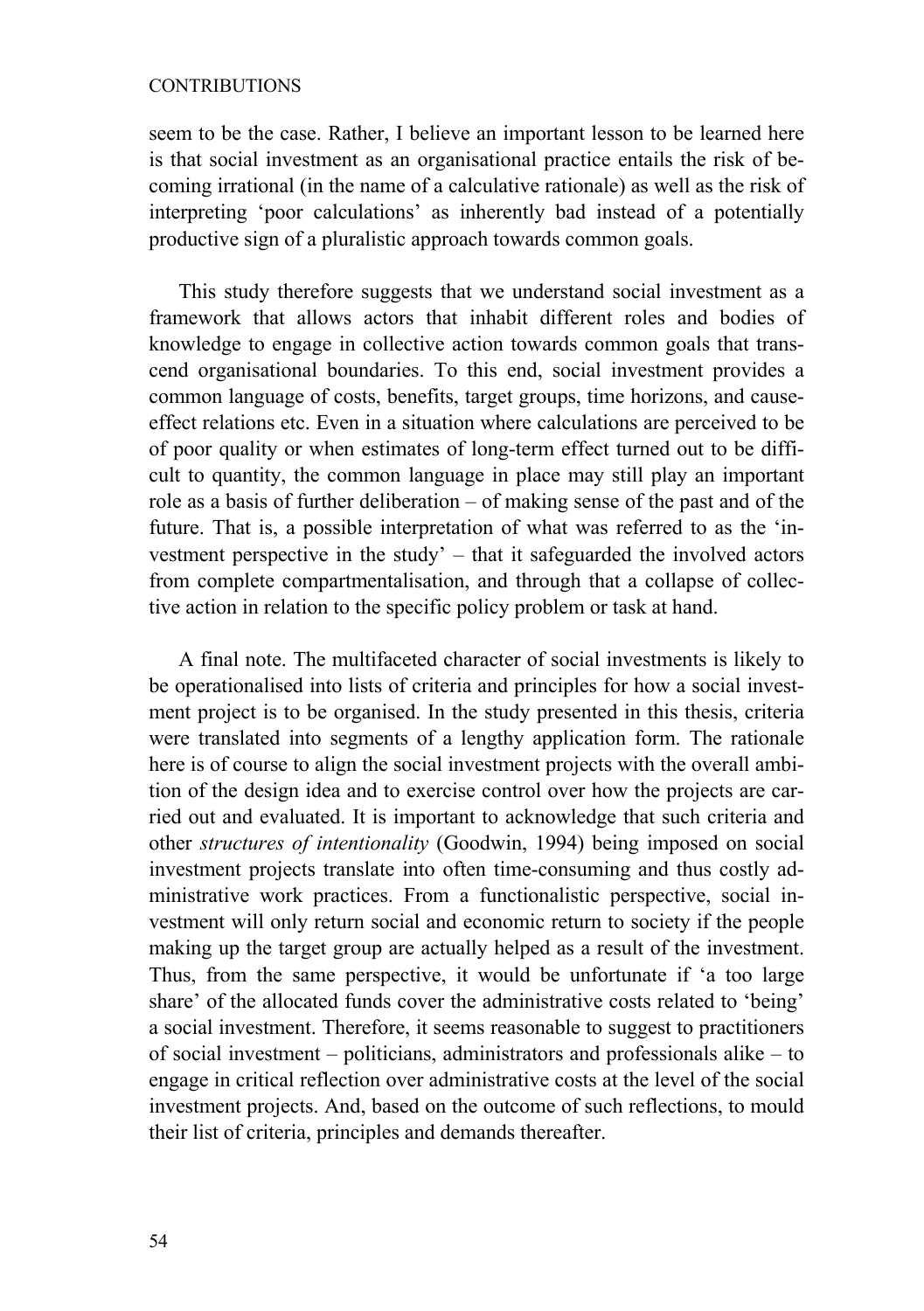seem to be the case. Rather, I believe an important lesson to be learned here is that social investment as an organisational practice entails the risk of becoming irrational (in the name of a calculative rationale) as well as the risk of interpreting 'poor calculations' as inherently bad instead of a potentially productive sign of a pluralistic approach towards common goals.

This study therefore suggests that we understand social investment as a framework that allows actors that inhabit different roles and bodies of knowledge to engage in collective action towards common goals that transcend organisational boundaries. To this end, social investment provides a common language of costs, benefits, target groups, time horizons, and cause-effect relations etc. Even in a situation where calculations are perceived to be of poor quality or when estimates of long-term effect turned out to be difficult to quantity, the common language in place may still play an important role as a basis of further deliberation – of making sense of the past and of the future. That is, a possible interpretation of what was referred to as the 'investment perspective in the study' – that it safeguarded the involved actors from complete compartmentalisation, and through that a collapse of collective action in relation to the specific policy problem or task at hand.

A final note. The multifaceted character of social investments is likely to be operationalised into lists of criteria and principles for how a social investment project is to be organised. In the study presented in this thesis, criteria were translated into segments of a lengthy application form. The rationale here is of course to align the social investment projects with the overall ambition of the design idea and to exercise control over how the projects are carried out and evaluated. It is important to acknowledge that such criteria and other *structures of intentionality* (Goodwin, 1994) being imposed on social investment projects translate into often time-consuming and thus costly administrative work practices. From a functionalistic perspective, social investment will only return social and economic return to society if the people making up the target group are actually helped as a result of the investment. Thus, from the same perspective, it would be unfortunate if 'a too large share' of the allocated funds cover the administrative costs related to 'being' a social investment. Therefore, it seems reasonable to suggest to practitioners of social investment – politicians, administrators and professionals alike – to engage in critical reflection over administrative costs at the level of the social investment projects. And, based on the outcome of such reflections, to mould their list of criteria, principles and demands thereafter.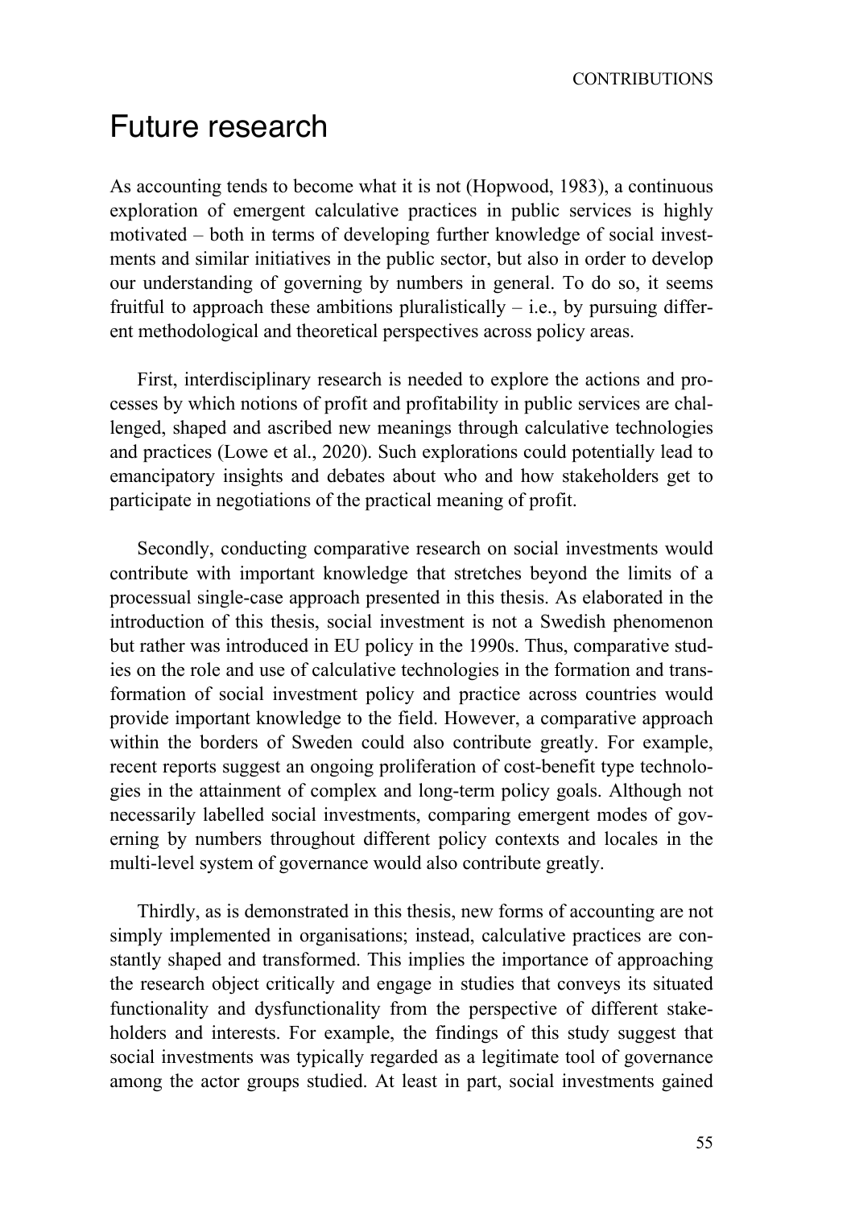# Future research

As accounting tends to become what it is not (Hopwood, 1983), a continuous exploration of emergent calculative practices in public services is highly motivated – both in terms of developing further knowledge of social investments and similar initiatives in the public sector, but also in order to develop our understanding of governing by numbers in general. To do so, it seems fruitful to approach these ambitions pluralistically – i.e., by pursuing different methodological and theoretical perspectives across policy areas.

First, interdisciplinary research is needed to explore the actions and processes by which notions of profit and profitability in public services are challenged, shaped and ascribed new meanings through calculative technologies and practices (Lowe et al., 2020). Such explorations could potentially lead to emancipatory insights and debates about who and how stakeholders get to participate in negotiations of the practical meaning of profit.

Secondly, conducting comparative research on social investments would contribute with important knowledge that stretches beyond the limits of a processual single-case approach presented in this thesis. As elaborated in the introduction of this thesis, social investment is not a Swedish phenomenon but rather was introduced in EU policy in the 1990s. Thus, comparative studies on the role and use of calculative technologies in the formation and transformation of social investment policy and practice across countries would provide important knowledge to the field. However, a comparative approach within the borders of Sweden could also contribute greatly. For example, recent reports suggest an ongoing proliferation of cost-benefit type technologies in the attainment of complex and long-term policy goals. Although not necessarily labelled social investments, comparing emergent modes of governing by numbers throughout different policy contexts and locales in the multi-level system of governance would also contribute greatly.

Thirdly, as is demonstrated in this thesis, new forms of accounting are not simply implemented in organisations; instead, calculative practices are constantly shaped and transformed. This implies the importance of approaching the research object critically and engage in studies that conveys its situated functionality and dysfunctionality from the perspective of different stakeholders and interests. For example, the findings of this study suggest that social investments was typically regarded as a legitimate tool of governance among the actor groups studied. At least in part, social investments gained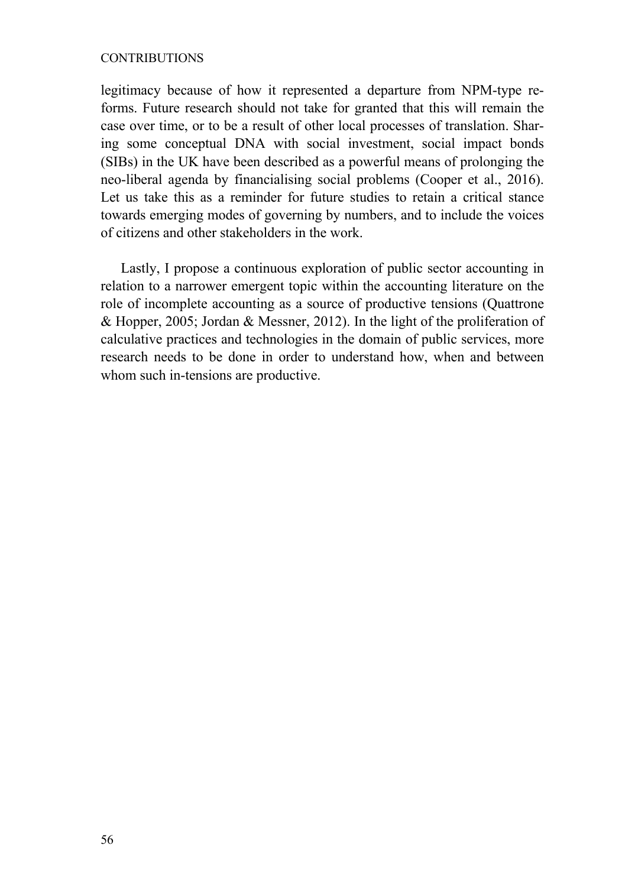legitimacy because of how it represented a departure from NPM-type reforms. Future research should not take for granted that this will remain the case over time, or to be a result of other local processes of translation. Sharing some conceptual DNA with social investment, social impact bonds (SIBs) in the UK have been described as a powerful means of prolonging the neo-liberal agenda by financialising social problems (Cooper et al., 2016). Let us take this as a reminder for future studies to retain a critical stance towards emerging modes of governing by numbers, and to include the voices of citizens and other stakeholders in the work.

Lastly, I propose a continuous exploration of public sector accounting in relation to a narrower emergent topic within the accounting literature on the role of incomplete accounting as a source of productive tensions (Quattrone & Hopper, 2005; Jordan & Messner, 2012). In the light of the proliferation of calculative practices and technologies in the domain of public services, more research needs to be done in order to understand how, when and between whom such in-tensions are productive.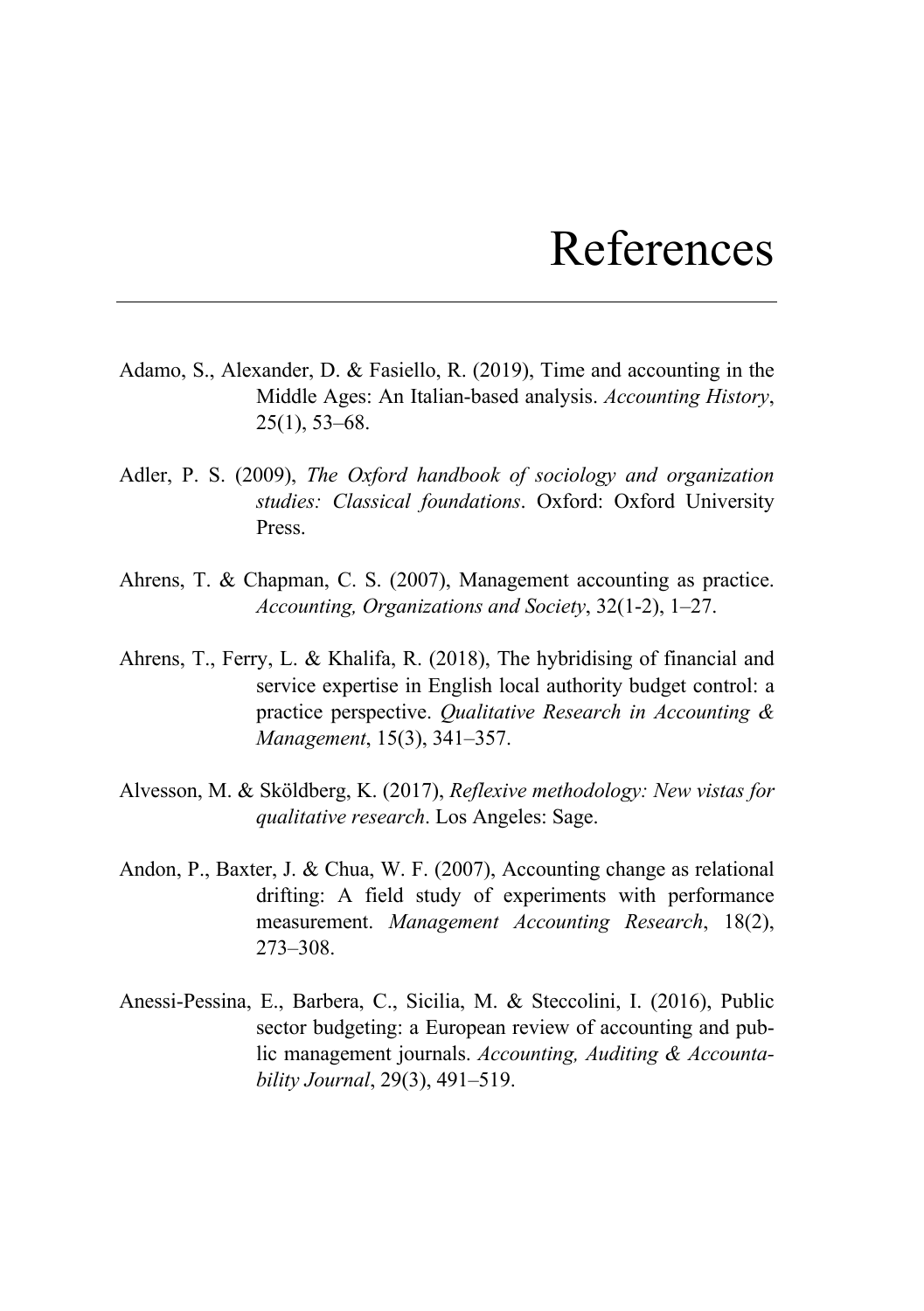# References

Adamo, S., Alexander, D. & Fasiello, R. (2019), Time and accounting in the Middle Ages: An Italian-based analysis. *Accounting History*, 25(1), 53–68.

Adler, P. S. (2009), *The Oxford handbook of sociology and organization studies: Classical foundations*. Oxford: Oxford University Press.

Ahrens, T. & Chapman, C. S. (2007), Management accounting as practice. *Accounting, Organizations and Society*, 32(1-2), 1–27.

Ahrens, T., Ferry, L. & Khalifa, R. (2018), The hybridising of financial and service expertise in English local authority budget control: a practice perspective. *Qualitative Research in Accounting & Management*, 15(3), 341–357.

Alvesson, M. & Sköldberg, K. (2017), *Reflexive methodology: New vistas for qualitative research*. Los Angeles: Sage.

Andon, P., Baxter, J. & Chua, W. F. (2007), Accounting change as relational drifting: A field study of experiments with performance measurement. *Management Accounting Research*, 18(2), 273–308.

Anessi-Pessina, E., Barbera, C., Sicilia, M. & Steccolini, I. (2016), Public sector budgeting: a European review of accounting and public management journals. *Accounting, Auditing & Accountability Journal*, 29(3), 491–519.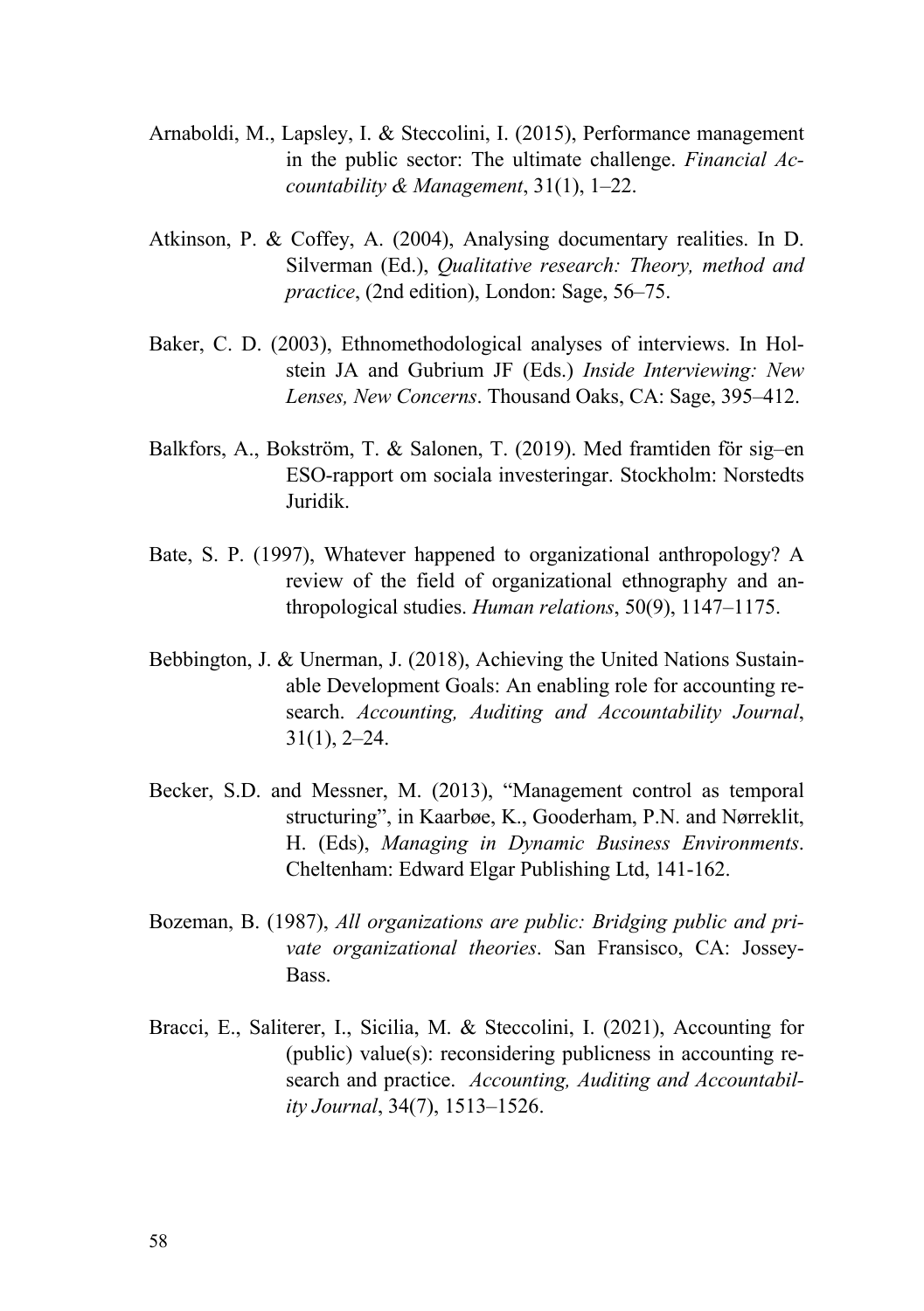Arnaboldi, M., Lapsley, I. & Steccolini, I. (2015), Performance management in the public sector: The ultimate challenge. *Financial Accountability & Management*, 31(1), 1–22.

Atkinson, P. & Coffey, A. (2004), Analysing documentary realities. In D. Silverman (Ed.), *Qualitative research: Theory, method and practice*, (2nd edition), London: Sage, 56–75.

Baker, C. D. (2003), Ethnomethodological analyses of interviews. In Holstein JA and Gubrium JF (Eds.) *Inside Interviewing: New Lenses, New Concerns*. Thousand Oaks, CA: Sage, 395–412.

Balkfors, A., Bokström, T. & Salonen, T. (2019). Med framtiden för sig–en ESO-rapport om sociala investeringar. Stockholm: Norstedts Juridik.

Bate, S. P. (1997), Whatever happened to organizational anthropology? A review of the field of organizational ethnography and anthropological studies. *Human relations*, 50(9), 1147–1175.

Bebbington, J. & Unerman, J. (2018), Achieving the United Nations Sustainable Development Goals: An enabling role for accounting research. *Accounting, Auditing and Accountability Journal*, 31(1), 2–24.

Becker, S.D. and Messner, M. (2013), "Management control as temporal structuring", in Kaarbøe, K., Gooderham, P.N. and Nørreklit, H. (Eds), *Managing in Dynamic Business Environments*. Cheltenham: Edward Elgar Publishing Ltd, 141-162.

Bozeman, B. (1987), *All organizations are public: Bridging public and private organizational theories*. San Fransisco, CA: Jossey-Bass.

Bracci, E., Saliterer, I., Sicilia, M. & Steccolini, I. (2021), Accounting for (public) value(s): reconsidering publicness in accounting research and practice. *Accounting, Auditing and Accountability Journal*, 34(7), 1513–1526.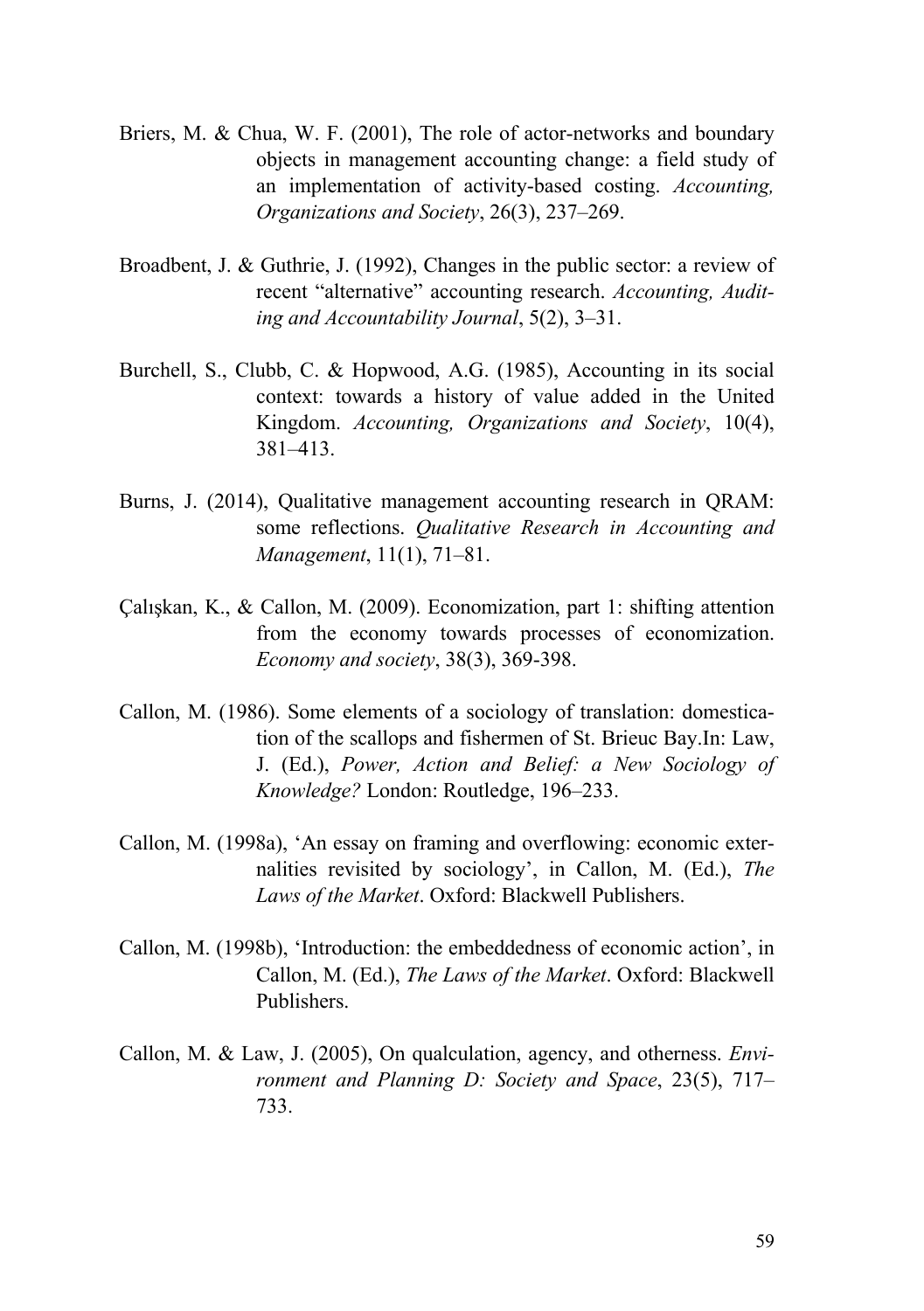Briers, M. & Chua, W. F. (2001), The role of actor-networks and boundary objects in management accounting change: a field study of an implementation of activity-based costing. *Accounting, Organizations and Society*, 26(3), 237–269.

Broadbent, J. & Guthrie, J. (1992), Changes in the public sector: a review of recent "alternative" accounting research. *Accounting, Auditing and Accountability Journal*, 5(2), 3–31.

Burchell, S., Clubb, C. & Hopwood, A.G. (1985), Accounting in its social context: towards a history of value added in the United Kingdom. *Accounting, Organizations and Society*, 10(4), 381–413.

Burns, J. (2014), Qualitative management accounting research in QRAM: some reflections. *Qualitative Research in Accounting and Management*, 11(1), 71–81.

Çalışkan, K., & Callon, M. (2009). Economization, part 1: shifting attention from the economy towards processes of economization. *Economy and society*, 38(3), 369-398.

Callon, M. (1986). Some elements of a sociology of translation: domestication of the scallops and fishermen of St. Brieuc Bay.In: Law, J. (Ed.), *Power, Action and Belief: a New Sociology of Knowledge?* London: Routledge, 196–233.

Callon, M. (1998a), 'An essay on framing and overflowing: economic externalities revisited by sociology', in Callon, M. (Ed.), *The Laws of the Market*. Oxford: Blackwell Publishers.

Callon, M. (1998b), 'Introduction: the embeddedness of economic action', in Callon, M. (Ed.), *The Laws of the Market*. Oxford: Blackwell Publishers.

Callon, M. & Law, J. (2005), On qualculation, agency, and otherness. *Environment and Planning D: Society and Space*, 23(5), 717–733.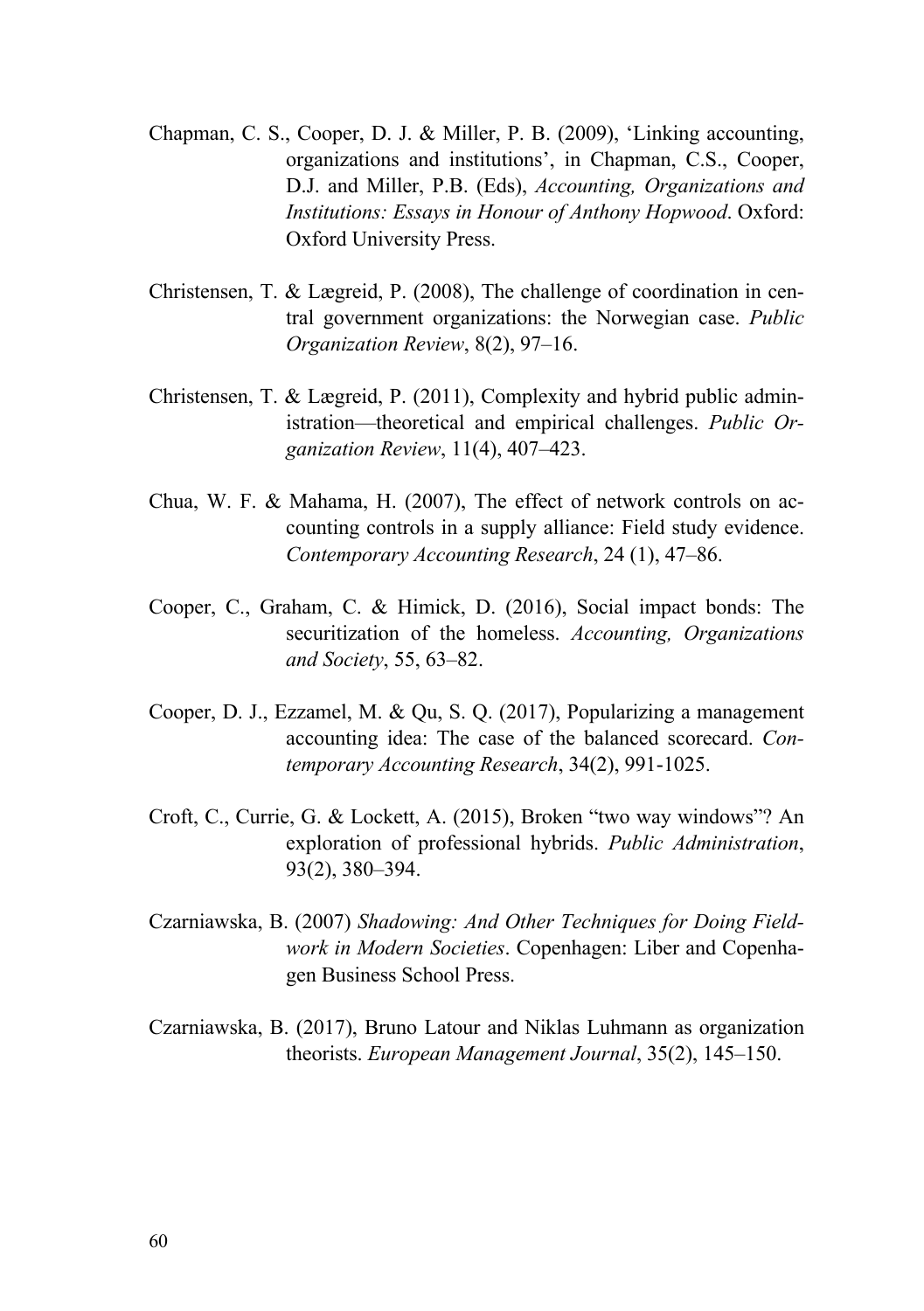Chapman, C. S., Cooper, D. J. & Miller, P. B. (2009), 'Linking accounting, organizations and institutions', in Chapman, C.S., Cooper, D.J. and Miller, P.B. (Eds), *Accounting, Organizations and Institutions: Essays in Honour of Anthony Hopwood*. Oxford: Oxford University Press.

Christensen, T. & Lægreid, P. (2008), The challenge of coordination in central government organizations: the Norwegian case. *Public Organization Review*, 8(2), 97–16.

Christensen, T. & Lægreid, P. (2011), Complexity and hybrid public administration—theoretical and empirical challenges. *Public Organization Review*, 11(4), 407–423.

Chua, W. F. & Mahama, H. (2007), The effect of network controls on accounting controls in a supply alliance: Field study evidence. *Contemporary Accounting Research*, 24 (1), 47–86.

Cooper, C., Graham, C. & Himick, D. (2016), Social impact bonds: The securitization of the homeless. *Accounting, Organizations and Society*, 55, 63–82.

Cooper, D. J., Ezzamel, M. & Qu, S. Q. (2017), Popularizing a management accounting idea: The case of the balanced scorecard. *Contemporary Accounting Research*, 34(2), 991-1025.

Croft, C., Currie, G. & Lockett, A. (2015), Broken "two way windows"? An exploration of professional hybrids. *Public Administration*, 93(2), 380–394.

Czarniawska, B. (2007) *Shadowing: And Other Techniques for Doing Fieldwork in Modern Societies*. Copenhagen: Liber and Copenhagen Business School Press.

Czarniawska, B. (2017), Bruno Latour and Niklas Luhmann as organization theorists. *European Management Journal*, 35(2), 145–150.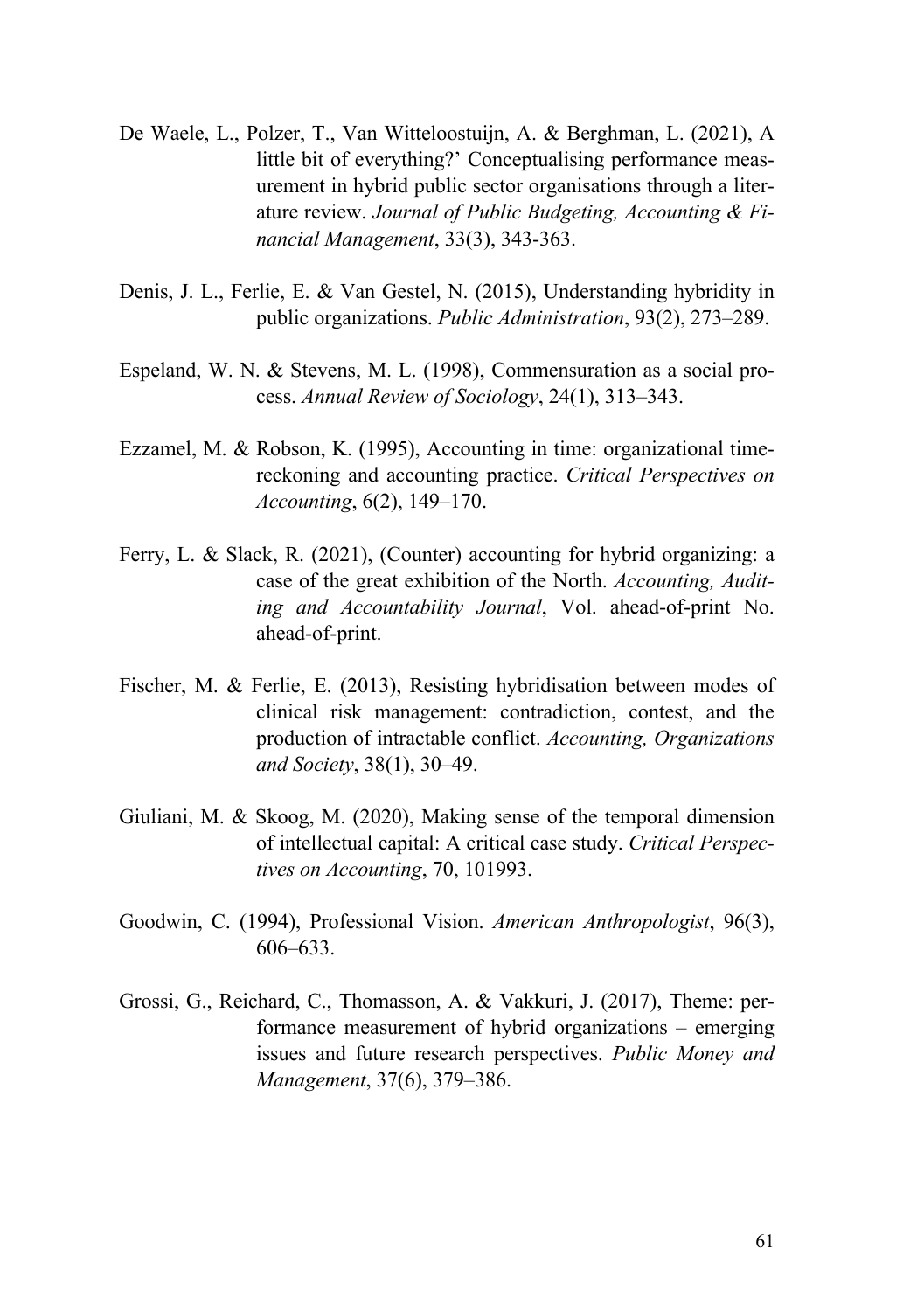De Waele, L., Polzer, T., Van Witteloostuijn, A. & Berghman, L. (2021), A little bit of everything?' Conceptualising performance measurement in hybrid public sector organisations through a literature review. *Journal of Public Budgeting, Accounting & Financial Management*, 33(3), 343-363.

Denis, J. L., Ferlie, E. & Van Gestel, N. (2015), Understanding hybridity in public organizations. *Public Administration*, 93(2), 273–289.

Espeland, W. N. & Stevens, M. L. (1998), Commensuration as a social process. *Annual Review of Sociology*, 24(1), 313–343.

Ezzamel, M. & Robson, K. (1995), Accounting in time: organizational time-reckoning and accounting practice. *Critical Perspectives on Accounting*, 6(2), 149–170.

Ferry, L. & Slack, R. (2021), (Counter) accounting for hybrid organizing: a case of the great exhibition of the North. *Accounting, Auditing and Accountability Journal*, Vol. ahead-of-print No. ahead-of-print.

Fischer, M. & Ferlie, E. (2013), Resisting hybridisation between modes of clinical risk management: contradiction, contest, and the production of intractable conflict. *Accounting, Organizations and Society*, 38(1), 30–49.

Giuliani, M. & Skoog, M. (2020), Making sense of the temporal dimension of intellectual capital: A critical case study. *Critical Perspectives on Accounting*, 70, 101993.

Goodwin, C. (1994), Professional Vision. *American Anthropologist*, 96(3), 606–633.

Grossi, G., Reichard, C., Thomasson, A. & Vakkuri, J. (2017), Theme: performance measurement of hybrid organizations – emerging issues and future research perspectives. *Public Money and Management*, 37(6), 379–386.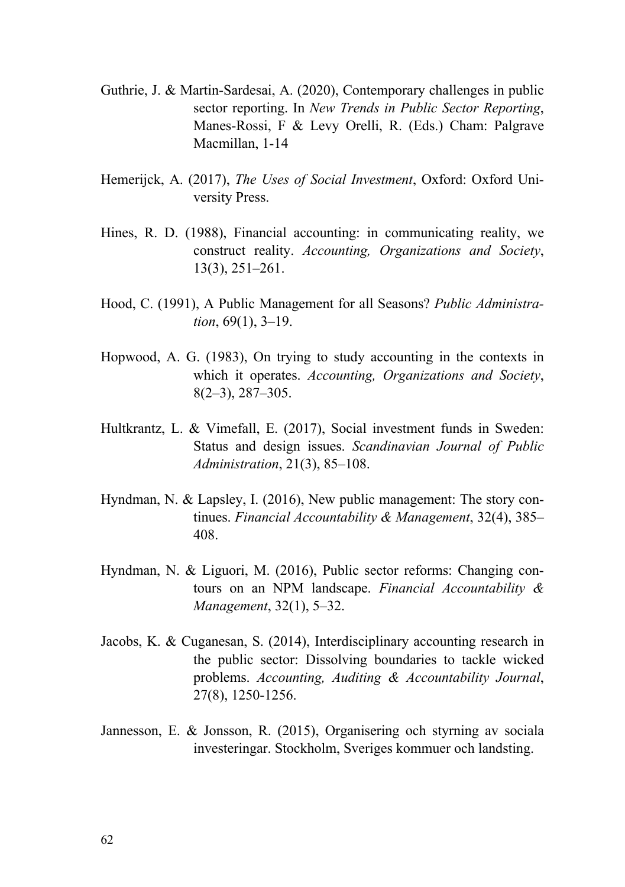Guthrie, J. & Martin-Sardesai, A. (2020), Contemporary challenges in public sector reporting. In *New Trends in Public Sector Reporting*, Manes-Rossi, F & Levy Orelli, R. (Eds.) Cham: Palgrave Macmillan, 1-14

Hemerijck, A. (2017), *The Uses of Social Investment*, Oxford: Oxford University Press.

Hines, R. D. (1988), Financial accounting: in communicating reality, we construct reality. *Accounting, Organizations and Society*, 13(3), 251–261.

Hood, C. (1991), A Public Management for all Seasons? *Public Administration*, 69(1), 3–19.

Hopwood, A. G. (1983), On trying to study accounting in the contexts in which it operates. *Accounting, Organizations and Society*, 8(2–3), 287–305.

Hultkrantz, L. & Vimefall, E. (2017), Social investment funds in Sweden: Status and design issues. *Scandinavian Journal of Public Administration*, 21(3), 85–108.

Hyndman, N. & Lapsley, I. (2016), New public management: The story continues. *Financial Accountability & Management*, 32(4), 385–408.

Hyndman, N. & Liguori, M. (2016), Public sector reforms: Changing contours on an NPM landscape. *Financial Accountability & Management*, 32(1), 5–32.

Jacobs, K. & Cuganesan, S. (2014), Interdisciplinary accounting research in the public sector: Dissolving boundaries to tackle wicked problems. *Accounting, Auditing & Accountability Journal*, 27(8), 1250-1256.

Jannesson, E. & Jonsson, R. (2015), Organisering och styrning av sociala investeringar. Stockholm, Sveriges kommuer och landsting.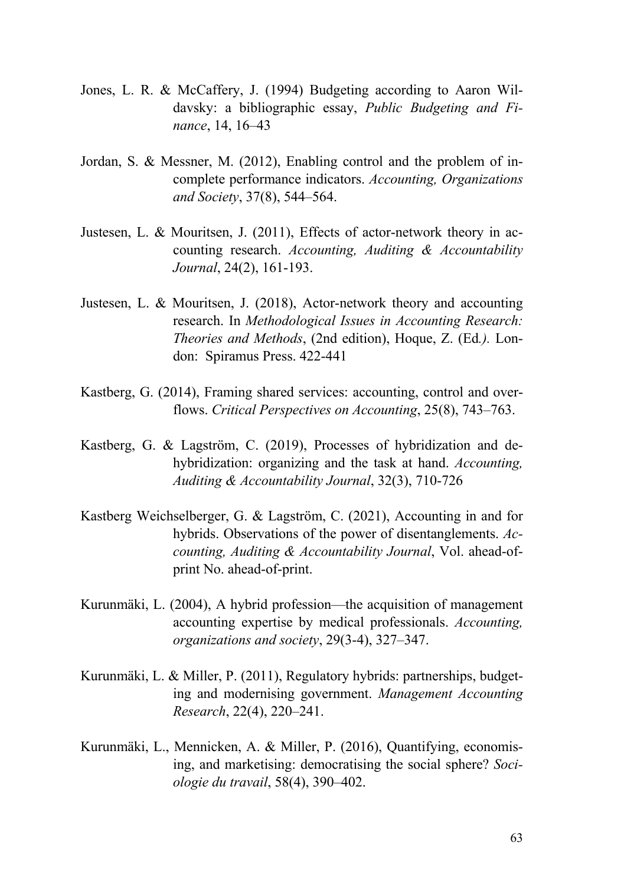Jones, L. R. & McCaffery, J. (1994) Budgeting according to Aaron Wildavsky: a bibliographic essay, *Public Budgeting and Finance*, 14, 16–43

Jordan, S. & Messner, M. (2012), Enabling control and the problem of incomplete performance indicators. *Accounting, Organizations and Society*, 37(8), 544–564.

Justesen, L. & Mouritsen, J. (2011), Effects of actor-network theory in accounting research. *Accounting, Auditing & Accountability Journal*, 24(2), 161-193.

Justesen, L. & Mouritsen, J. (2018), Actor-network theory and accounting research. In *Methodological Issues in Accounting Research: Theories and Methods*, (2nd edition), Hoque, Z. (Ed*.).* London: Spiramus Press. 422-441

Kastberg, G. (2014), Framing shared services: accounting, control and overflows. *Critical Perspectives on Accounting*, 25(8), 743–763.

Kastberg, G. & Lagström, C. (2019), Processes of hybridization and dehybridization: organizing and the task at hand. *Accounting, Auditing & Accountability Journal*, 32(3), 710-726

Kastberg Weichselberger, G. & Lagström, C. (2021), Accounting in and for hybrids. Observations of the power of disentanglements. *Accounting, Auditing & Accountability Journal*, Vol. ahead-of-print No. ahead-of-print.

Kurunmäki, L. (2004), A hybrid profession—the acquisition of management accounting expertise by medical professionals. *Accounting, organizations and society*, 29(3-4), 327–347.

Kurunmäki, L. & Miller, P. (2011), Regulatory hybrids: partnerships, budgeting and modernising government. *Management Accounting Research*, 22(4), 220–241.

Kurunmäki, L., Mennicken, A. & Miller, P. (2016), Quantifying, economising, and marketising: democratising the social sphere? *Sociologie du travail*, 58(4), 390–402.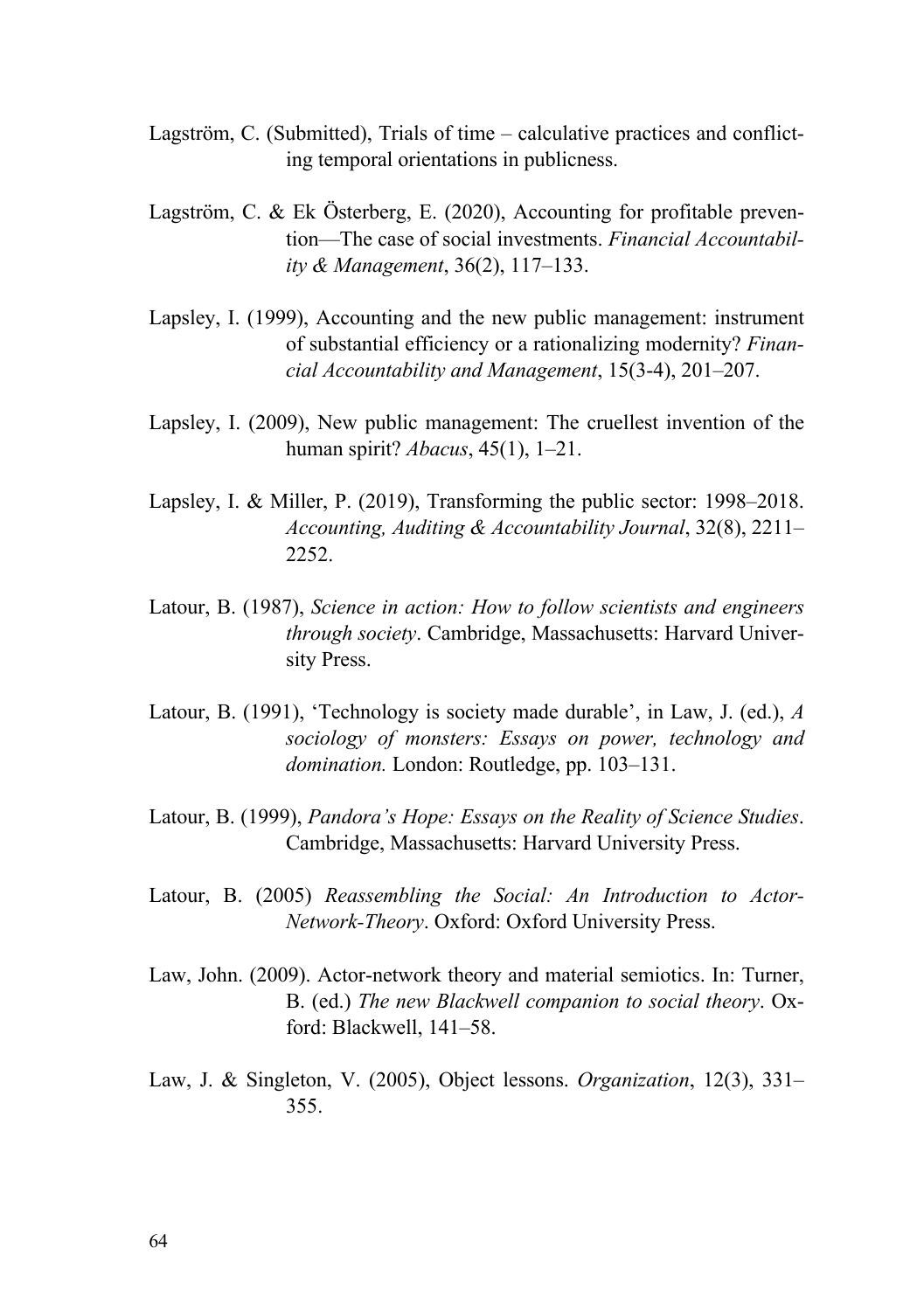Lagström, C. (Submitted), Trials of time – calculative practices and conflicting temporal orientations in publicness.

Lagström, C. & Ek Österberg, E. (2020), Accounting for profitable prevention—The case of social investments. *Financial Accountability & Management*, 36(2), 117–133.

Lapsley, I. (1999), Accounting and the new public management: instrument of substantial efficiency or a rationalizing modernity? *Financial Accountability and Management*, 15(3-4), 201–207.

Lapsley, I. (2009), New public management: The cruellest invention of the human spirit? *Abacus*, 45(1), 1–21.

Lapsley, I. & Miller, P. (2019), Transforming the public sector: 1998–2018. *Accounting, Auditing & Accountability Journal*, 32(8), 2211–2252.

Latour, B. (1987), *Science in action: How to follow scientists and engineers through society*. Cambridge, Massachusetts: Harvard University Press.

Latour, B. (1991), 'Technology is society made durable', in Law, J. (ed.), *A sociology of monsters: Essays on power, technology and domination.* London: Routledge, pp. 103–131.

Latour, B. (1999), *Pandora's Hope: Essays on the Reality of Science Studies*. Cambridge, Massachusetts: Harvard University Press.

Latour, B. (2005) *Reassembling the Social: An Introduction to Actor-Network-Theory*. Oxford: Oxford University Press.

Law, John. (2009). Actor-network theory and material semiotics. In: Turner, B. (ed.) *The new Blackwell companion to social theory*. Oxford: Blackwell, 141–58.

Law, J. & Singleton, V. (2005), Object lessons. *Organization*, 12(3), 331–355.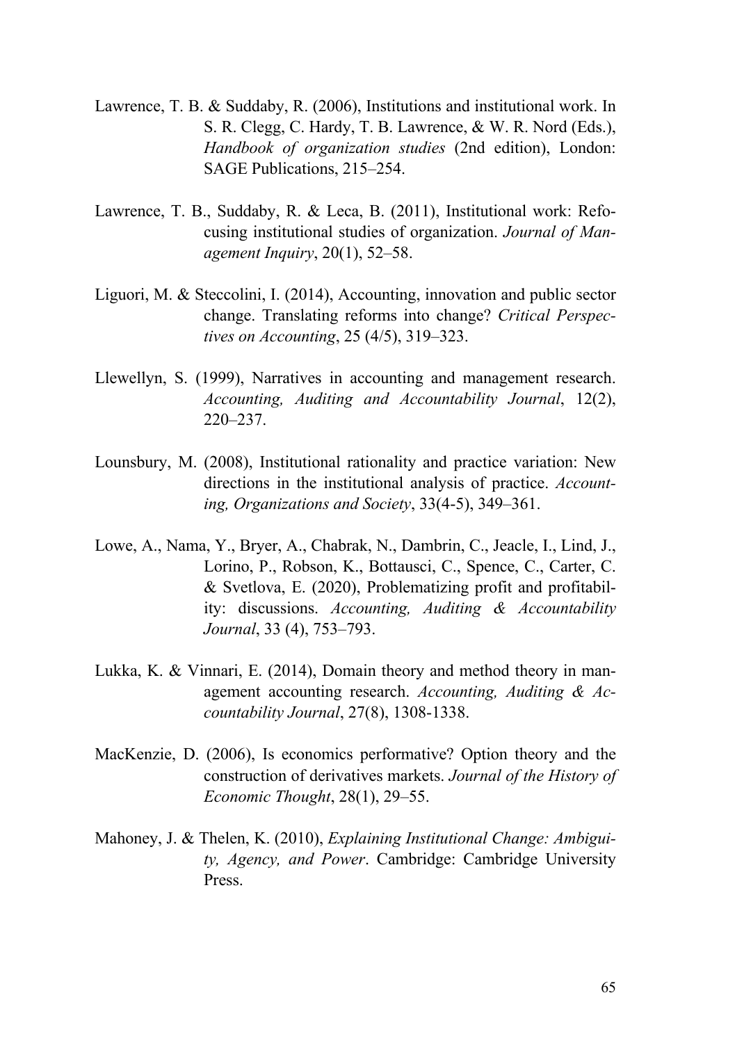Lawrence, T. B. & Suddaby, R. (2006), Institutions and institutional work. In S. R. Clegg, C. Hardy, T. B. Lawrence, & W. R. Nord (Eds.), *Handbook of organization studies* (2nd edition), London: SAGE Publications, 215–254.

Lawrence, T. B., Suddaby, R. & Leca, B. (2011), Institutional work: Refocusing institutional studies of organization. *Journal of Management Inquiry*, 20(1), 52–58.

Liguori, M. & Steccolini, I. (2014), Accounting, innovation and public sector change. Translating reforms into change? *Critical Perspectives on Accounting*, 25 (4/5), 319–323.

Llewellyn, S. (1999), Narratives in accounting and management research. *Accounting, Auditing and Accountability Journal*, 12(2), 220–237.

Lounsbury, M. (2008), Institutional rationality and practice variation: New directions in the institutional analysis of practice. *Accounting, Organizations and Society*, 33(4-5), 349–361.

Lowe, A., Nama, Y., Bryer, A., Chabrak, N., Dambrin, C., Jeacle, I., Lind, J., Lorino, P., Robson, K., Bottausci, C., Spence, C., Carter, C. & Svetlova, E. (2020), Problematizing profit and profitability: discussions. *Accounting, Auditing & Accountability Journal*, 33 (4), 753–793.

Lukka, K. & Vinnari, E. (2014), Domain theory and method theory in management accounting research. *Accounting, Auditing & Accountability Journal*, 27(8), 1308-1338.

MacKenzie, D. (2006), Is economics performative? Option theory and the construction of derivatives markets. *Journal of the History of Economic Thought*, 28(1), 29–55.

Mahoney, J. & Thelen, K. (2010), *Explaining Institutional Change: Ambiguity, Agency, and Power*. Cambridge: Cambridge University Press.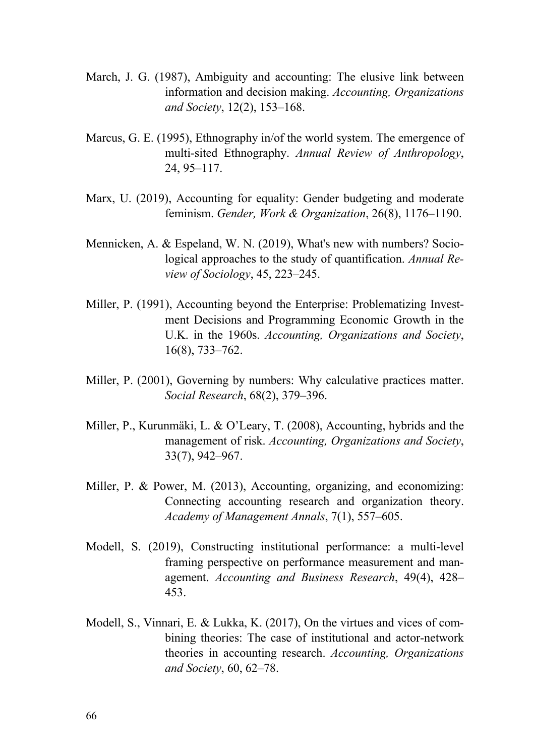March, J. G. (1987), Ambiguity and accounting: The elusive link between information and decision making. *Accounting, Organizations and Society*, 12(2), 153–168.

Marcus, G. E. (1995), Ethnography in/of the world system. The emergence of multi-sited Ethnography. *Annual Review of Anthropology*, 24, 95–117.

Marx, U. (2019), Accounting for equality: Gender budgeting and moderate feminism. *Gender, Work & Organization*, 26(8), 1176–1190.

Mennicken, A. & Espeland, W. N. (2019), What's new with numbers? Sociological approaches to the study of quantification. *Annual Review of Sociology*, 45, 223–245.

Miller, P. (1991), Accounting beyond the Enterprise: Problematizing Investment Decisions and Programming Economic Growth in the U.K. in the 1960s. *Accounting, Organizations and Society*, 16(8), 733–762.

Miller, P. (2001), Governing by numbers: Why calculative practices matter. *Social Research*, 68(2), 379–396.

Miller, P., Kurunmäki, L. & O'Leary, T. (2008), Accounting, hybrids and the management of risk. *Accounting, Organizations and Society*, 33(7), 942–967.

Miller, P. & Power, M. (2013), Accounting, organizing, and economizing: Connecting accounting research and organization theory. *Academy of Management Annals*, 7(1), 557–605.

Modell, S. (2019), Constructing institutional performance: a multi-level framing perspective on performance measurement and management. *Accounting and Business Research*, 49(4), 428–453.

Modell, S., Vinnari, E. & Lukka, K. (2017), On the virtues and vices of combining theories: The case of institutional and actor-network theories in accounting research. *Accounting, Organizations and Society*, 60, 62–78.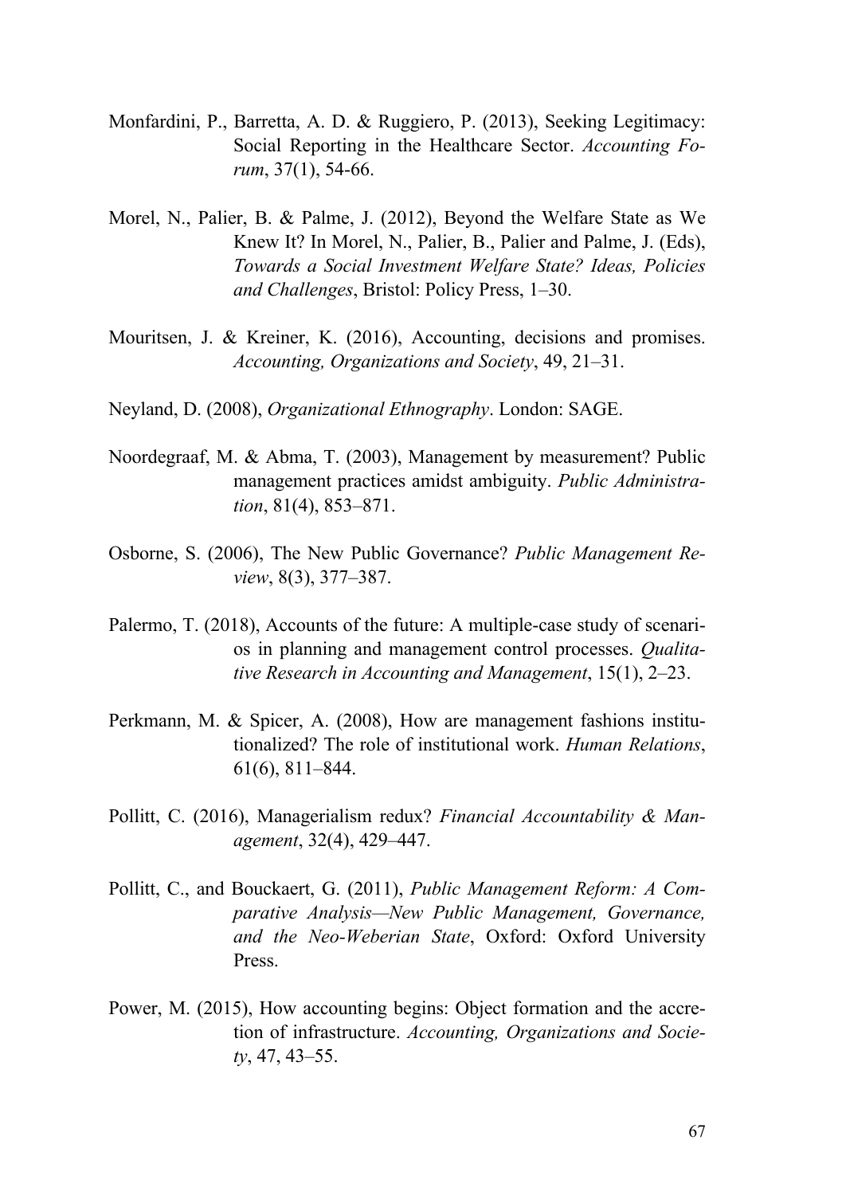Monfardini, P., Barretta, A. D. & Ruggiero, P. (2013), Seeking Legitimacy: Social Reporting in the Healthcare Sector. *Accounting Forum*, 37(1), 54-66.

Morel, N., Palier, B. & Palme, J. (2012), Beyond the Welfare State as We Knew It? In Morel, N., Palier, B., Palier and Palme, J. (Eds), *Towards a Social Investment Welfare State? Ideas, Policies and Challenges*, Bristol: Policy Press, 1–30.

Mouritsen, J. & Kreiner, K. (2016), Accounting, decisions and promises. *Accounting, Organizations and Society*, 49, 21–31.

Neyland, D. (2008), *Organizational Ethnography*. London: SAGE.

Noordegraaf, M. & Abma, T. (2003), Management by measurement? Public management practices amidst ambiguity. *Public Administration*, 81(4), 853–871.

Osborne, S. (2006), The New Public Governance? *Public Management Review*, 8(3), 377–387.

Palermo, T. (2018), Accounts of the future: A multiple-case study of scenarios in planning and management control processes. *Qualitative Research in Accounting and Management*, 15(1), 2–23.

Perkmann, M. & Spicer, A. (2008), How are management fashions institutionalized? The role of institutional work. *Human Relations*, 61(6), 811–844.

Pollitt, C. (2016), Managerialism redux? *Financial Accountability & Management*, 32(4), 429–447.

Pollitt, C., and Bouckaert, G. (2011), *Public Management Reform: A Comparative Analysis—New Public Management, Governance, and the Neo-Weberian State*, Oxford: Oxford University Press.

Power, M. (2015), How accounting begins: Object formation and the accretion of infrastructure. *Accounting, Organizations and Society*, 47, 43–55.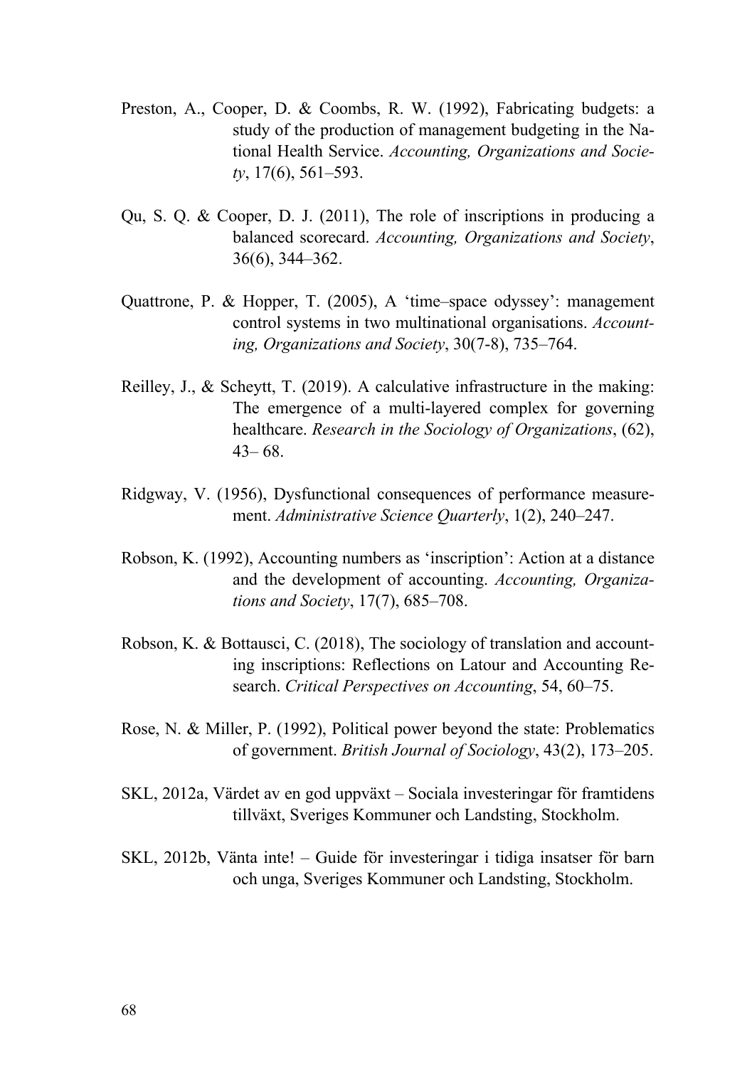Preston, A., Cooper, D. & Coombs, R. W. (1992), Fabricating budgets: a study of the production of management budgeting in the National Health Service. *Accounting, Organizations and Society*, 17(6), 561–593.

Qu, S. Q. & Cooper, D. J. (2011), The role of inscriptions in producing a balanced scorecard. *Accounting, Organizations and Society*, 36(6), 344–362.

Quattrone, P. & Hopper, T. (2005), A 'time–space odyssey': management control systems in two multinational organisations. *Accounting, Organizations and Society*, 30(7-8), 735–764.

Reilley, J., & Scheytt, T. (2019). A calculative infrastructure in the making: The emergence of a multi-layered complex for governing healthcare. *Research in the Sociology of Organizations*, (62), 43– 68.

Ridgway, V. (1956), Dysfunctional consequences of performance measurement. *Administrative Science Quarterly*, 1(2), 240–247.

Robson, K. (1992), Accounting numbers as 'inscription': Action at a distance and the development of accounting. *Accounting, Organizations and Society*, 17(7), 685–708.

Robson, K. & Bottausci, C. (2018), The sociology of translation and accounting inscriptions: Reflections on Latour and Accounting Research. *Critical Perspectives on Accounting*, 54, 60–75.

Rose, N. & Miller, P. (1992), Political power beyond the state: Problematics of government. *British Journal of Sociology*, 43(2), 173–205.

SKL, 2012a, Värdet av en god uppväxt – Sociala investeringar för framtidens tillväxt, Sveriges Kommuner och Landsting, Stockholm.

SKL, 2012b, Vänta inte! – Guide för investeringar i tidiga insatser för barn och unga, Sveriges Kommuner och Landsting, Stockholm.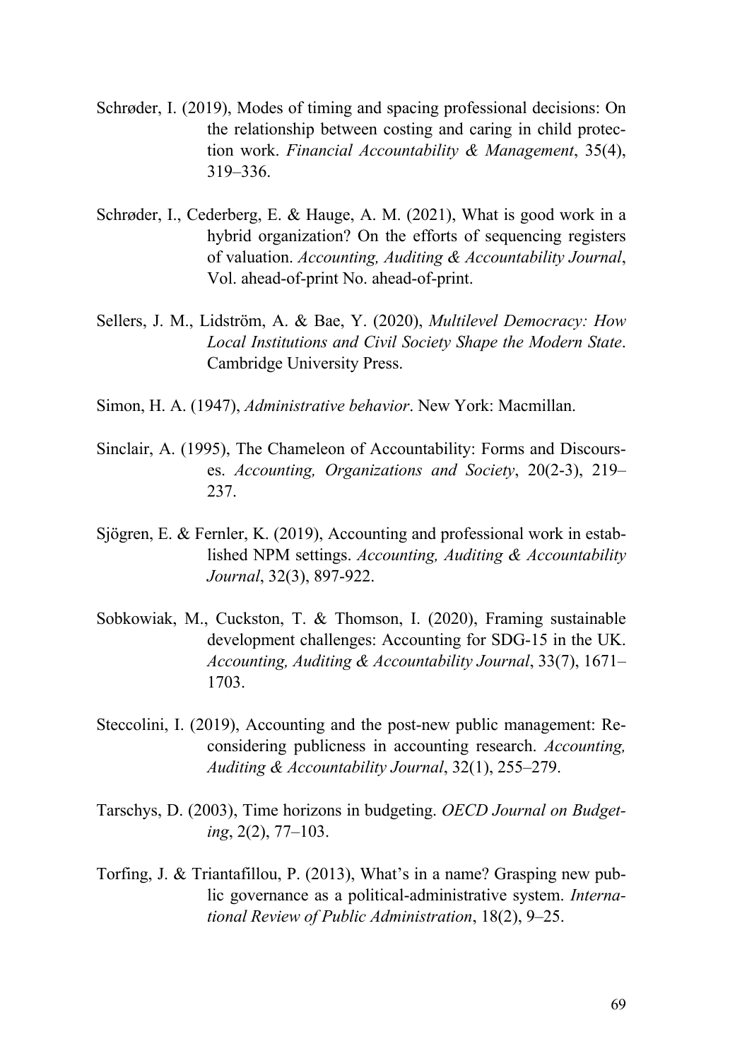Schrøder, I. (2019), Modes of timing and spacing professional decisions: On the relationship between costing and caring in child protection work. *Financial Accountability & Management*, 35(4), 319–336.

Schrøder, I., Cederberg, E. & Hauge, A. M. (2021), What is good work in a hybrid organization? On the efforts of sequencing registers of valuation. *Accounting, Auditing & Accountability Journal*, Vol. ahead-of-print No. ahead-of-print.

Sellers, J. M., Lidström, A. & Bae, Y. (2020), *Multilevel Democracy: How Local Institutions and Civil Society Shape the Modern State*. Cambridge University Press.

Simon, H. A. (1947), *Administrative behavior*. New York: Macmillan.

Sinclair, A. (1995), The Chameleon of Accountability: Forms and Discourses. *Accounting, Organizations and Society*, 20(2-3), 219–237.

Sjögren, E. & Fernler, K. (2019), Accounting and professional work in established NPM settings. *Accounting, Auditing & Accountability Journal*, 32(3), 897-922.

Sobkowiak, M., Cuckston, T. & Thomson, I. (2020), Framing sustainable development challenges: Accounting for SDG-15 in the UK. *Accounting, Auditing & Accountability Journal*, 33(7), 1671–1703.

Steccolini, I. (2019), Accounting and the post-new public management: Reconsidering publicness in accounting research. *Accounting, Auditing & Accountability Journal*, 32(1), 255–279.

Tarschys, D. (2003), Time horizons in budgeting. *OECD Journal on Budgeting*, 2(2), 77–103.

Torfing, J. & Triantafillou, P. (2013), What's in a name? Grasping new public governance as a political-administrative system. *International Review of Public Administration*, 18(2), 9–25.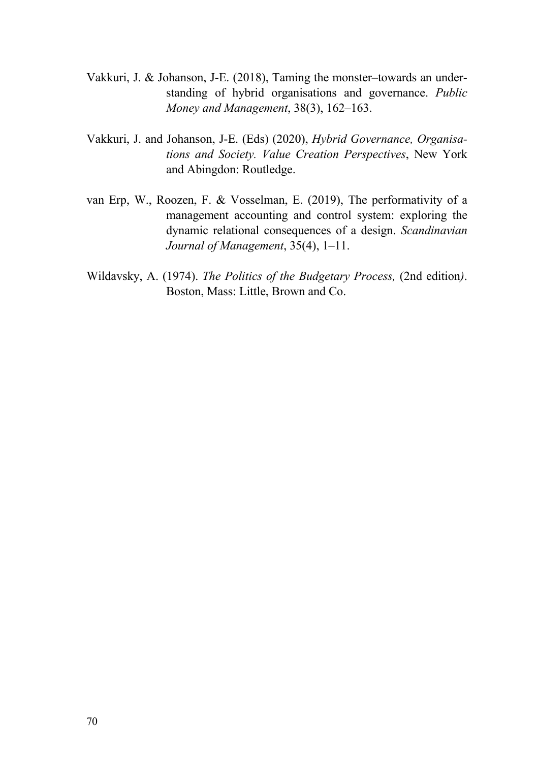Vakkuri, J. & Johanson, J-E. (2018), Taming the monster–towards an understanding of hybrid organisations and governance. *Public Money and Management*, 38(3), 162–163.

Vakkuri, J. and Johanson, J-E. (Eds) (2020), *Hybrid Governance, Organisations and Society. Value Creation Perspectives*, New York and Abingdon: Routledge.

van Erp, W., Roozen, F. & Vosselman, E. (2019), The performativity of a management accounting and control system: exploring the dynamic relational consequences of a design. *Scandinavian Journal of Management*, 35(4), 1–11.

Wildavsky, A. (1974). *The Politics of the Budgetary Process,* (2nd edition*)*. Boston, Mass: Little, Brown and Co.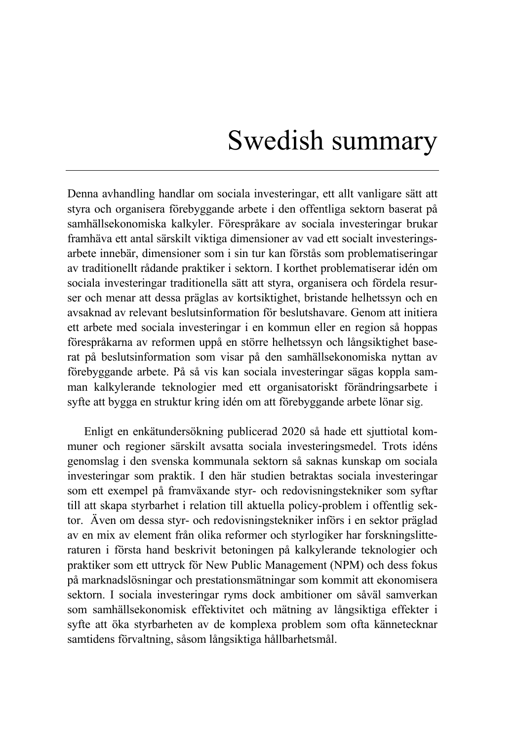# Swedish summary

Denna avhandling handlar om sociala investeringar, ett allt vanligare sätt att styra och organisera förebyggande arbete i den offentliga sektorn baserat på samhällsekonomiska kalkyler. Förespråkare av sociala investeringar brukar framhäva ett antal särskilt viktiga dimensioner av vad ett socialt investeringsarbete innebär, dimensioner som i sin tur kan förstås som problematiseringar av traditionellt rådande praktiker i sektorn. I korthet problematiserar idén om sociala investeringar traditionella sätt att styra, organisera och fördela resurser och menar att dessa präglas av kortsiktighet, bristande helhetssyn och en avsaknad av relevant beslutsinformation för beslutshavare. Genom att initiera ett arbete med sociala investeringar i en kommun eller en region så hoppas förespråkarna av reformen uppå en större helhetssyn och långsiktighet baserat på beslutsinformation som visar på den samhällsekonomiska nyttan av förebyggande arbete. På så vis kan sociala investeringar sägas koppla samman kalkylerande teknologier med ett organisatoriskt förändringsarbete i syfte att bygga en struktur kring idén om att förebyggande arbete lönar sig.

Enligt en enkätundersökning publicerad 2020 så hade ett sjuttiotal kommuner och regioner särskilt avsatta sociala investeringsmedel. Trots idéns genomslag i den svenska kommunala sektorn så saknas kunskap om sociala investeringar som praktik. I den här studien betraktas sociala investeringar som ett exempel på framväxande styr- och redovisningstekniker som syftar till att skapa styrbarhet i relation till aktuella policy-problem i offentlig sektor. Även om dessa styr- och redovisningstekniker införs i en sektor präglad av en mix av element från olika reformer och styrlogiker har forskningslitteraturen i första hand beskrivit betoningen på kalkylerande teknologier och praktiker som ett uttryck för New Public Management (NPM) och dess fokus på marknadslösningar och prestationsmätningar som kommit att ekonomisera sektorn. I sociala investeringar ryms dock ambitioner om såväl samverkan som samhällsekonomisk effektivitet och mätning av långsiktiga effekter i syfte att öka styrbarheten av de komplexa problem som ofta kännetecknar samtidens förvaltning, såsom långsiktiga hållbarhetsmål.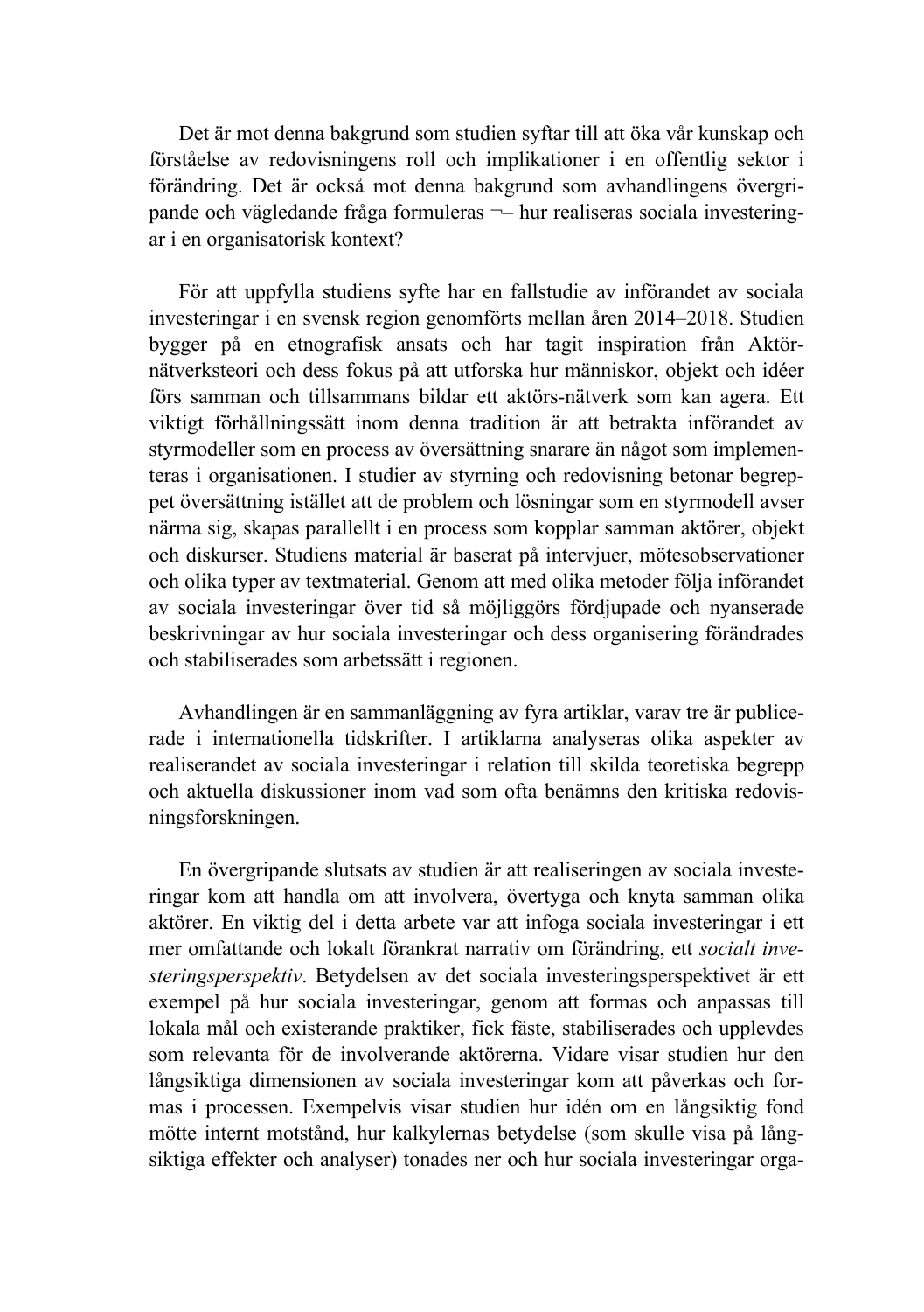Det är mot denna bakgrund som studien syftar till att öka vår kunskap och förståelse av redovisningens roll och implikationer i en offentlig sektor i förändring. Det är också mot denna bakgrund som avhandlingens övergripande och vägledande fråga formuleras ¬– hur realiseras sociala investeringar i en organisatorisk kontext?

För att uppfylla studiens syfte har en fallstudie av införandet av sociala investeringar i en svensk region genomförts mellan åren 2014–2018. Studien bygger på en etnografisk ansats och har tagit inspiration från Aktör-nätverksteori och dess fokus på att utforska hur människor, objekt och idéer förs samman och tillsammans bildar ett aktörs-nätverk som kan agera. Ett viktigt förhållningssätt inom denna tradition är att betrakta införandet av styrmodeller som en process av översättning snarare än något som implementeras i organisationen. I studier av styrning och redovisning betonar begreppet översättning istället att de problem och lösningar som en styrmodell avser närma sig, skapas parallellt i en process som kopplar samman aktörer, objekt och diskurser. Studiens material är baserat på intervjuer, mötesobservationer och olika typer av textmaterial. Genom att med olika metoder följa införandet av sociala investeringar över tid så möjliggörs fördjupade och nyanserade beskrivningar av hur sociala investeringar och dess organisering förändrades och stabiliserades som arbetssätt i regionen.

Avhandlingen är en sammanläggning av fyra artiklar, varav tre är publicerade i internationella tidskrifter. I artiklarna analyseras olika aspekter av realiserandet av sociala investeringar i relation till skilda teoretiska begrepp och aktuella diskussioner inom vad som ofta benämns den kritiska redovisningsforskningen.

En övergripande slutsats av studien är att realiseringen av sociala investeringar kom att handla om att involvera, övertyga och knyta samman olika aktörer. En viktig del i detta arbete var att infoga sociala investeringar i ett mer omfattande och lokalt förankrat narrativ om förändring, ett *socialt investeringsperspektiv*. Betydelsen av det sociala investeringsperspektivet är ett exempel på hur sociala investeringar, genom att formas och anpassas till lokala mål och existerande praktiker, fick fäste, stabiliserades och upplevdes som relevanta för de involverande aktörerna. Vidare visar studien hur den långsiktiga dimensionen av sociala investeringar kom att påverkas och formas i processen. Exempelvis visar studien hur idén om en långsiktig fond mötte internt motstånd, hur kalkylernas betydelse (som skulle visa på långsiktiga effekter och analyser) tonades ner och hur sociala investeringar orga-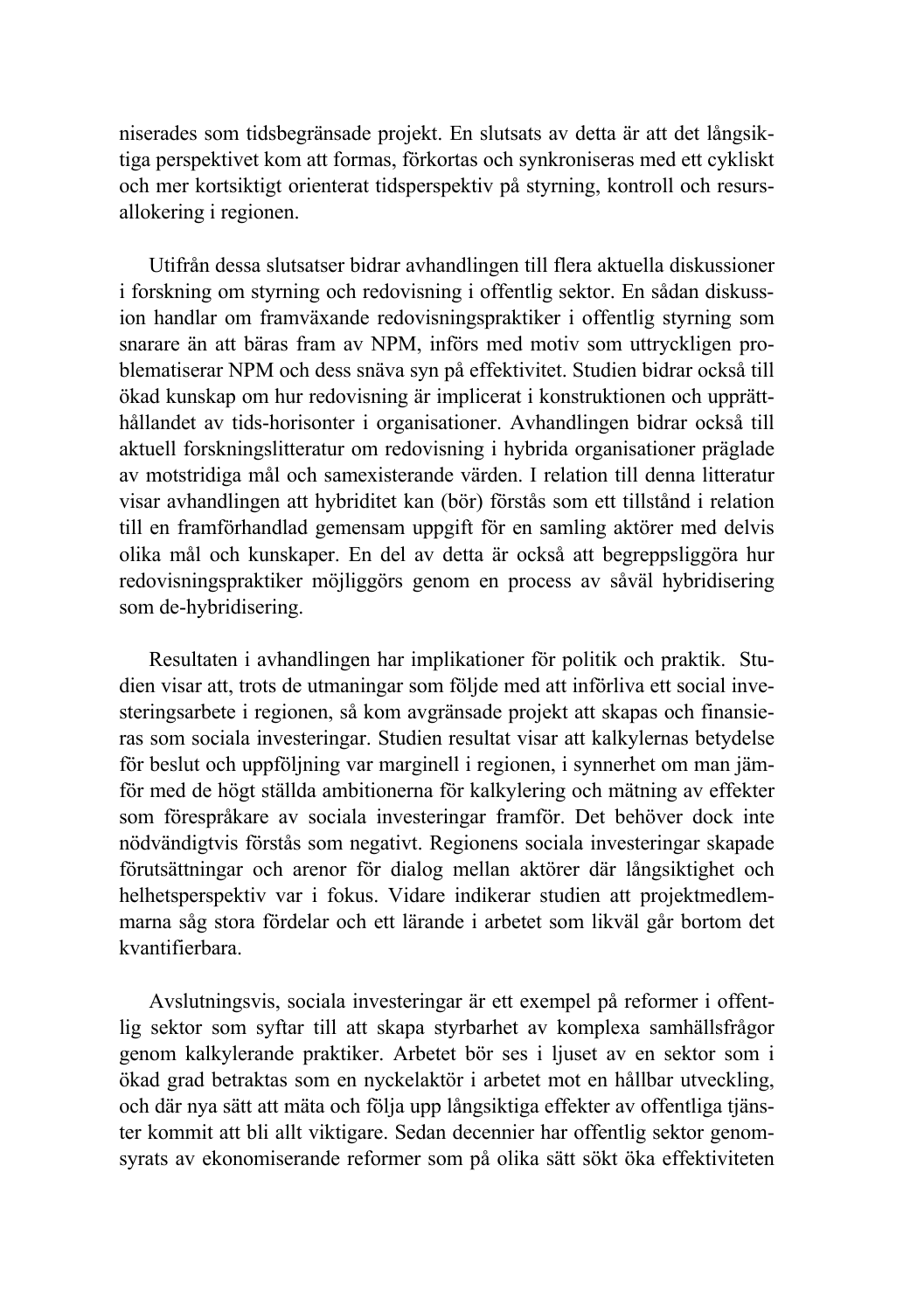niserades som tidsbegränsade projekt. En slutsats av detta är att det långsiktiga perspektivet kom att formas, förkortas och synkroniseras med ett cykliskt och mer kortsiktigt orienterat tidsperspektiv på styrning, kontroll och resursallokering i regionen.

Utifrån dessa slutsatser bidrar avhandlingen till flera aktuella diskussioner i forskning om styrning och redovisning i offentlig sektor. En sådan diskussion handlar om framväxande redovisningspraktiker i offentlig styrning som snarare än att bäras fram av NPM, införs med motiv som uttryckligen problematiserar NPM och dess snäva syn på effektivitet. Studien bidrar också till ökad kunskap om hur redovisning är implicerat i konstruktionen och upprätthållandet av tids-horisonter i organisationer. Avhandlingen bidrar också till aktuell forskningslitteratur om redovisning i hybrida organisationer präglade av motstridiga mål och samexisterande värden. I relation till denna litteratur visar avhandlingen att hybriditet kan (bör) förstås som ett tillstånd i relation till en framförhandlad gemensam uppgift för en samling aktörer med delvis olika mål och kunskaper. En del av detta är också att begreppsliggöra hur redovisningspraktiker möjliggörs genom en process av såväl hybridisering som de-hybridisering.

Resultaten i avhandlingen har implikationer för politik och praktik. Studien visar att, trots de utmaningar som följde med att införliva ett social investeringsarbete i regionen, så kom avgränsade projekt att skapas och finansieras som sociala investeringar. Studien resultat visar att kalkylernas betydelse för beslut och uppföljning var marginell i regionen, i synnerhet om man jämför med de högt ställda ambitionerna för kalkylering och mätning av effekter som förespråkare av sociala investeringar framför. Det behöver dock inte nödvändigtvis förstås som negativt. Regionens sociala investeringar skapade förutsättningar och arenor för dialog mellan aktörer där långsiktighet och helhetsperspektiv var i fokus. Vidare indikerar studien att projektmedlemmarna såg stora fördelar och ett lärande i arbetet som likväl går bortom det kvantifierbara.

Avslutningsvis, sociala investeringar är ett exempel på reformer i offentlig sektor som syftar till att skapa styrbarhet av komplexa samhällsfrågor genom kalkylerande praktiker. Arbetet bör ses i ljuset av en sektor som i ökad grad betraktas som en nyckelaktör i arbetet mot en hållbar utveckling, och där nya sätt att mäta och följa upp långsiktiga effekter av offentliga tjänster kommit att bli allt viktigare. Sedan decennier har offentlig sektor genomsyrats av ekonomiserande reformer som på olika sätt sökt öka effektiviteten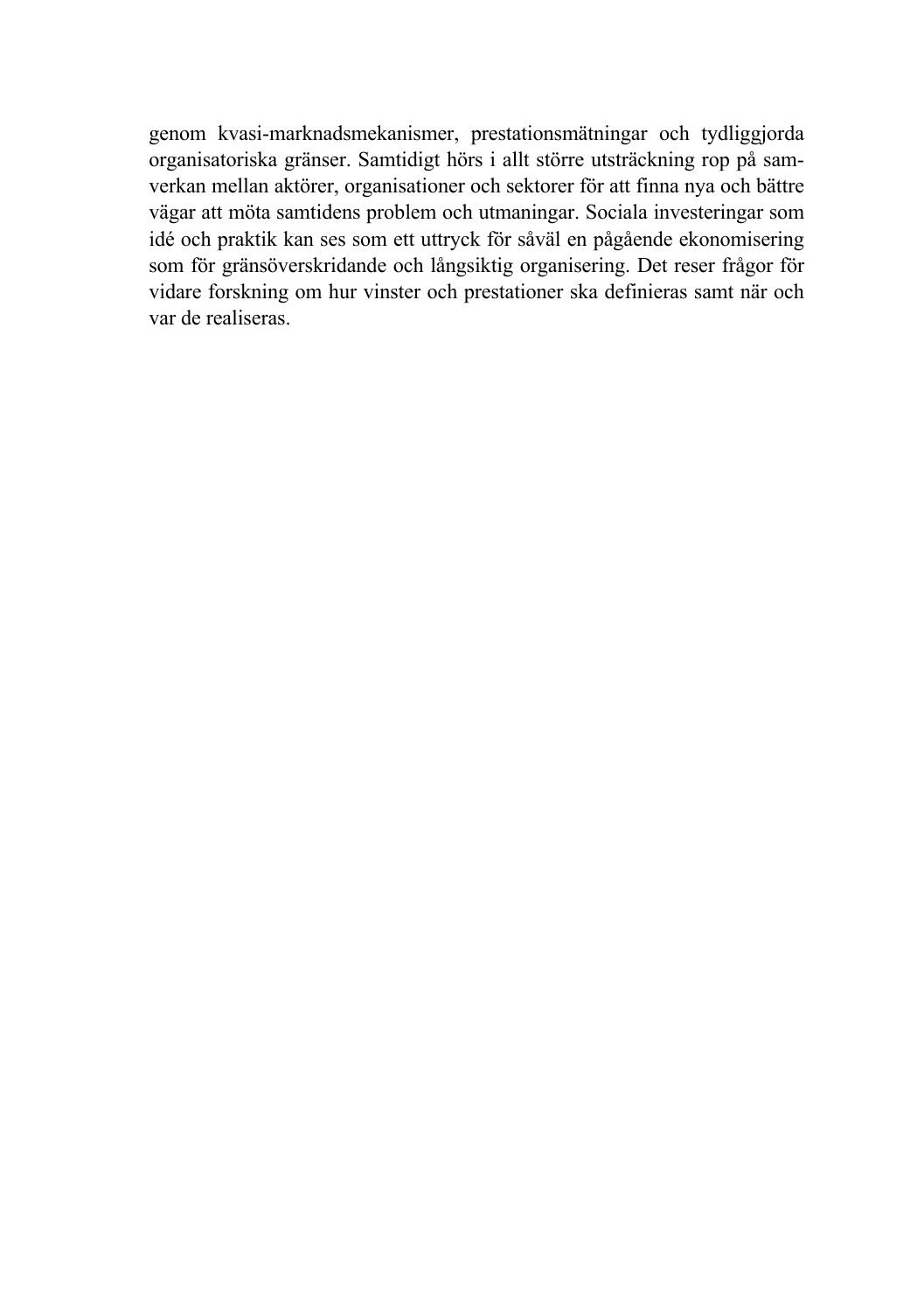genom kvasi-marknadsmekanismer, prestationsmätningar och tydliggjorda organisatoriska gränser. Samtidigt hörs i allt större utsträckning rop på samverkan mellan aktörer, organisationer och sektorer för att finna nya och bättre vägar att möta samtidens problem och utmaningar. Sociala investeringar som idé och praktik kan ses som ett uttryck för såväl en pågående ekonomisering som för gränsöverskridande och långsiktig organisering. Det reser frågor för vidare forskning om hur vinster och prestationer ska definieras samt när och var de realiseras.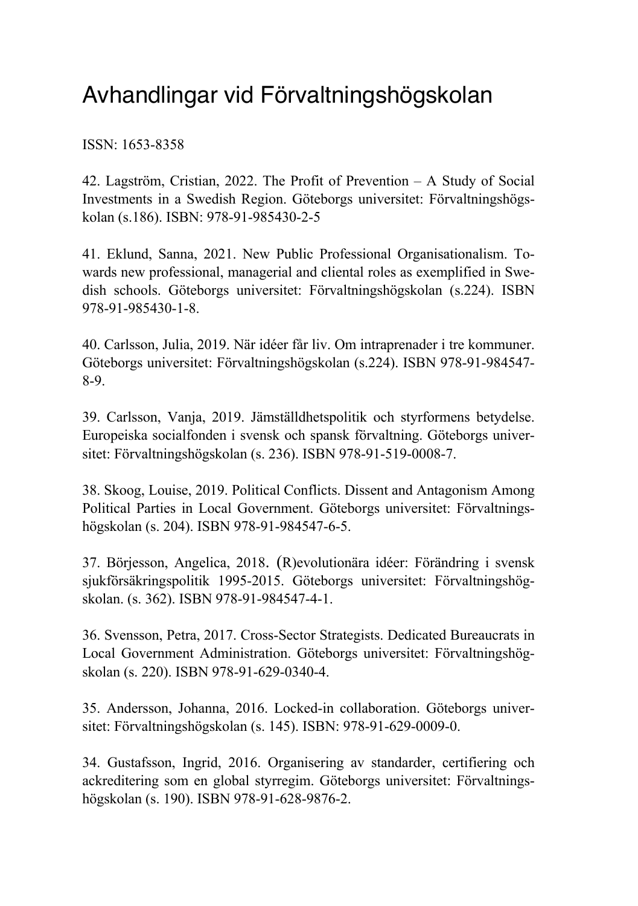# Avhandlingar vid Förvaltningshögskolan

ISSN: 1653-8358

42. Lagström, Cristian, 2022. The Profit of Prevention – A Study of Social Investments in a Swedish Region. Göteborgs universitet: Förvaltningshögskolan (s.186). ISBN: 978-91-985430-2-5

41. Eklund, Sanna, 2021. New Public Professional Organisationalism. Towards new professional, managerial and cliental roles as exemplified in Swedish schools. Göteborgs universitet: Förvaltningshögskolan (s.224). ISBN 978-91-985430-1-8.

40. Carlsson, Julia, 2019. När idéer får liv. Om intraprenader i tre kommuner. Göteborgs universitet: Förvaltningshögskolan (s.224). ISBN 978-91-984547-8-9.

39. Carlsson, Vanja, 2019. Jämställdhetspolitik och styrformens betydelse. Europeiska socialfonden i svensk och spansk förvaltning. Göteborgs universitet: Förvaltningshögskolan (s. 236). ISBN 978-91-519-0008-7.

38. Skoog, Louise, 2019. Political Conflicts. Dissent and Antagonism Among Political Parties in Local Government. Göteborgs universitet: Förvaltningshögskolan (s. 204). ISBN 978-91-984547-6-5.

37. Börjesson, Angelica, 2018. (R)evolutionära idéer: Förändring i svensk sjukförsäkringspolitik 1995-2015. Göteborgs universitet: Förvaltningshögskolan. (s. 362). ISBN 978-91-984547-4-1.

36. Svensson, Petra, 2017. Cross-Sector Strategists. Dedicated Bureaucrats in Local Government Administration. Göteborgs universitet: Förvaltningshögskolan (s. 220). ISBN 978-91-629-0340-4.

35. Andersson, Johanna, 2016. Locked-in collaboration. Göteborgs universitet: Förvaltningshögskolan (s. 145). ISBN: 978-91-629-0009-0.

34. Gustafsson, Ingrid, 2016. Organisering av standarder, certifiering och ackreditering som en global styrregim. Göteborgs universitet: Förvaltningshögskolan (s. 190). ISBN 978-91-628-9876-2.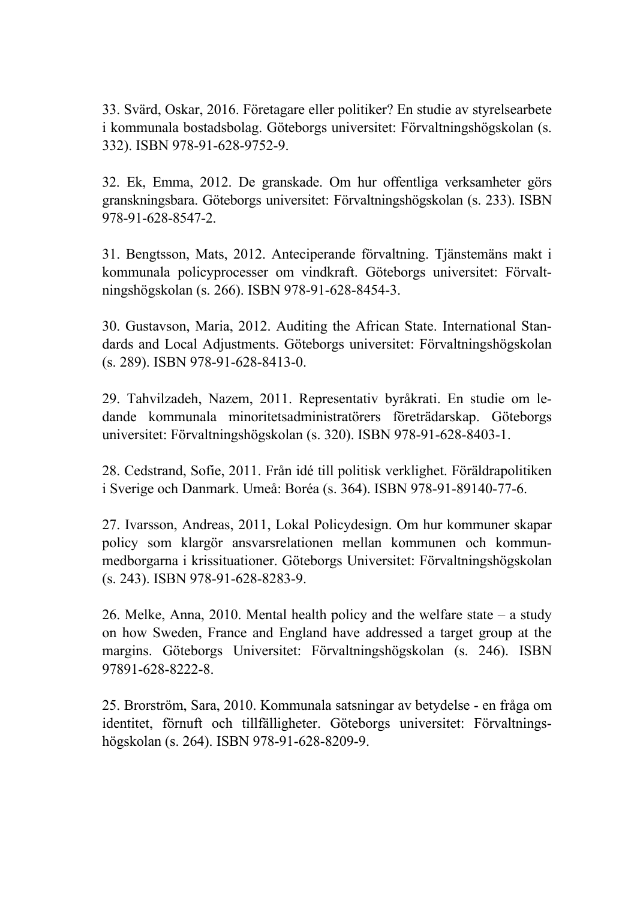33. Svärd, Oskar, 2016. Företagare eller politiker? En studie av styrelsearbete i kommunala bostadsbolag. Göteborgs universitet: Förvaltningshögskolan (s. 332). ISBN 978-91-628-9752-9.

32. Ek, Emma, 2012. De granskade. Om hur offentliga verksamheter görs granskningsbara. Göteborgs universitet: Förvaltningshögskolan (s. 233). ISBN 978-91-628-8547-2.

31. Bengtsson, Mats, 2012. Anteciperande förvaltning. Tjänstemäns makt i kommunala policyprocesser om vindkraft. Göteborgs universitet: Förvaltningshögskolan (s. 266). ISBN 978-91-628-8454-3.

30. Gustavson, Maria, 2012. Auditing the African State. International Standards and Local Adjustments. Göteborgs universitet: Förvaltningshögskolan (s. 289). ISBN 978-91-628-8413-0.

29. Tahvilzadeh, Nazem, 2011. Representativ byråkrati. En studie om ledande kommunala minoritetsadministratörers företrädarskap. Göteborgs universitet: Förvaltningshögskolan (s. 320). ISBN 978-91-628-8403-1.

28. Cedstrand, Sofie, 2011. Från idé till politisk verklighet. Föräldrapolitiken i Sverige och Danmark. Umeå: Boréa (s. 364). ISBN 978-91-89140-77-6.

27. Ivarsson, Andreas, 2011, Lokal Policydesign. Om hur kommuner skapar policy som klargör ansvarsrelationen mellan kommunen och kommunmedborgarna i krissituationer. Göteborgs Universitet: Förvaltningshögskolan (s. 243). ISBN 978-91-628-8283-9.

26. Melke, Anna, 2010. Mental health policy and the welfare state – a study on how Sweden, France and England have addressed a target group at the margins. Göteborgs Universitet: Förvaltningshögskolan (s. 246). ISBN 97891-628-8222-8.

25. Brorström, Sara, 2010. Kommunala satsningar av betydelse - en fråga om identitet, förnuft och tillfälligheter. Göteborgs universitet: Förvaltningshögskolan (s. 264). ISBN 978-91-628-8209-9.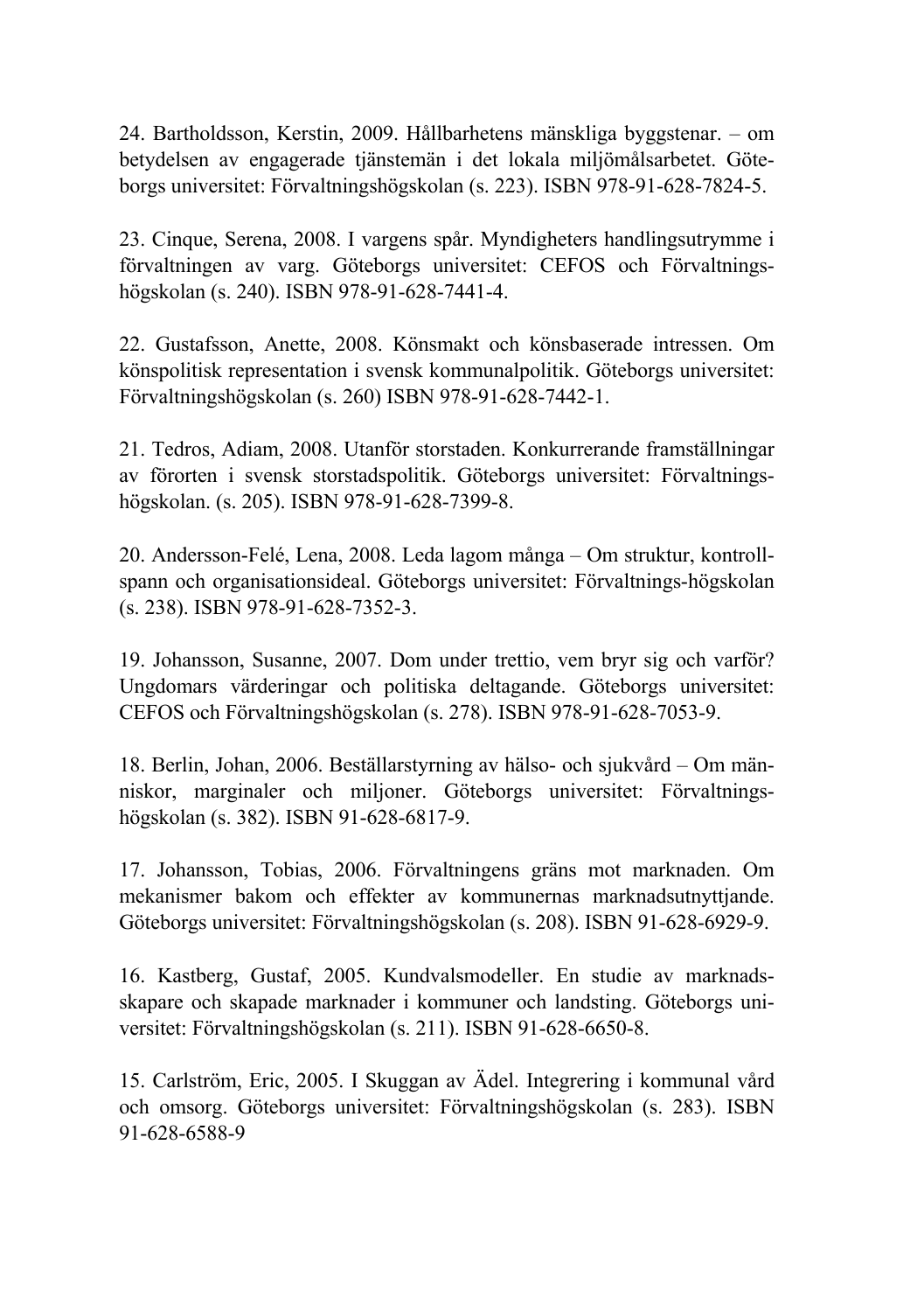24. Bartholdsson, Kerstin, 2009. Hållbarhetens mänskliga byggstenar. – om betydelsen av engagerade tjänstemän i det lokala miljömålsarbetet. Göteborgs universitet: Förvaltningshögskolan (s. 223). ISBN 978-91-628-7824-5.

23. Cinque, Serena, 2008. I vargens spår. Myndigheters handlingsutrymme i förvaltningen av varg. Göteborgs universitet: CEFOS och Förvaltningshögskolan (s. 240). ISBN 978-91-628-7441-4.

22. Gustafsson, Anette, 2008. Könsmakt och könsbaserade intressen. Om könspolitisk representation i svensk kommunalpolitik. Göteborgs universitet: Förvaltningshögskolan (s. 260) ISBN 978-91-628-7442-1.

21. Tedros, Adiam, 2008. Utanför storstaden. Konkurrerande framställningar av förorten i svensk storstadspolitik. Göteborgs universitet: Förvaltningshögskolan. (s. 205). ISBN 978-91-628-7399-8.

20. Andersson-Felé, Lena, 2008. Leda lagom många – Om struktur, kontrollspann och organisationsideal. Göteborgs universitet: Förvaltnings-högskolan (s. 238). ISBN 978-91-628-7352-3.

19. Johansson, Susanne, 2007. Dom under trettio, vem bryr sig och varför? Ungdomars värderingar och politiska deltagande. Göteborgs universitet: CEFOS och Förvaltningshögskolan (s. 278). ISBN 978-91-628-7053-9.

18. Berlin, Johan, 2006. Beställarstyrning av hälso- och sjukvård – Om människor, marginaler och miljoner. Göteborgs universitet: Förvaltningshögskolan (s. 382). ISBN 91-628-6817-9.

17. Johansson, Tobias, 2006. Förvaltningens gräns mot marknaden. Om mekanismer bakom och effekter av kommunernas marknadsutnyttjande. Göteborgs universitet: Förvaltningshögskolan (s. 208). ISBN 91-628-6929-9.

16. Kastberg, Gustaf, 2005. Kundvalsmodeller. En studie av marknadsskapare och skapade marknader i kommuner och landsting. Göteborgs universitet: Förvaltningshögskolan (s. 211). ISBN 91-628-6650-8.

15. Carlström, Eric, 2005. I Skuggan av Ädel. Integrering i kommunal vård och omsorg. Göteborgs universitet: Förvaltningshögskolan (s. 283). ISBN 91-628-6588-9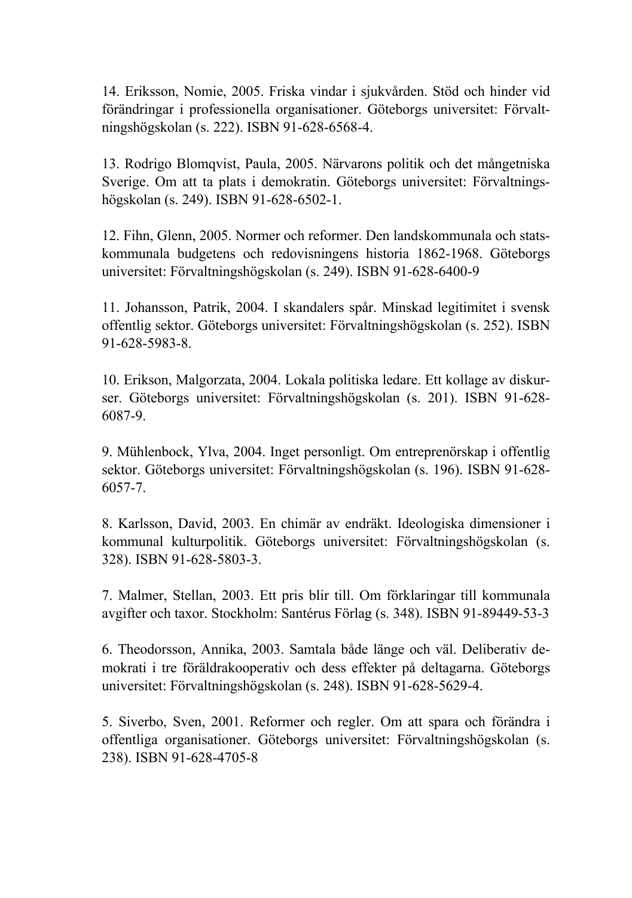14. Eriksson, Nomie, 2005. Friska vindar i sjukvården. Stöd och hinder vid förändringar i professionella organisationer. Göteborgs universitet: Förvaltningshögskolan (s. 222). ISBN 91-628-6568-4.

13. Rodrigo Blomqvist, Paula, 2005. Närvarons politik och det mångetniska Sverige. Om att ta plats i demokratin. Göteborgs universitet: Förvaltningshögskolan (s. 249). ISBN 91-628-6502-1.

12. Fihn, Glenn, 2005. Normer och reformer. Den landskommunala och statskommunala budgetens och redovisningens historia 1862-1968. Göteborgs universitet: Förvaltningshögskolan (s. 249). ISBN 91-628-6400-9

11. Johansson, Patrik, 2004. I skandalers spår. Minskad legitimitet i svensk offentlig sektor. Göteborgs universitet: Förvaltningshögskolan (s. 252). ISBN 91-628-5983-8.

10. Erikson, Malgorzata, 2004. Lokala politiska ledare. Ett kollage av diskurser. Göteborgs universitet: Förvaltningshögskolan (s. 201). ISBN 91-628-6087-9.

9. Mühlenbock, Ylva, 2004. Inget personligt. Om entreprenörskap i offentlig sektor. Göteborgs universitet: Förvaltningshögskolan (s. 196). ISBN 91-628-6057-7.

8. Karlsson, David, 2003. En chimär av endräkt. Ideologiska dimensioner i kommunal kulturpolitik. Göteborgs universitet: Förvaltningshögskolan (s. 328). ISBN 91-628-5803-3.

7. Malmer, Stellan, 2003. Ett pris blir till. Om förklaringar till kommunala avgifter och taxor. Stockholm: Santérus Förlag (s. 348). ISBN 91-89449-53-3

6. Theodorsson, Annika, 2003. Samtala både länge och väl. Deliberativ demokrati i tre föräldrakooperativ och dess effekter på deltagarna. Göteborgs universitet: Förvaltningshögskolan (s. 248). ISBN 91-628-5629-4.

5. Siverbo, Sven, 2001. Reformer och regler. Om att spara och förändra i offentliga organisationer. Göteborgs universitet: Förvaltningshögskolan (s. 238). ISBN 91-628-4705-8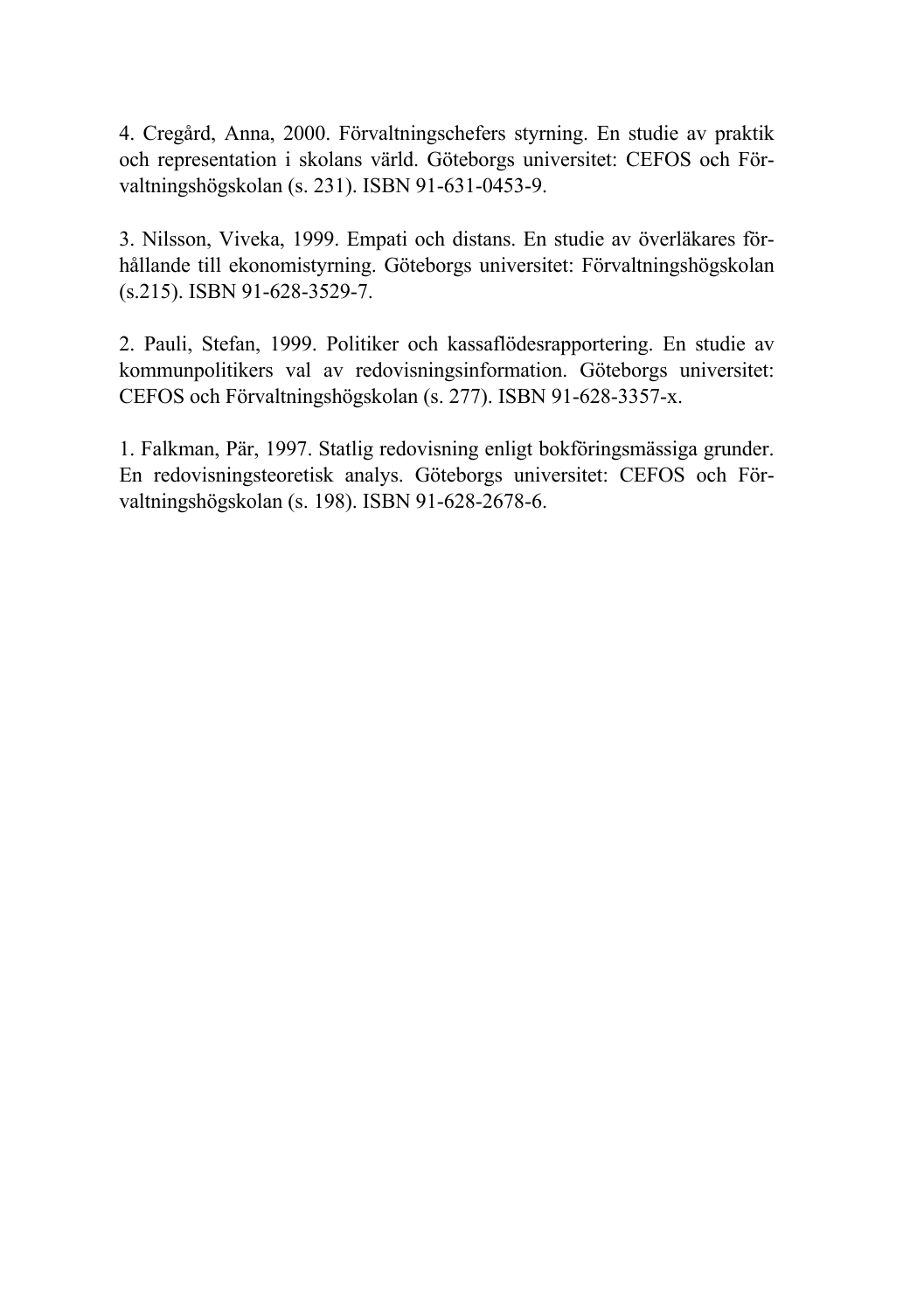4. Cregård, Anna, 2000. Förvaltningschefers styrning. En studie av praktik och representation i skolans värld. Göteborgs universitet: CEFOS och Förvaltningshögskolan (s. 231). ISBN 91-631-0453-9.

3. Nilsson, Viveka, 1999. Empati och distans. En studie av överläkares förhållande till ekonomistyrning. Göteborgs universitet: Förvaltningshögskolan (s.215). ISBN 91-628-3529-7.

2. Pauli, Stefan, 1999. Politiker och kassaflödesrapportering. En studie av kommunpolitikers val av redovisningsinformation. Göteborgs universitet: CEFOS och Förvaltningshögskolan (s. 277). ISBN 91-628-3357-x.

1. Falkman, Pär, 1997. Statlig redovisning enligt bokföringsmässiga grunder. En redovisningsteoretisk analys. Göteborgs universitet: CEFOS och Förvaltningshögskolan (s. 198). ISBN 91-628-2678-6.